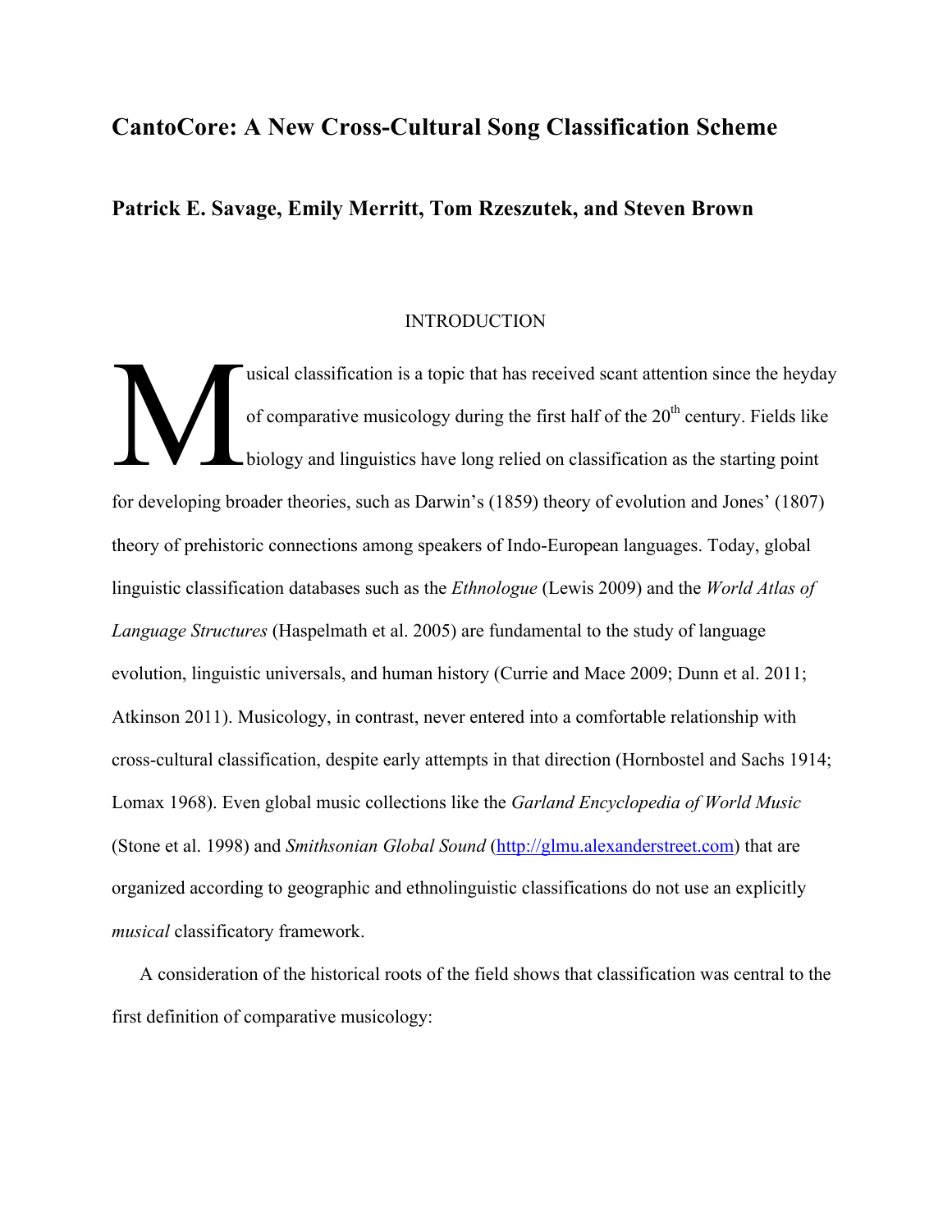# CantoCore: A New Cross-Cultural Song Classification Scheme

## Patrick E. Savage, Emily Merritt, Tom Rzeszutek, and Steven Brown

### INTRODUCTION

Musical classification is a topic that has received scant attention since the heyday of comparative musicology during the first half of the 20th century. Fields like biology and linguistics have long relied on classification as the starting point for developing broader theories, such as Darwin's (1859) theory of evolution and Jones' (1807) theory of prehistoric connections among speakers of Indo-European languages. Today, global linguistic classification databases such as the *Ethnologue* (Lewis 2009) and the *World Atlas of Language Structures* (Haspelmath et al. 2005) are fundamental to the study of language evolution, linguistic universals, and human history (Currie and Mace 2009; Dunn et al. 2011; Atkinson 2011). Musicology, in contrast, never entered into a comfortable relationship with cross-cultural classification, despite early attempts in that direction (Hornbostel and Sachs 1914; Lomax 1968). Even global music collections like the *Garland Encyclopedia of World Music* (Stone et al. 1998) and *Smithsonian Global Sound* (http://glmu.alexanderstreet.com) that are organized according to geographic and ethnolinguistic classifications do not use an explicitly *musical* classificatory framework.

A consideration of the historical roots of the field shows that classification was central to the first definition of comparative musicology: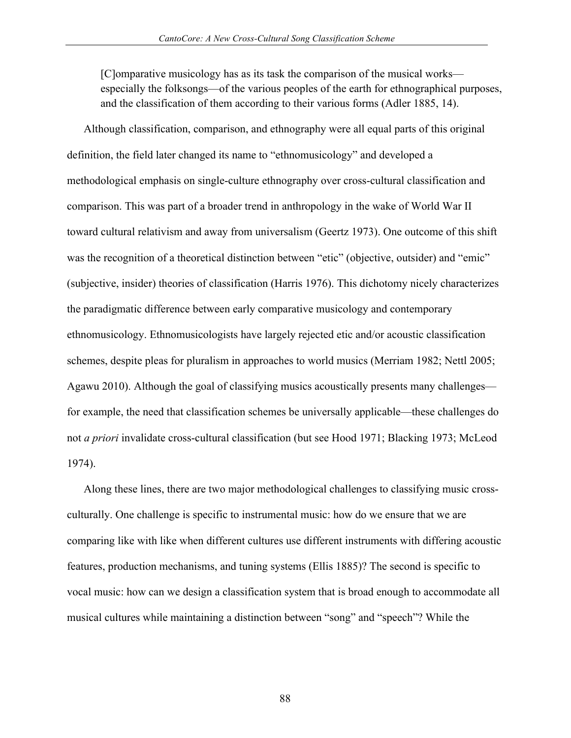> [C]omparative musicology has as its task the comparison of the musical works—especially the folksongs—of the various peoples of the earth for ethnographical purposes, and the classification of them according to their various forms (Adler 1885, 14).

Although classification, comparison, and ethnography were all equal parts of this original definition, the field later changed its name to "ethnomusicology" and developed a methodological emphasis on single-culture ethnography over cross-cultural classification and comparison. This was part of a broader trend in anthropology in the wake of World War II toward cultural relativism and away from universalism (Geertz 1973). One outcome of this shift was the recognition of a theoretical distinction between "etic" (objective, outsider) and "emic" (subjective, insider) theories of classification (Harris 1976). This dichotomy nicely characterizes the paradigmatic difference between early comparative musicology and contemporary ethnomusicology. Ethnomusicologists have largely rejected etic and/or acoustic classification schemes, despite pleas for pluralism in approaches to world musics (Merriam 1982; Nettl 2005; Agawu 2010). Although the goal of classifying musics acoustically presents many challenges—for example, the need that classification schemes be universally applicable—these challenges do not *a priori* invalidate cross-cultural classification (but see Hood 1971; Blacking 1973; McLeod 1974).

Along these lines, there are two major methodological challenges to classifying music cross-culturally. One challenge is specific to instrumental music: how do we ensure that we are comparing like with like when different cultures use different instruments with differing acoustic features, production mechanisms, and tuning systems (Ellis 1885)? The second is specific to vocal music: how can we design a classification system that is broad enough to accommodate all musical cultures while maintaining a distinction between "song" and "speech"? While the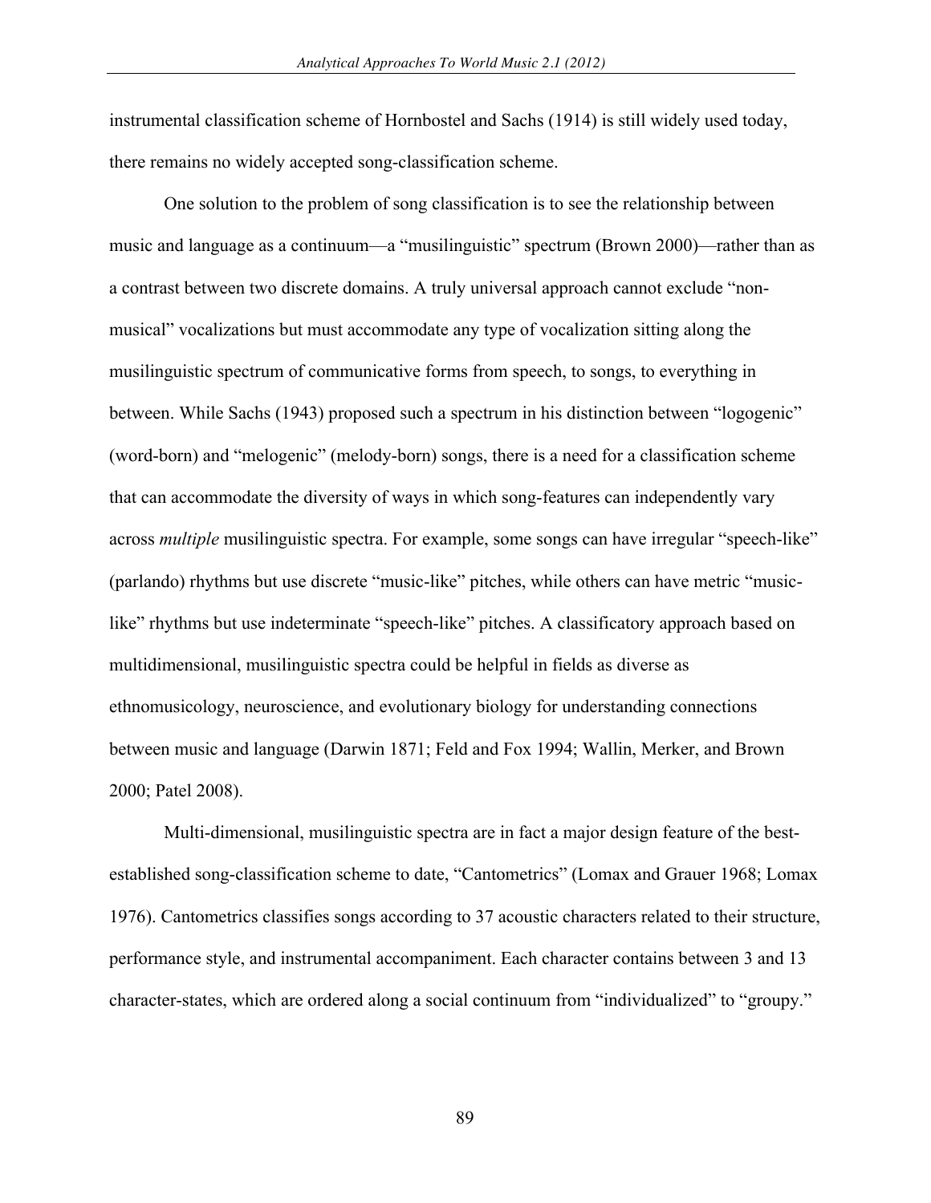instrumental classification scheme of Hornbostel and Sachs (1914) is still widely used today, there remains no widely accepted song-classification scheme.

One solution to the problem of song classification is to see the relationship between music and language as a continuum—a "musilinguistic" spectrum (Brown 2000)—rather than as a contrast between two discrete domains. A truly universal approach cannot exclude "non-musical" vocalizations but must accommodate any type of vocalization sitting along the musilinguistic spectrum of communicative forms from speech, to songs, to everything in between. While Sachs (1943) proposed such a spectrum in his distinction between "logogenic" (word-born) and "melogenic" (melody-born) songs, there is a need for a classification scheme that can accommodate the diversity of ways in which song-features can independently vary across *multiple* musilinguistic spectra. For example, some songs can have irregular "speech-like" (parlando) rhythms but use discrete "music-like" pitches, while others can have metric "music-like" rhythms but use indeterminate "speech-like" pitches. A classificatory approach based on multidimensional, musilinguistic spectra could be helpful in fields as diverse as ethnomusicology, neuroscience, and evolutionary biology for understanding connections between music and language (Darwin 1871; Feld and Fox 1994; Wallin, Merker, and Brown 2000; Patel 2008).

Multi-dimensional, musilinguistic spectra are in fact a major design feature of the best-established song-classification scheme to date, "Cantometrics" (Lomax and Grauer 1968; Lomax 1976). Cantometrics classifies songs according to 37 acoustic characters related to their structure, performance style, and instrumental accompaniment. Each character contains between 3 and 13 character-states, which are ordered along a social continuum from "individualized" to "groupy."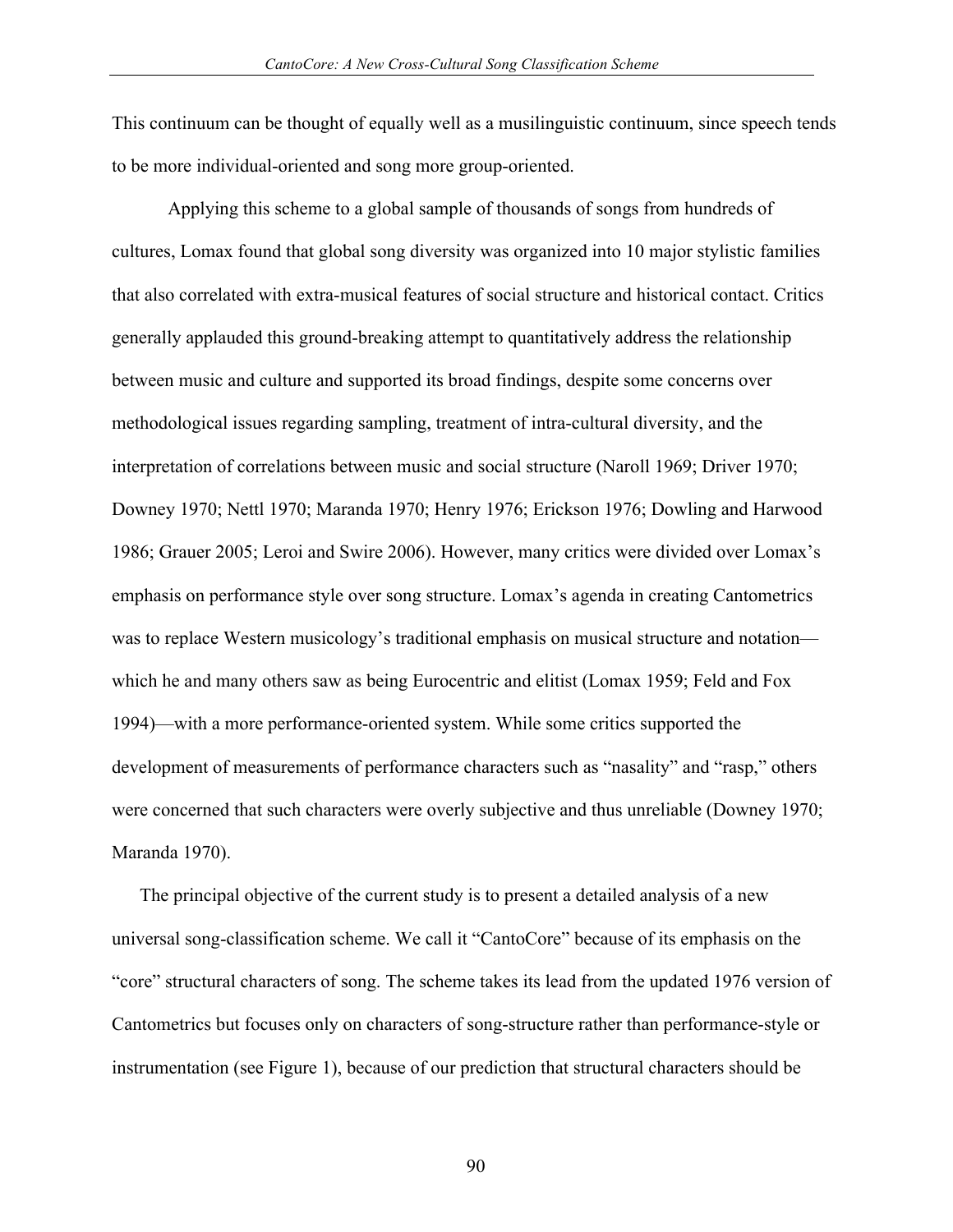This continuum can be thought of equally well as a musilinguistic continuum, since speech tends to be more individual-oriented and song more group-oriented.

Applying this scheme to a global sample of thousands of songs from hundreds of cultures, Lomax found that global song diversity was organized into 10 major stylistic families that also correlated with extra-musical features of social structure and historical contact. Critics generally applauded this ground-breaking attempt to quantitatively address the relationship between music and culture and supported its broad findings, despite some concerns over methodological issues regarding sampling, treatment of intra-cultural diversity, and the interpretation of correlations between music and social structure (Naroll 1969; Driver 1970; Downey 1970; Nettl 1970; Maranda 1970; Henry 1976; Erickson 1976; Dowling and Harwood 1986; Grauer 2005; Leroi and Swire 2006). However, many critics were divided over Lomax's emphasis on performance style over song structure. Lomax's agenda in creating Cantometrics was to replace Western musicology's traditional emphasis on musical structure and notation—which he and many others saw as being Eurocentric and elitist (Lomax 1959; Feld and Fox 1994)—with a more performance-oriented system. While some critics supported the development of measurements of performance characters such as "nasality" and "rasp," others were concerned that such characters were overly subjective and thus unreliable (Downey 1970; Maranda 1970).

The principal objective of the current study is to present a detailed analysis of a new universal song-classification scheme. We call it "CantoCore" because of its emphasis on the "core" structural characters of song. The scheme takes its lead from the updated 1976 version of Cantometrics but focuses only on characters of song-structure rather than performance-style or instrumentation (see Figure 1), because of our prediction that structural characters should be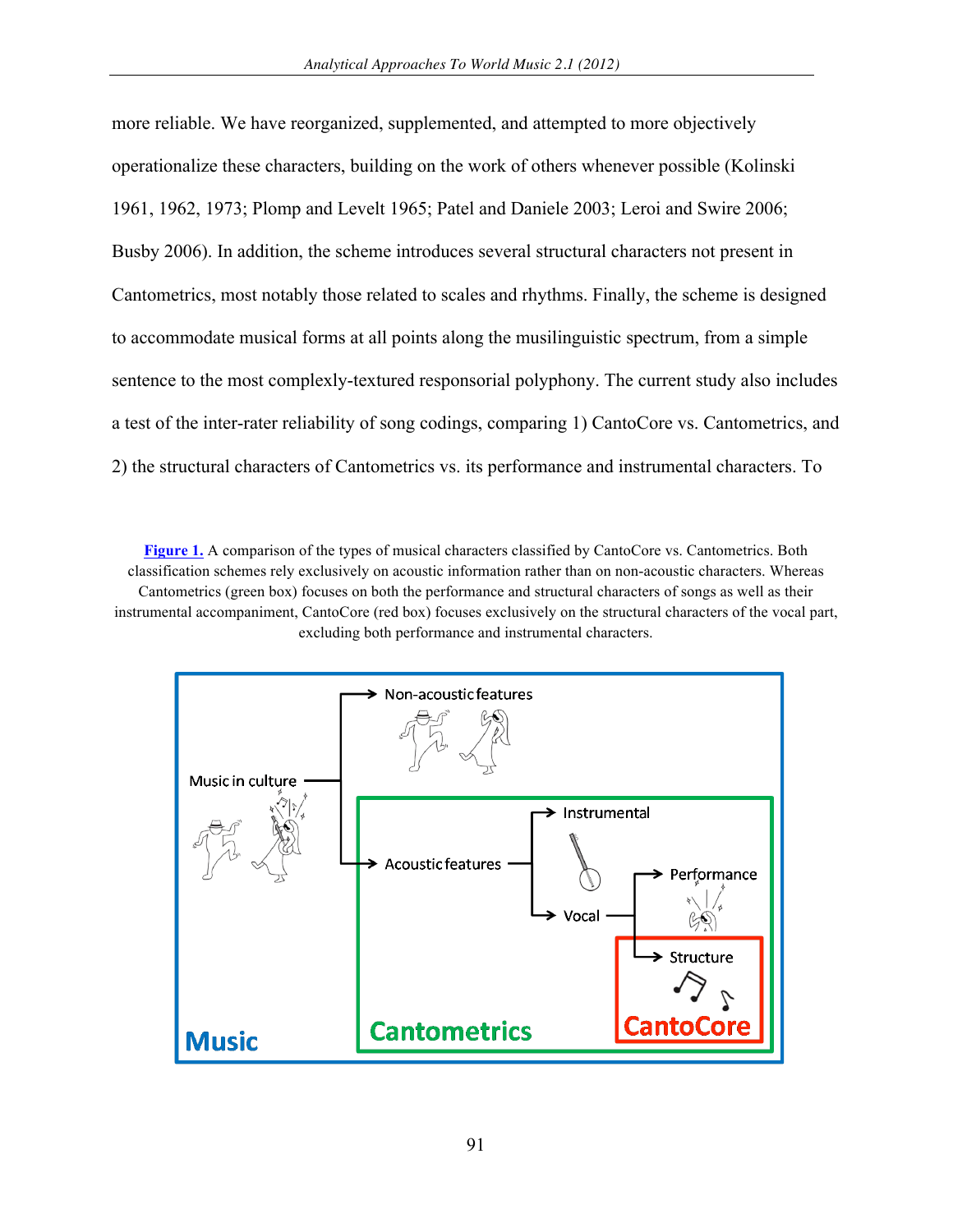more reliable. We have reorganized, supplemented, and attempted to more objectively operationalize these characters, building on the work of others whenever possible (Kolinski 1961, 1962, 1973; Plomp and Levelt 1965; Patel and Daniele 2003; Leroi and Swire 2006; Busby 2006). In addition, the scheme introduces several structural characters not present in Cantometrics, most notably those related to scales and rhythms. Finally, the scheme is designed to accommodate musical forms at all points along the musilinguistic spectrum, from a simple sentence to the most complexly-textured responsorial polyphony. The current study also includes a test of the inter-rater reliability of song codings, comparing 1) CantoCore vs. Cantometrics, and 2) the structural characters of Cantometrics vs. its performance and instrumental characters. To

**Figure 1.** A comparison of the types of musical characters classified by CantoCore vs. Cantometrics. Both classification schemes rely exclusively on acoustic information rather than on non-acoustic characters. Whereas Cantometrics (green box) focuses on both the performance and structural characters of songs as well as their instrumental accompaniment, CantoCore (red box) focuses exclusively on the structural characters of the vocal part, excluding both performance and instrumental characters.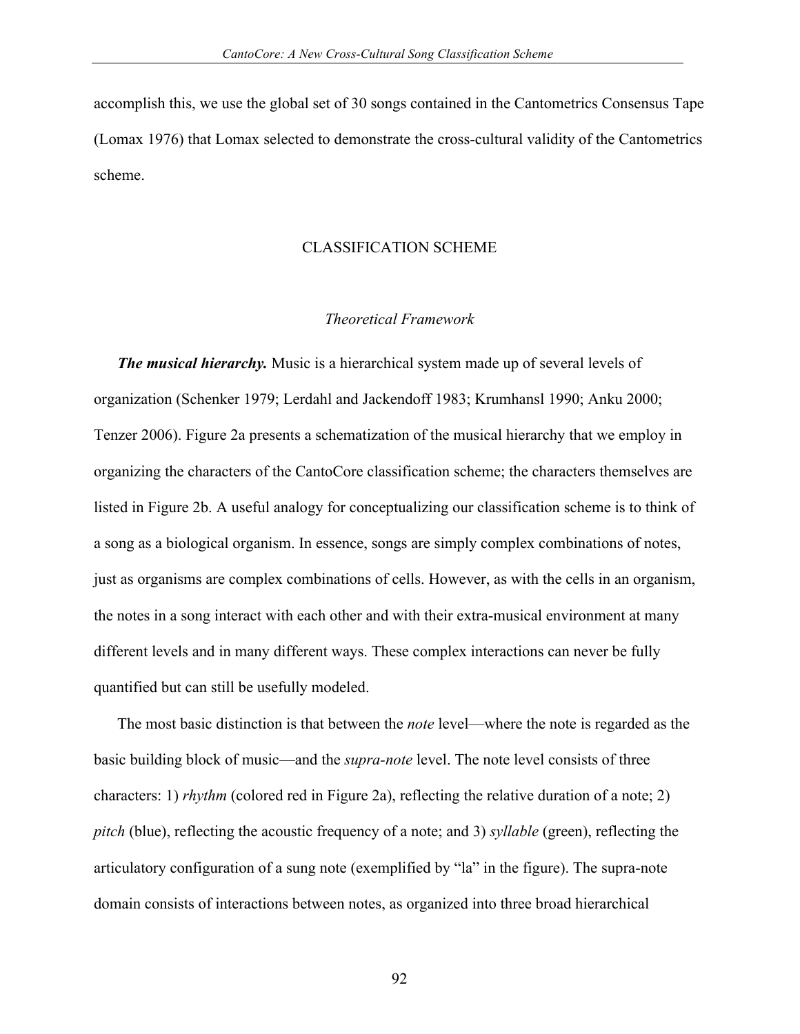accomplish this, we use the global set of 30 songs contained in the Cantometrics Consensus Tape (Lomax 1976) that Lomax selected to demonstrate the cross-cultural validity of the Cantometrics scheme.

## CLASSIFICATION SCHEME

### *Theoretical Framework*

***The musical hierarchy.*** Music is a hierarchical system made up of several levels of organization (Schenker 1979; Lerdahl and Jackendoff 1983; Krumhansl 1990; Anku 2000; Tenzer 2006). Figure 2a presents a schematization of the musical hierarchy that we employ in organizing the characters of the CantoCore classification scheme; the characters themselves are listed in Figure 2b. A useful analogy for conceptualizing our classification scheme is to think of a song as a biological organism. In essence, songs are simply complex combinations of notes, just as organisms are complex combinations of cells. However, as with the cells in an organism, the notes in a song interact with each other and with their extra-musical environment at many different levels and in many different ways. These complex interactions can never be fully quantified but can still be usefully modeled.

The most basic distinction is that between the *note* level—where the note is regarded as the basic building block of music—and the *supra-note* level. The note level consists of three characters: 1) *rhythm* (colored red in Figure 2a), reflecting the relative duration of a note; 2) *pitch* (blue), reflecting the acoustic frequency of a note; and 3) *syllable* (green), reflecting the articulatory configuration of a sung note (exemplified by "la" in the figure). The supra-note domain consists of interactions between notes, as organized into three broad hierarchical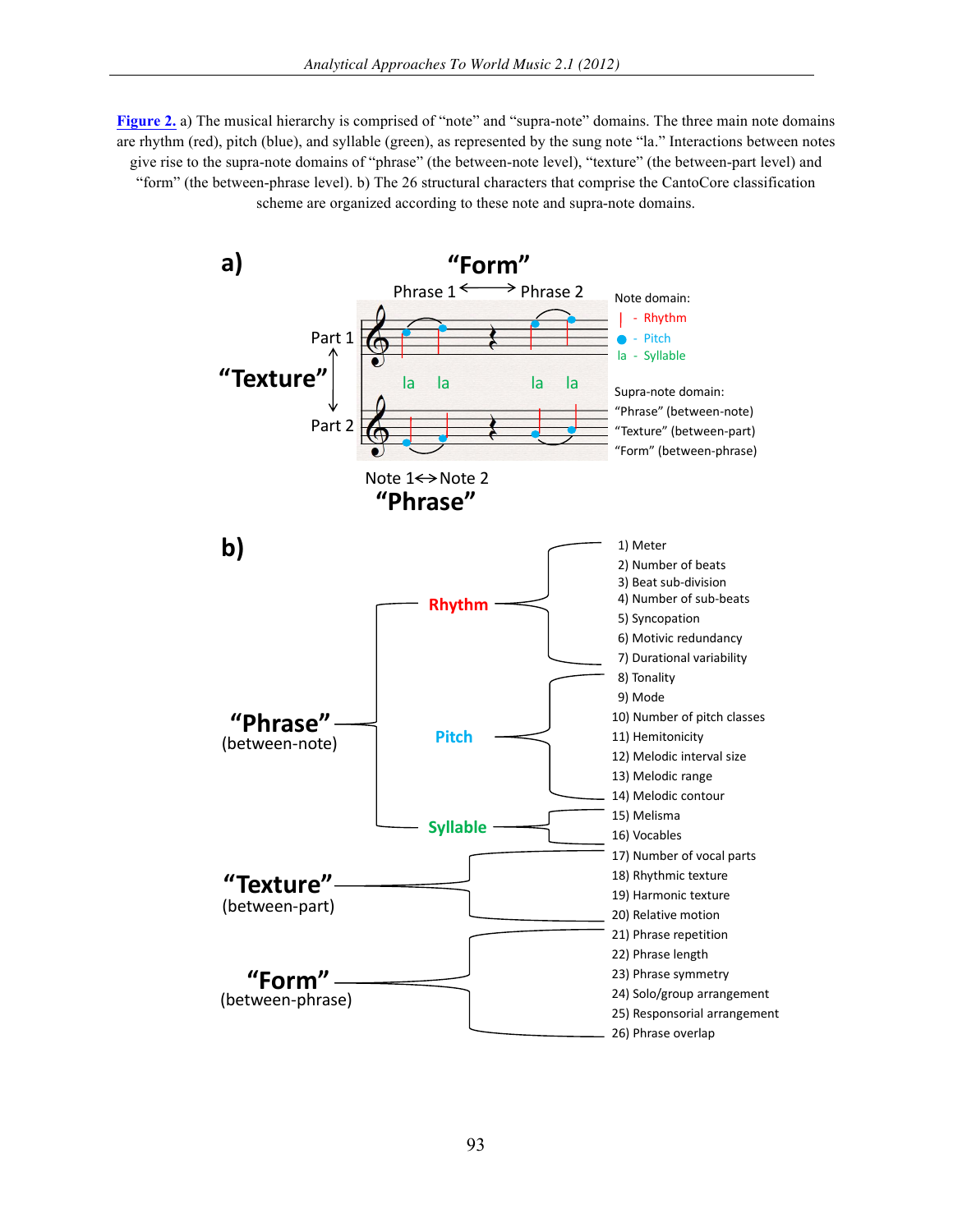**Figure 2.** a) The musical hierarchy is comprised of "note" and "supra-note" domains. The three main note domains are rhythm (red), pitch (blue), and syllable (green), as represented by the sung note "la." Interactions between notes give rise to the supra-note domains of "phrase" (the between-note level), "texture" (the between-part level) and "form" (the between-phrase level). b) The 26 structural characters that comprise the CantoCore classification scheme are organized according to these note and supra-note domains.

**a)**

"Form"

Phrase 1 ⟷ Phrase 2

"Texture": Part 1 ⟷ Part 2

la la la la

Note domain:
- | - Rhythm
- ● - Pitch
- la - Syllable

Supra-note domain:
- "Phrase" (between-note)
- "Texture" (between-part)
- "Form" (between-phrase)

Note 1 ⟷ Note 2

"Phrase"

**b)**

- **"Phrase"** (between-note)
  - **Rhythm**
    - 1) Meter
    - 2) Number of beats
    - 3) Beat sub-division
    - 4) Number of sub-beats
    - 5) Syncopation
    - 6) Motivic redundancy
    - 7) Durational variability
  - **Pitch**
    - 8) Tonality
    - 9) Mode
    - 10) Number of pitch classes
    - 11) Hemitonicity
    - 12) Melodic interval size
    - 13) Melodic range
    - 14) Melodic contour
  - **Syllable**
    - 15) Melisma
    - 16) Vocables
- **"Texture"** (between-part)
  - 17) Number of vocal parts
  - 18) Rhythmic texture
  - 19) Harmonic texture
  - 20) Relative motion
- **"Form"** (between-phrase)
  - 21) Phrase repetition
  - 22) Phrase length
  - 23) Phrase symmetry
  - 24) Solo/group arrangement
  - 25) Responsorial arrangement
  - 26) Phrase overlap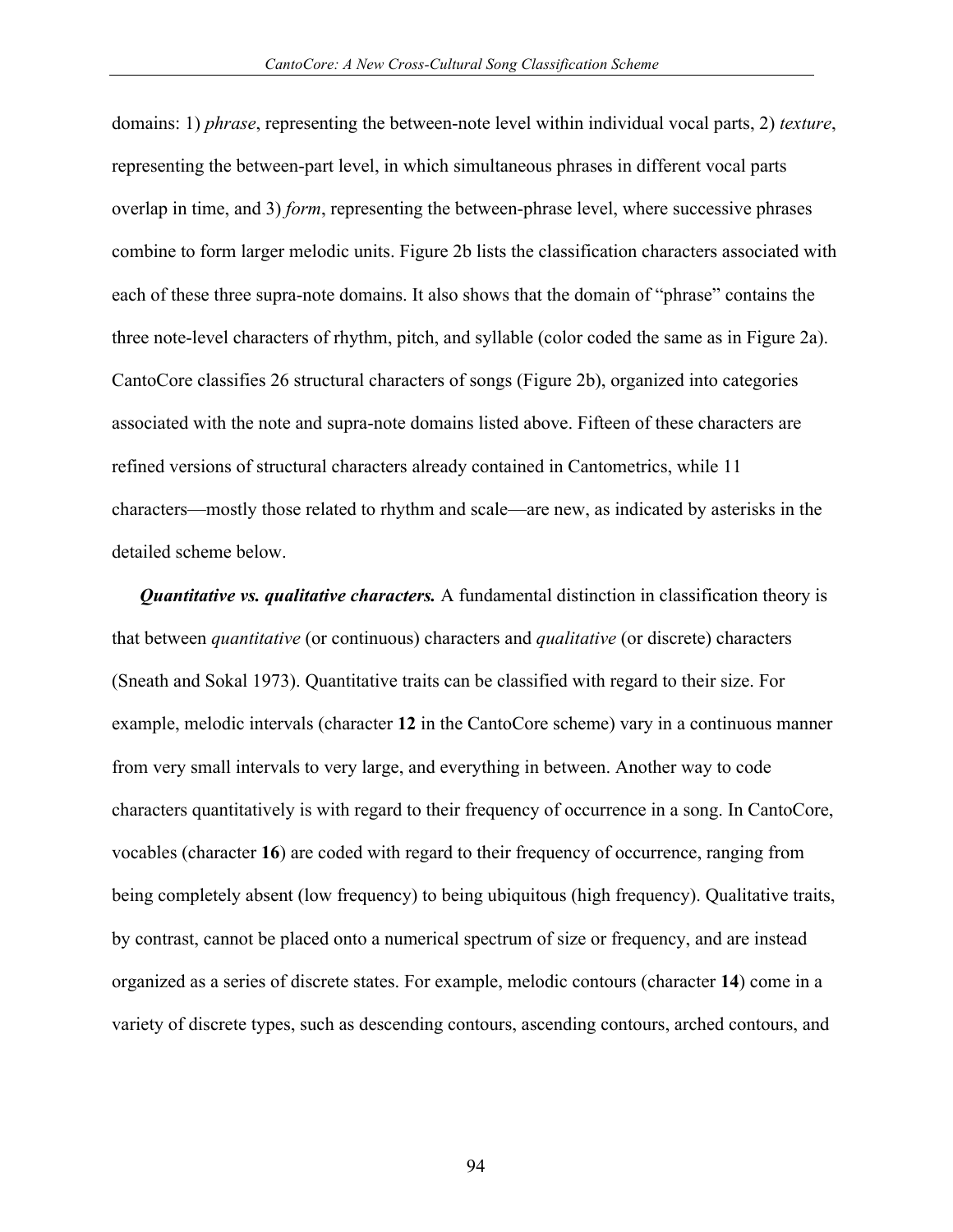domains: 1) *phrase*, representing the between-note level within individual vocal parts, 2) *texture*, representing the between-part level, in which simultaneous phrases in different vocal parts overlap in time, and 3) *form*, representing the between-phrase level, where successive phrases combine to form larger melodic units. Figure 2b lists the classification characters associated with each of these three supra-note domains. It also shows that the domain of "phrase" contains the three note-level characters of rhythm, pitch, and syllable (color coded the same as in Figure 2a). CantoCore classifies 26 structural characters of songs (Figure 2b), organized into categories associated with the note and supra-note domains listed above. Fifteen of these characters are refined versions of structural characters already contained in Cantometrics, while 11 characters—mostly those related to rhythm and scale—are new, as indicated by asterisks in the detailed scheme below.

***Quantitative vs. qualitative characters.*** A fundamental distinction in classification theory is that between *quantitative* (or continuous) characters and *qualitative* (or discrete) characters (Sneath and Sokal 1973). Quantitative traits can be classified with regard to their size. For example, melodic intervals (character **12** in the CantoCore scheme) vary in a continuous manner from very small intervals to very large, and everything in between. Another way to code characters quantitatively is with regard to their frequency of occurrence in a song. In CantoCore, vocables (character **16**) are coded with regard to their frequency of occurrence, ranging from being completely absent (low frequency) to being ubiquitous (high frequency). Qualitative traits, by contrast, cannot be placed onto a numerical spectrum of size or frequency, and are instead organized as a series of discrete states. For example, melodic contours (character **14**) come in a variety of discrete types, such as descending contours, ascending contours, arched contours, and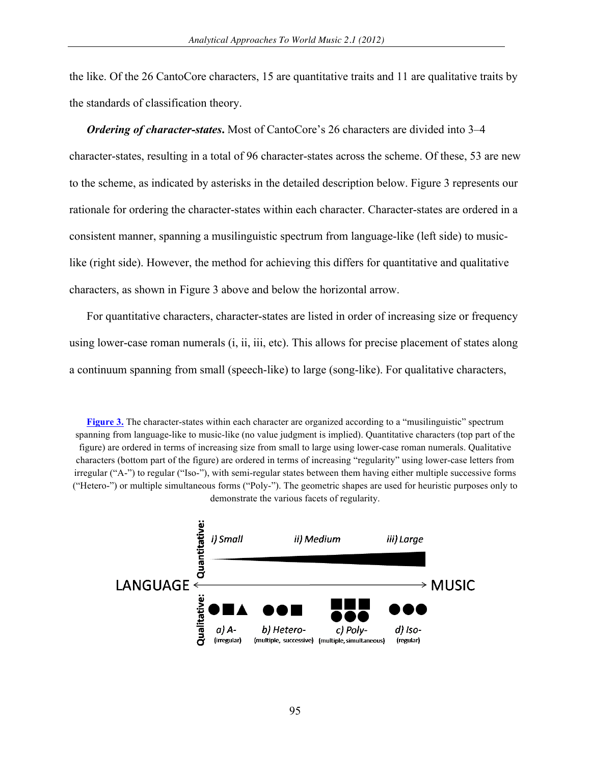the like. Of the 26 CantoCore characters, 15 are quantitative traits and 11 are qualitative traits by the standards of classification theory.

***Ordering of character-states.*** Most of CantoCore's 26 characters are divided into 3–4 character-states, resulting in a total of 96 character-states across the scheme. Of these, 53 are new to the scheme, as indicated by asterisks in the detailed description below. Figure 3 represents our rationale for ordering the character-states within each character. Character-states are ordered in a consistent manner, spanning a musilinguistic spectrum from language-like (left side) to music-like (right side). However, the method for achieving this differs for quantitative and qualitative characters, as shown in Figure 3 above and below the horizontal arrow.

For quantitative characters, character-states are listed in order of increasing size or frequency using lower-case roman numerals (i, ii, iii, etc). This allows for precise placement of states along a continuum spanning from small (speech-like) to large (song-like). For qualitative characters,

**Figure 3.** The character-states within each character are organized according to a "musilinguistic" spectrum spanning from language-like to music-like (no value judgment is implied). Quantitative characters (top part of the figure) are ordered in terms of increasing size from small to large using lower-case roman numerals. Qualitative characters (bottom part of the figure) are ordered in terms of increasing "regularity" using lower-case letters from irregular ("A-") to regular ("Iso-"), with semi-regular states between them having either multiple successive forms ("Hetero-") or multiple simultaneous forms ("Poly-"). The geometric shapes are used for heuristic purposes only to demonstrate the various facets of regularity.

Quantitative: i) Small — ii) Medium — iii) Large

LANGUAGE ⟷ MUSIC

Qualitative: a) A- (irregular) — b) Hetero- (multiple, successive) — c) Poly- (multiple, simultaneous) — d) Iso- (regular)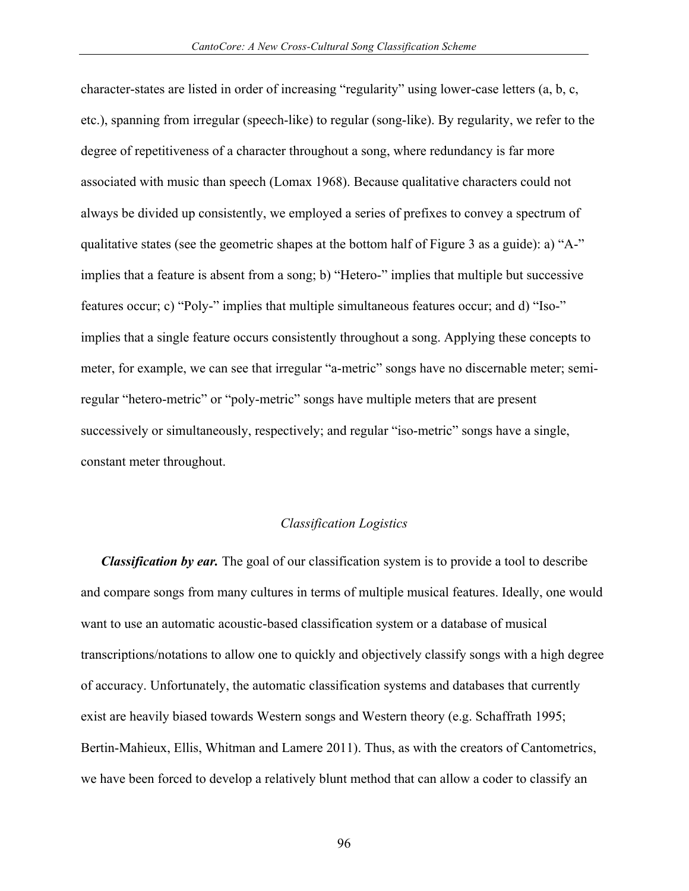character-states are listed in order of increasing "regularity" using lower-case letters (a, b, c, etc.), spanning from irregular (speech-like) to regular (song-like). By regularity, we refer to the degree of repetitiveness of a character throughout a song, where redundancy is far more associated with music than speech (Lomax 1968). Because qualitative characters could not always be divided up consistently, we employed a series of prefixes to convey a spectrum of qualitative states (see the geometric shapes at the bottom half of Figure 3 as a guide): a) "A-" implies that a feature is absent from a song; b) "Hetero-" implies that multiple but successive features occur; c) "Poly-" implies that multiple simultaneous features occur; and d) "Iso-" implies that a single feature occurs consistently throughout a song. Applying these concepts to meter, for example, we can see that irregular "a-metric" songs have no discernable meter; semi-regular "hetero-metric" or "poly-metric" songs have multiple meters that are present successively or simultaneously, respectively; and regular "iso-metric" songs have a single, constant meter throughout.

### *Classification Logistics*

***Classification by ear.*** The goal of our classification system is to provide a tool to describe and compare songs from many cultures in terms of multiple musical features. Ideally, one would want to use an automatic acoustic-based classification system or a database of musical transcriptions/notations to allow one to quickly and objectively classify songs with a high degree of accuracy. Unfortunately, the automatic classification systems and databases that currently exist are heavily biased towards Western songs and Western theory (e.g. Schaffrath 1995; Bertin-Mahieux, Ellis, Whitman and Lamere 2011). Thus, as with the creators of Cantometrics, we have been forced to develop a relatively blunt method that can allow a coder to classify an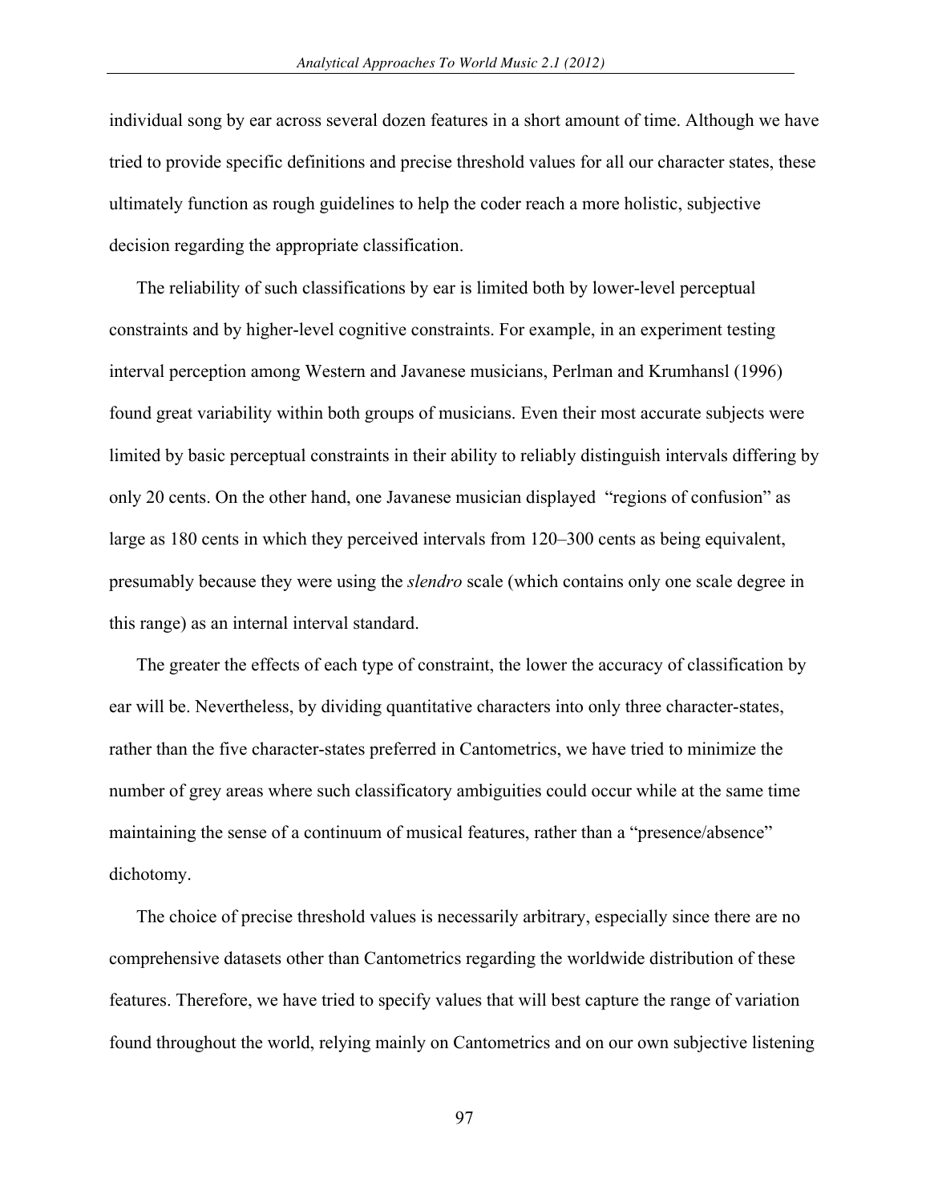individual song by ear across several dozen features in a short amount of time. Although we have tried to provide specific definitions and precise threshold values for all our character states, these ultimately function as rough guidelines to help the coder reach a more holistic, subjective decision regarding the appropriate classification.

The reliability of such classifications by ear is limited both by lower-level perceptual constraints and by higher-level cognitive constraints. For example, in an experiment testing interval perception among Western and Javanese musicians, Perlman and Krumhansl (1996) found great variability within both groups of musicians. Even their most accurate subjects were limited by basic perceptual constraints in their ability to reliably distinguish intervals differing by only 20 cents. On the other hand, one Javanese musician displayed "regions of confusion" as large as 180 cents in which they perceived intervals from 120–300 cents as being equivalent, presumably because they were using the *slendro* scale (which contains only one scale degree in this range) as an internal interval standard.

The greater the effects of each type of constraint, the lower the accuracy of classification by ear will be. Nevertheless, by dividing quantitative characters into only three character-states, rather than the five character-states preferred in Cantometrics, we have tried to minimize the number of grey areas where such classificatory ambiguities could occur while at the same time maintaining the sense of a continuum of musical features, rather than a "presence/absence" dichotomy.

The choice of precise threshold values is necessarily arbitrary, especially since there are no comprehensive datasets other than Cantometrics regarding the worldwide distribution of these features. Therefore, we have tried to specify values that will best capture the range of variation found throughout the world, relying mainly on Cantometrics and on our own subjective listening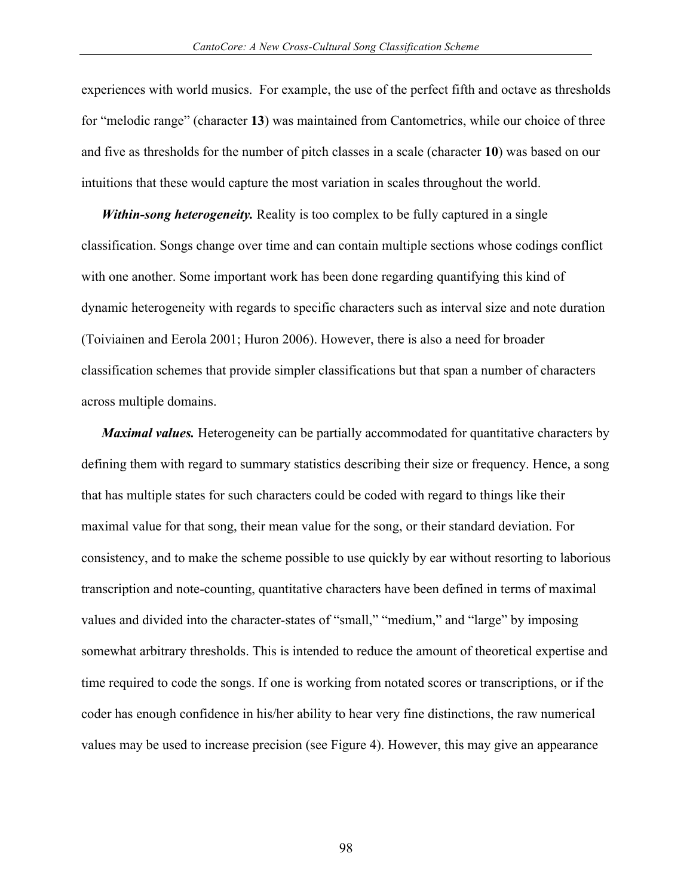experiences with world musics. For example, the use of the perfect fifth and octave as thresholds for "melodic range" (character **13**) was maintained from Cantometrics, while our choice of three and five as thresholds for the number of pitch classes in a scale (character **10**) was based on our intuitions that these would capture the most variation in scales throughout the world.

***Within-song heterogeneity.*** Reality is too complex to be fully captured in a single classification. Songs change over time and can contain multiple sections whose codings conflict with one another. Some important work has been done regarding quantifying this kind of dynamic heterogeneity with regards to specific characters such as interval size and note duration (Toiviainen and Eerola 2001; Huron 2006). However, there is also a need for broader classification schemes that provide simpler classifications but that span a number of characters across multiple domains.

***Maximal values.*** Heterogeneity can be partially accommodated for quantitative characters by defining them with regard to summary statistics describing their size or frequency. Hence, a song that has multiple states for such characters could be coded with regard to things like their maximal value for that song, their mean value for the song, or their standard deviation. For consistency, and to make the scheme possible to use quickly by ear without resorting to laborious transcription and note-counting, quantitative characters have been defined in terms of maximal values and divided into the character-states of "small," "medium," and "large" by imposing somewhat arbitrary thresholds. This is intended to reduce the amount of theoretical expertise and time required to code the songs. If one is working from notated scores or transcriptions, or if the coder has enough confidence in his/her ability to hear very fine distinctions, the raw numerical values may be used to increase precision (see Figure 4). However, this may give an appearance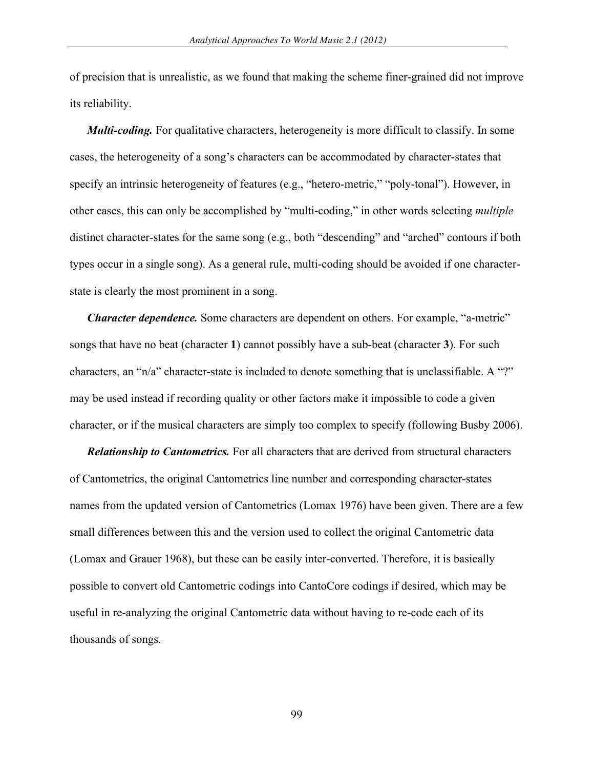of precision that is unrealistic, as we found that making the scheme finer-grained did not improve its reliability.

***Multi-coding.*** For qualitative characters, heterogeneity is more difficult to classify. In some cases, the heterogeneity of a song's characters can be accommodated by character-states that specify an intrinsic heterogeneity of features (e.g., "hetero-metric," "poly-tonal"). However, in other cases, this can only be accomplished by "multi-coding," in other words selecting *multiple* distinct character-states for the same song (e.g., both "descending" and "arched" contours if both types occur in a single song). As a general rule, multi-coding should be avoided if one character-state is clearly the most prominent in a song.

***Character dependence.*** Some characters are dependent on others. For example, "a-metric" songs that have no beat (character **1**) cannot possibly have a sub-beat (character **3**). For such characters, an "n/a" character-state is included to denote something that is unclassifiable. A "?" may be used instead if recording quality or other factors make it impossible to code a given character, or if the musical characters are simply too complex to specify (following Busby 2006).

***Relationship to Cantometrics.*** For all characters that are derived from structural characters of Cantometrics, the original Cantometrics line number and corresponding character-states names from the updated version of Cantometrics (Lomax 1976) have been given. There are a few small differences between this and the version used to collect the original Cantometric data (Lomax and Grauer 1968), but these can be easily inter-converted. Therefore, it is basically possible to convert old Cantometric codings into CantoCore codings if desired, which may be useful in re-analyzing the original Cantometric data without having to re-code each of its thousands of songs.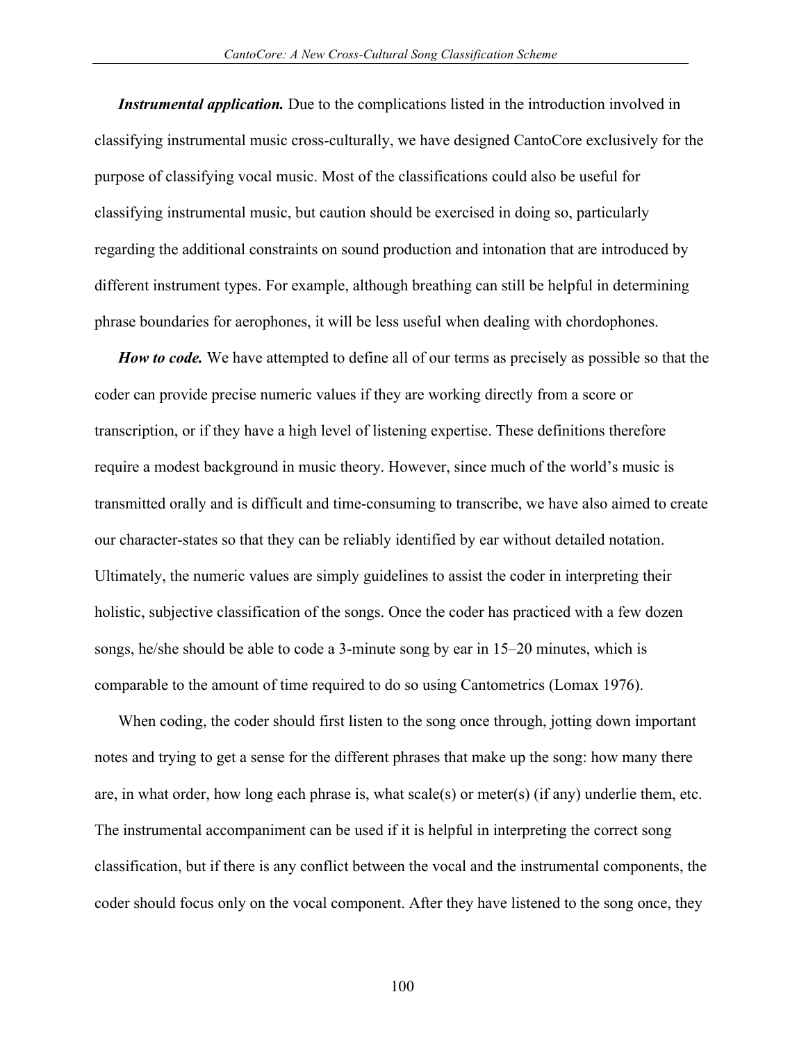***Instrumental application.*** Due to the complications listed in the introduction involved in classifying instrumental music cross-culturally, we have designed CantoCore exclusively for the purpose of classifying vocal music. Most of the classifications could also be useful for classifying instrumental music, but caution should be exercised in doing so, particularly regarding the additional constraints on sound production and intonation that are introduced by different instrument types. For example, although breathing can still be helpful in determining phrase boundaries for aerophones, it will be less useful when dealing with chordophones.

***How to code.*** We have attempted to define all of our terms as precisely as possible so that the coder can provide precise numeric values if they are working directly from a score or transcription, or if they have a high level of listening expertise. These definitions therefore require a modest background in music theory. However, since much of the world's music is transmitted orally and is difficult and time-consuming to transcribe, we have also aimed to create our character-states so that they can be reliably identified by ear without detailed notation. Ultimately, the numeric values are simply guidelines to assist the coder in interpreting their holistic, subjective classification of the songs. Once the coder has practiced with a few dozen songs, he/she should be able to code a 3-minute song by ear in 15–20 minutes, which is comparable to the amount of time required to do so using Cantometrics (Lomax 1976).

When coding, the coder should first listen to the song once through, jotting down important notes and trying to get a sense for the different phrases that make up the song: how many there are, in what order, how long each phrase is, what scale(s) or meter(s) (if any) underlie them, etc. The instrumental accompaniment can be used if it is helpful in interpreting the correct song classification, but if there is any conflict between the vocal and the instrumental components, the coder should focus only on the vocal component. After they have listened to the song once, they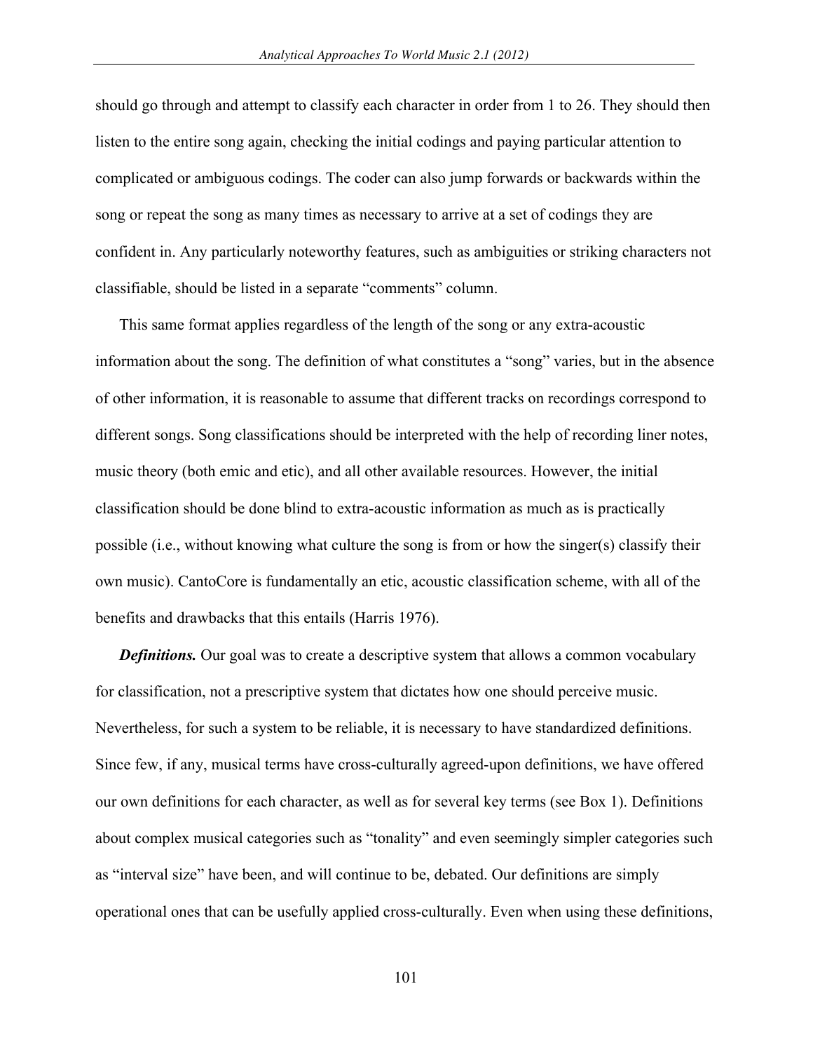should go through and attempt to classify each character in order from 1 to 26. They should then listen to the entire song again, checking the initial codings and paying particular attention to complicated or ambiguous codings. The coder can also jump forwards or backwards within the song or repeat the song as many times as necessary to arrive at a set of codings they are confident in. Any particularly noteworthy features, such as ambiguities or striking characters not classifiable, should be listed in a separate "comments" column.

This same format applies regardless of the length of the song or any extra-acoustic information about the song. The definition of what constitutes a "song" varies, but in the absence of other information, it is reasonable to assume that different tracks on recordings correspond to different songs. Song classifications should be interpreted with the help of recording liner notes, music theory (both emic and etic), and all other available resources. However, the initial classification should be done blind to extra-acoustic information as much as is practically possible (i.e., without knowing what culture the song is from or how the singer(s) classify their own music). CantoCore is fundamentally an etic, acoustic classification scheme, with all of the benefits and drawbacks that this entails (Harris 1976).

***Definitions.*** Our goal was to create a descriptive system that allows a common vocabulary for classification, not a prescriptive system that dictates how one should perceive music. Nevertheless, for such a system to be reliable, it is necessary to have standardized definitions. Since few, if any, musical terms have cross-culturally agreed-upon definitions, we have offered our own definitions for each character, as well as for several key terms (see Box 1). Definitions about complex musical categories such as "tonality" and even seemingly simpler categories such as "interval size" have been, and will continue to be, debated. Our definitions are simply operational ones that can be usefully applied cross-culturally. Even when using these definitions,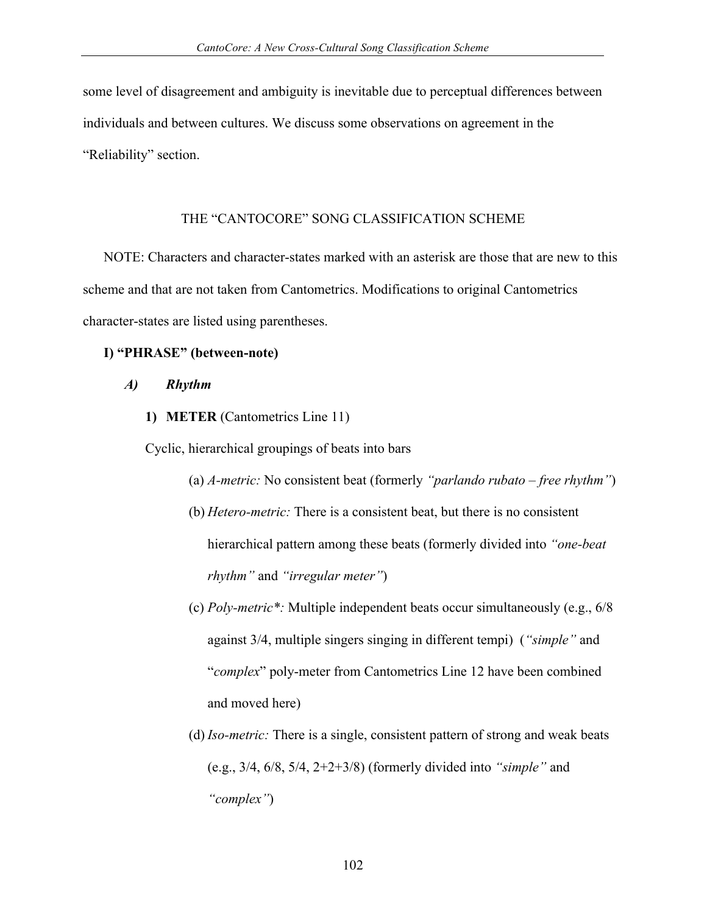some level of disagreement and ambiguity is inevitable due to perceptual differences between individuals and between cultures. We discuss some observations on agreement in the "Reliability" section.

## THE "CANTOCORE" SONG CLASSIFICATION SCHEME

NOTE: Characters and character-states marked with an asterisk are those that are new to this scheme and that are not taken from Cantometrics. Modifications to original Cantometrics character-states are listed using parentheses.

### I) "PHRASE" (between-note)

#### *A) Rhythm*

**1) METER** (Cantometrics Line 11)

Cyclic, hierarchical groupings of beats into bars

- (a) *A-metric:* No consistent beat (formerly *"parlando rubato – free rhythm"*)
- (b) *Hetero-metric:* There is a consistent beat, but there is no consistent hierarchical pattern among these beats (formerly divided into *"one-beat rhythm"* and *"irregular meter"*)
- (c) *Poly-metric*:* Multiple independent beats occur simultaneously (e.g., 6/8 against 3/4, multiple singers singing in different tempi) (*"simple"* and "*complex*" poly-meter from Cantometrics Line 12 have been combined and moved here)
- (d) *Iso-metric:* There is a single, consistent pattern of strong and weak beats (e.g., 3/4, 6/8, 5/4, 2+2+3/8) (formerly divided into *"simple"* and *"complex"*)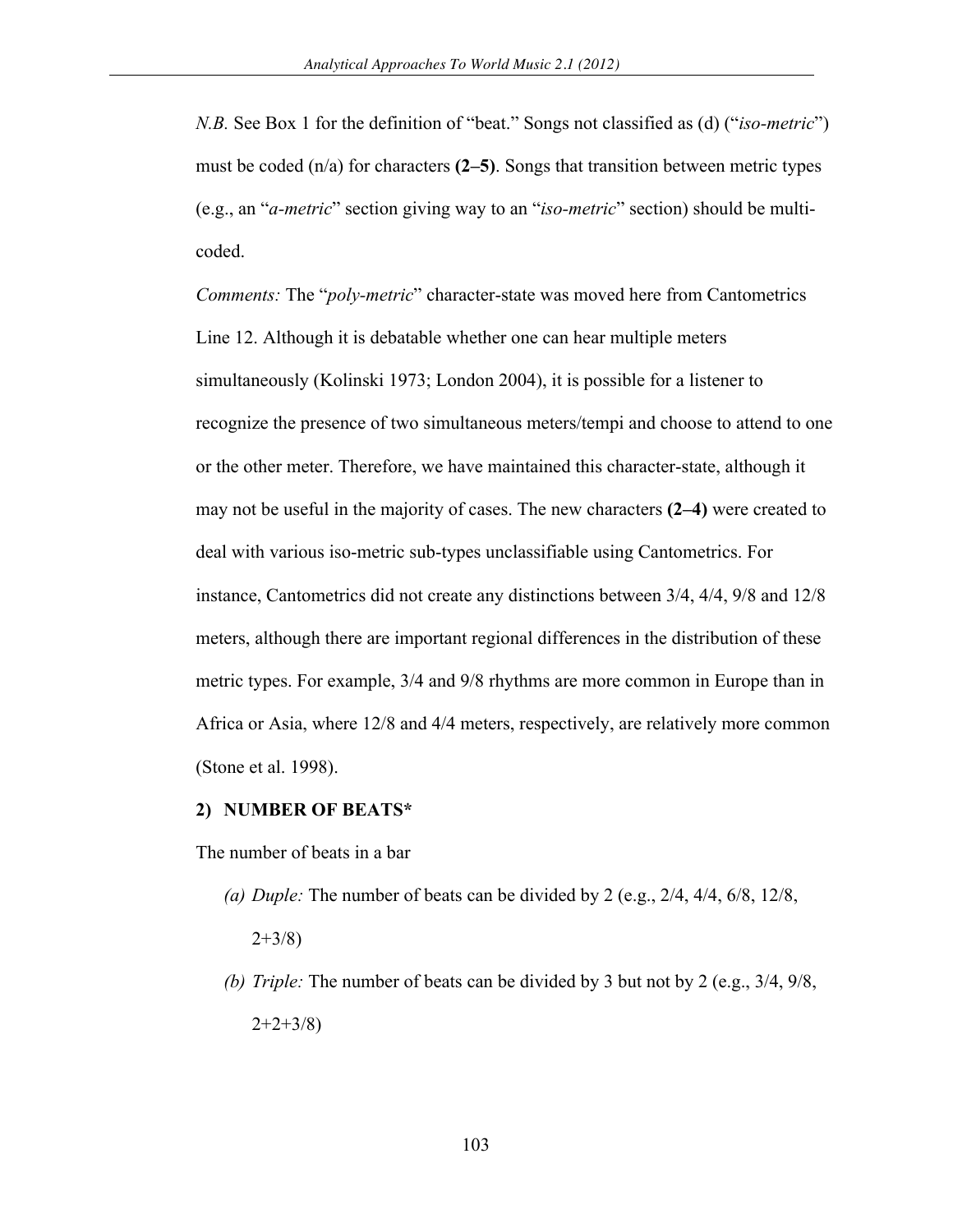*N.B.* See Box 1 for the definition of "beat." Songs not classified as (d) ("*iso-metric*") must be coded (n/a) for characters **(2–5)**. Songs that transition between metric types (e.g., an "*a-metric*" section giving way to an "*iso-metric*" section) should be multi-coded.

*Comments:* The "*poly-metric*" character-state was moved here from Cantometrics Line 12. Although it is debatable whether one can hear multiple meters simultaneously (Kolinski 1973; London 2004), it is possible for a listener to recognize the presence of two simultaneous meters/tempi and choose to attend to one or the other meter. Therefore, we have maintained this character-state, although it may not be useful in the majority of cases. The new characters **(2–4)** were created to deal with various iso-metric sub-types unclassifiable using Cantometrics. For instance, Cantometrics did not create any distinctions between 3/4, 4/4, 9/8 and 12/8 meters, although there are important regional differences in the distribution of these metric types. For example, 3/4 and 9/8 rhythms are more common in Europe than in Africa or Asia, where 12/8 and 4/4 meters, respectively, are relatively more common (Stone et al. 1998).

**2) NUMBER OF BEATS***

The number of beats in a bar

- *(a) Duple:* The number of beats can be divided by 2 (e.g., 2/4, 4/4, 6/8, 12/8, 2+3/8)
- *(b) Triple:* The number of beats can be divided by 3 but not by 2 (e.g., 3/4, 9/8, 2+2+3/8)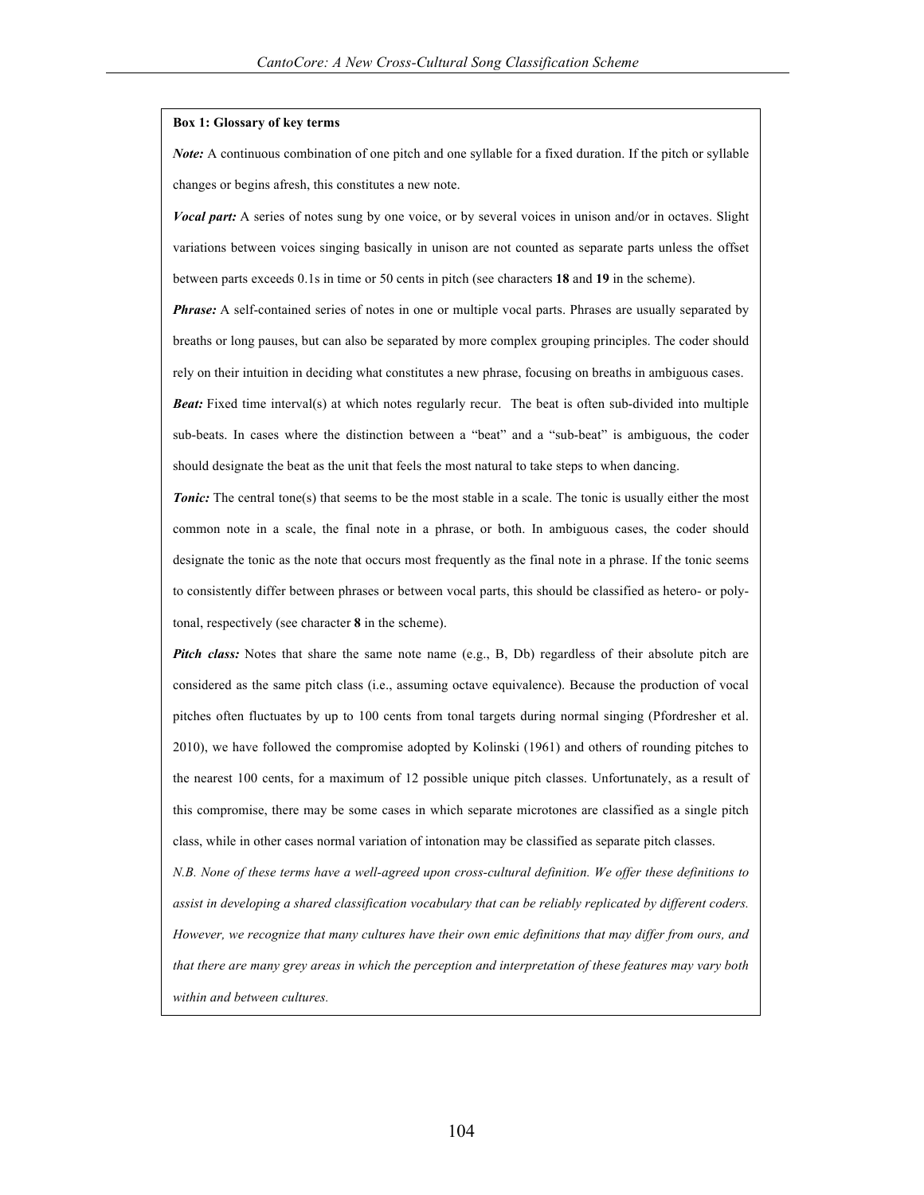**Box 1: Glossary of key terms**

***Note:*** A continuous combination of one pitch and one syllable for a fixed duration. If the pitch or syllable changes or begins afresh, this constitutes a new note.

***Vocal part:*** A series of notes sung by one voice, or by several voices in unison and/or in octaves. Slight variations between voices singing basically in unison are not counted as separate parts unless the offset between parts exceeds 0.1s in time or 50 cents in pitch (see characters **18** and **19** in the scheme).

***Phrase:*** A self-contained series of notes in one or multiple vocal parts. Phrases are usually separated by breaths or long pauses, but can also be separated by more complex grouping principles. The coder should rely on their intuition in deciding what constitutes a new phrase, focusing on breaths in ambiguous cases.

***Beat:*** Fixed time interval(s) at which notes regularly recur. The beat is often sub-divided into multiple sub-beats. In cases where the distinction between a "beat" and a "sub-beat" is ambiguous, the coder should designate the beat as the unit that feels the most natural to take steps to when dancing.

***Tonic:*** The central tone(s) that seems to be the most stable in a scale. The tonic is usually either the most common note in a scale, the final note in a phrase, or both. In ambiguous cases, the coder should designate the tonic as the note that occurs most frequently as the final note in a phrase. If the tonic seems to consistently differ between phrases or between vocal parts, this should be classified as hetero- or poly-tonal, respectively (see character **8** in the scheme).

***Pitch class:*** Notes that share the same note name (e.g., B, Db) regardless of their absolute pitch are considered as the same pitch class (i.e., assuming octave equivalence). Because the production of vocal pitches often fluctuates by up to 100 cents from tonal targets during normal singing (Pfordresher et al. 2010), we have followed the compromise adopted by Kolinski (1961) and others of rounding pitches to the nearest 100 cents, for a maximum of 12 possible unique pitch classes. Unfortunately, as a result of this compromise, there may be some cases in which separate microtones are classified as a single pitch class, while in other cases normal variation of intonation may be classified as separate pitch classes.

*N.B. None of these terms have a well-agreed upon cross-cultural definition. We offer these definitions to assist in developing a shared classification vocabulary that can be reliably replicated by different coders. However, we recognize that many cultures have their own emic definitions that may differ from ours, and that there are many grey areas in which the perception and interpretation of these features may vary both within and between cultures.*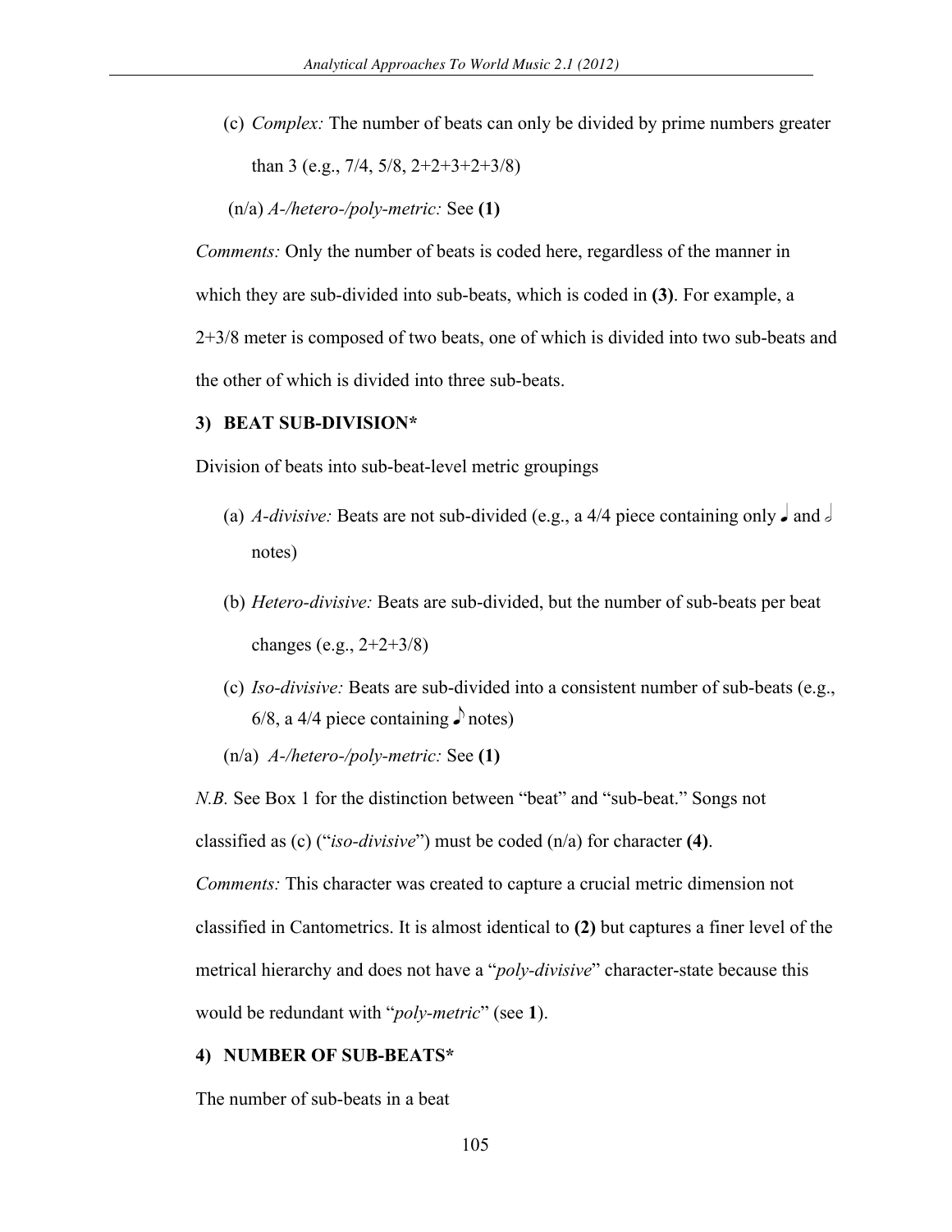(c) *Complex:* The number of beats can only be divided by prime numbers greater than 3 (e.g., 7/4, 5/8, 2+2+3+2+3/8)

(n/a) *A-/hetero-/poly-metric:* See **(1)**

*Comments:* Only the number of beats is coded here, regardless of the manner in which they are sub-divided into sub-beats, which is coded in **(3)**. For example, a 2+3/8 meter is composed of two beats, one of which is divided into two sub-beats and the other of which is divided into three sub-beats.

**3) BEAT SUB-DIVISION***

Division of beats into sub-beat-level metric groupings

(a) *A-divisive:* Beats are not sub-divided (e.g., a 4/4 piece containing only ♩ and 𝅗𝅥 notes)

(b) *Hetero-divisive:* Beats are sub-divided, but the number of sub-beats per beat changes (e.g., 2+2+3/8)

(c) *Iso-divisive:* Beats are sub-divided into a consistent number of sub-beats (e.g., 6/8, a 4/4 piece containing ♪ notes)

(n/a) *A-/hetero-/poly-metric:* See **(1)**

*N.B.* See Box 1 for the distinction between "beat" and "sub-beat." Songs not classified as (c) ("*iso-divisive*") must be coded (n/a) for character **(4)**.

*Comments:* This character was created to capture a crucial metric dimension not classified in Cantometrics. It is almost identical to **(2)** but captures a finer level of the metrical hierarchy and does not have a "*poly-divisive*" character-state because this would be redundant with "*poly-metric*" (see **1**).

**4) NUMBER OF SUB-BEATS***

The number of sub-beats in a beat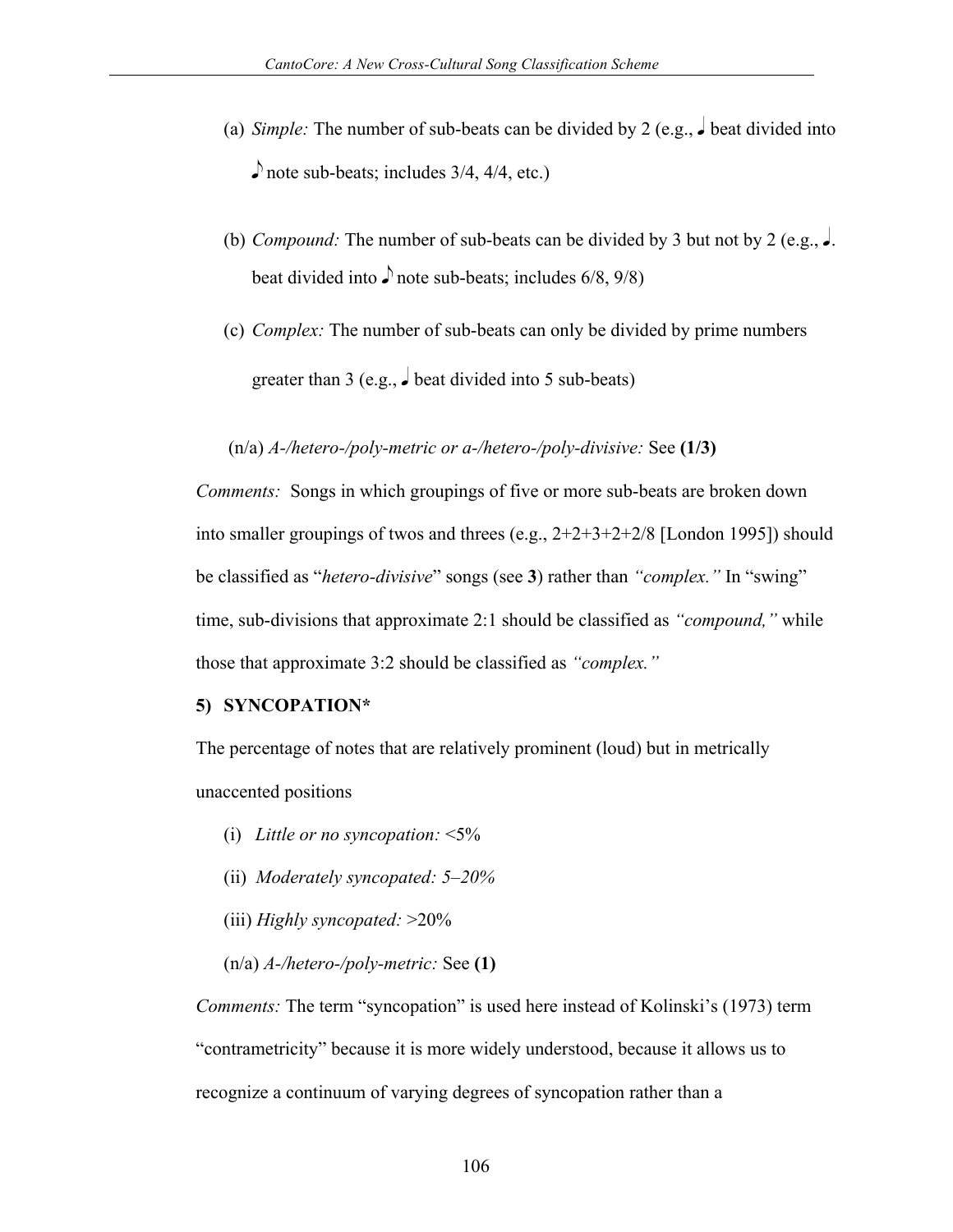(a) *Simple:* The number of sub-beats can be divided by 2 (e.g., ♩ beat divided into ♪ note sub-beats; includes 3/4, 4/4, etc.)

(b) *Compound:* The number of sub-beats can be divided by 3 but not by 2 (e.g., ♩. beat divided into ♪ note sub-beats; includes 6/8, 9/8)

(c) *Complex:* The number of sub-beats can only be divided by prime numbers greater than 3 (e.g., ♩ beat divided into 5 sub-beats)

(n/a) *A-/hetero-/poly-metric or a-/hetero-/poly-divisive:* See **(1/3)**

*Comments:* Songs in which groupings of five or more sub-beats are broken down into smaller groupings of twos and threes (e.g., 2+2+3+2+2/8 [London 1995]) should be classified as "*hetero-divisive*" songs (see **3**) rather than *"complex."* In "swing" time, sub-divisions that approximate 2:1 should be classified as *"compound,"* while those that approximate 3:2 should be classified as *"complex."*

**5) SYNCOPATION***

The percentage of notes that are relatively prominent (loud) but in metrically unaccented positions

(i) *Little or no syncopation:* <5%

(ii) *Moderately syncopated: 5–20%*

(iii) *Highly syncopated:* >20%

(n/a) *A-/hetero-/poly-metric:* See **(1)**

*Comments:* The term "syncopation" is used here instead of Kolinski's (1973) term "contrametricity" because it is more widely understood, because it allows us to recognize a continuum of varying degrees of syncopation rather than a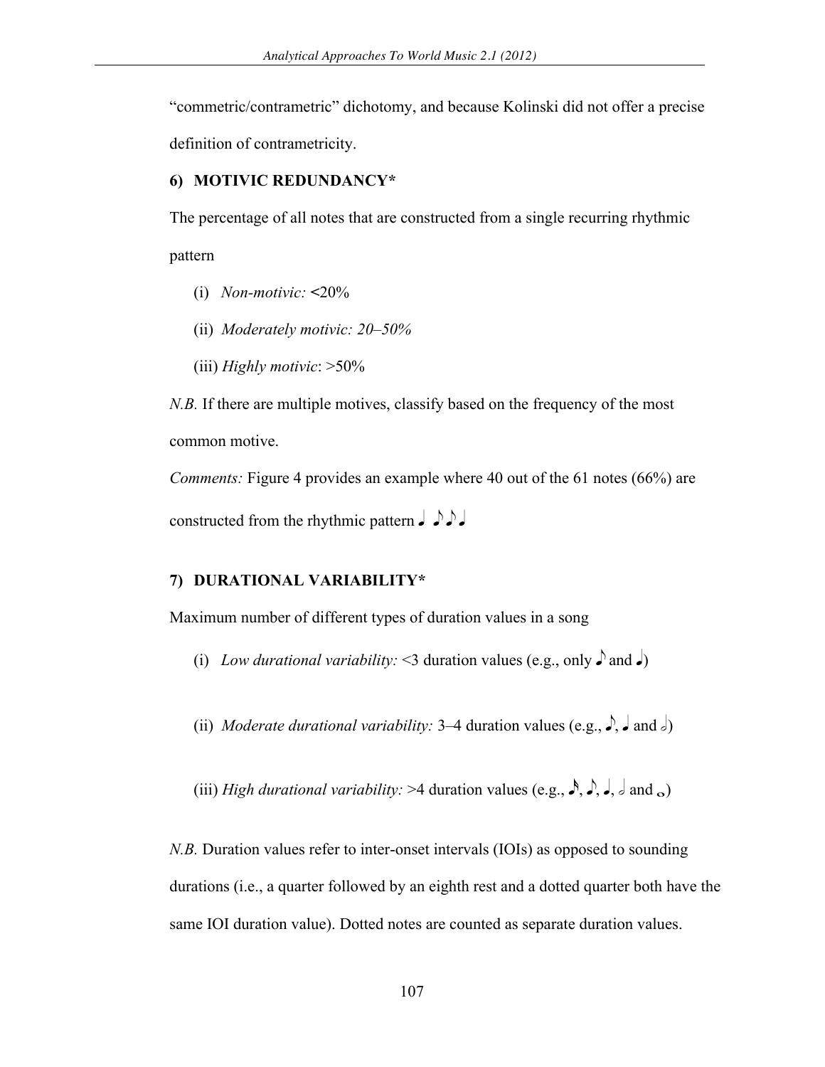"commetric/contrametric" dichotomy, and because Kolinski did not offer a precise definition of contrametricity.

### 6) MOTIVIC REDUNDANCY*

The percentage of all notes that are constructed from a single recurring rhythmic pattern

(i) *Non-motivic:* <20%

(ii) *Moderately motivic: 20–50%*

(iii) *Highly motivic*: >50%

*N.B.* If there are multiple motives, classify based on the frequency of the most common motive.

*Comments:* Figure 4 provides an example where 40 out of the 61 notes (66%) are constructed from the rhythmic pattern ♩ ♪♪♩

### 7) DURATIONAL VARIABILITY*

Maximum number of different types of duration values in a song

(i) *Low durational variability:* <3 duration values (e.g., only ♪ and ♩)

(ii) *Moderate durational variability:* 3–4 duration values (e.g., ♪, ♩ and 𝅗𝅥)

(iii) *High durational variability:* >4 duration values (e.g., 𝅘𝅥𝅯, ♪, ♩, 𝅗𝅥 and 𝅝)

*N.B.* Duration values refer to inter-onset intervals (IOIs) as opposed to sounding durations (i.e., a quarter followed by an eighth rest and a dotted quarter both have the same IOI duration value). Dotted notes are counted as separate duration values.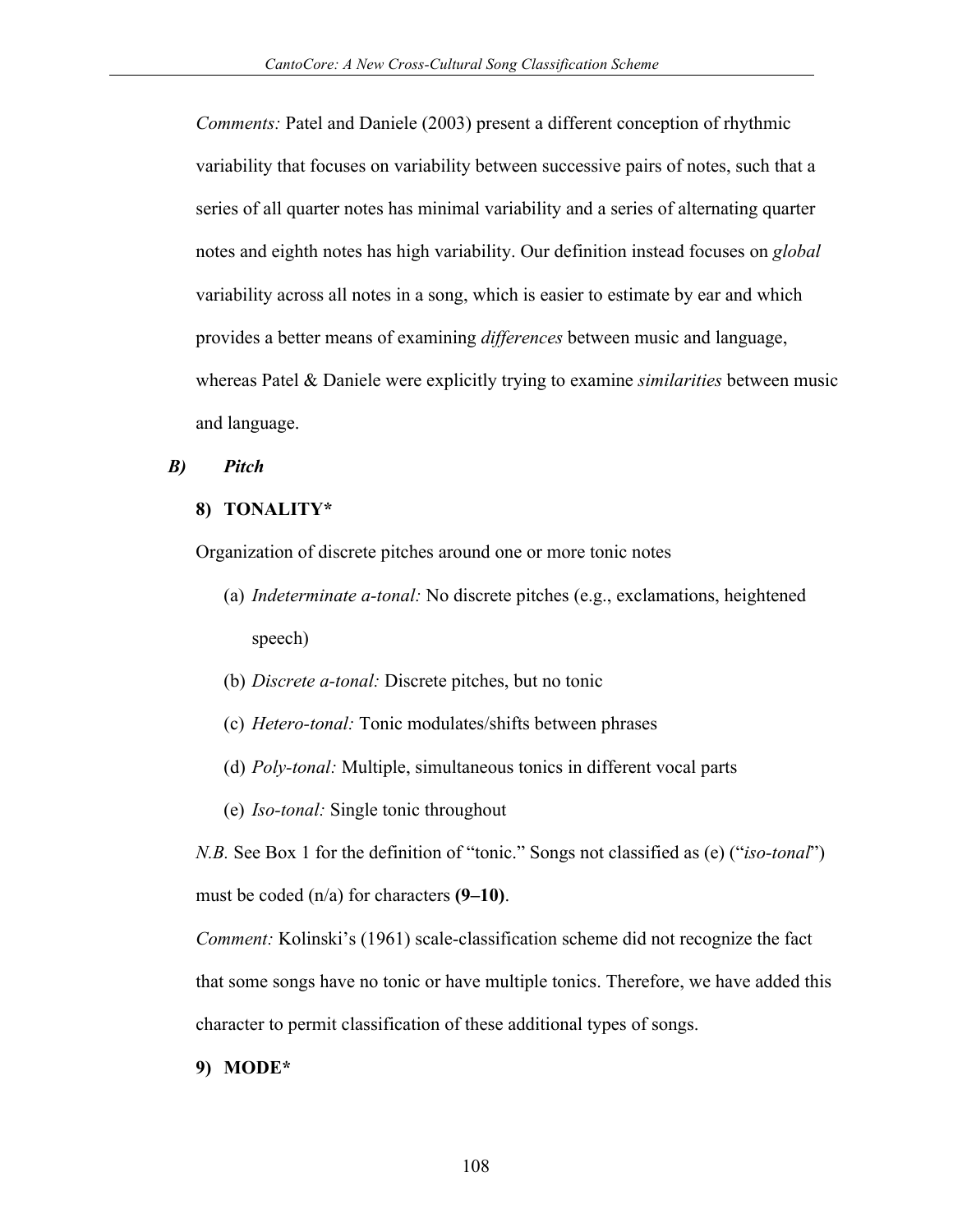*Comments:* Patel and Daniele (2003) present a different conception of rhythmic variability that focuses on variability between successive pairs of notes, such that a series of all quarter notes has minimal variability and a series of alternating quarter notes and eighth notes has high variability. Our definition instead focuses on *global* variability across all notes in a song, which is easier to estimate by ear and which provides a better means of examining *differences* between music and language, whereas Patel & Daniele were explicitly trying to examine *similarities* between music and language.

### *B) Pitch*

#### 8) TONALITY*

Organization of discrete pitches around one or more tonic notes

- (a) *Indeterminate a-tonal:* No discrete pitches (e.g., exclamations, heightened speech)
- (b) *Discrete a-tonal:* Discrete pitches, but no tonic
- (c) *Hetero-tonal:* Tonic modulates/shifts between phrases
- (d) *Poly-tonal:* Multiple, simultaneous tonics in different vocal parts
- (e) *Iso-tonal:* Single tonic throughout

*N.B.* See Box 1 for the definition of "tonic." Songs not classified as (e) ("*iso-tonal*") must be coded (n/a) for characters **(9–10)**.

*Comment:* Kolinski's (1961) scale-classification scheme did not recognize the fact that some songs have no tonic or have multiple tonics. Therefore, we have added this character to permit classification of these additional types of songs.

#### 9) MODE*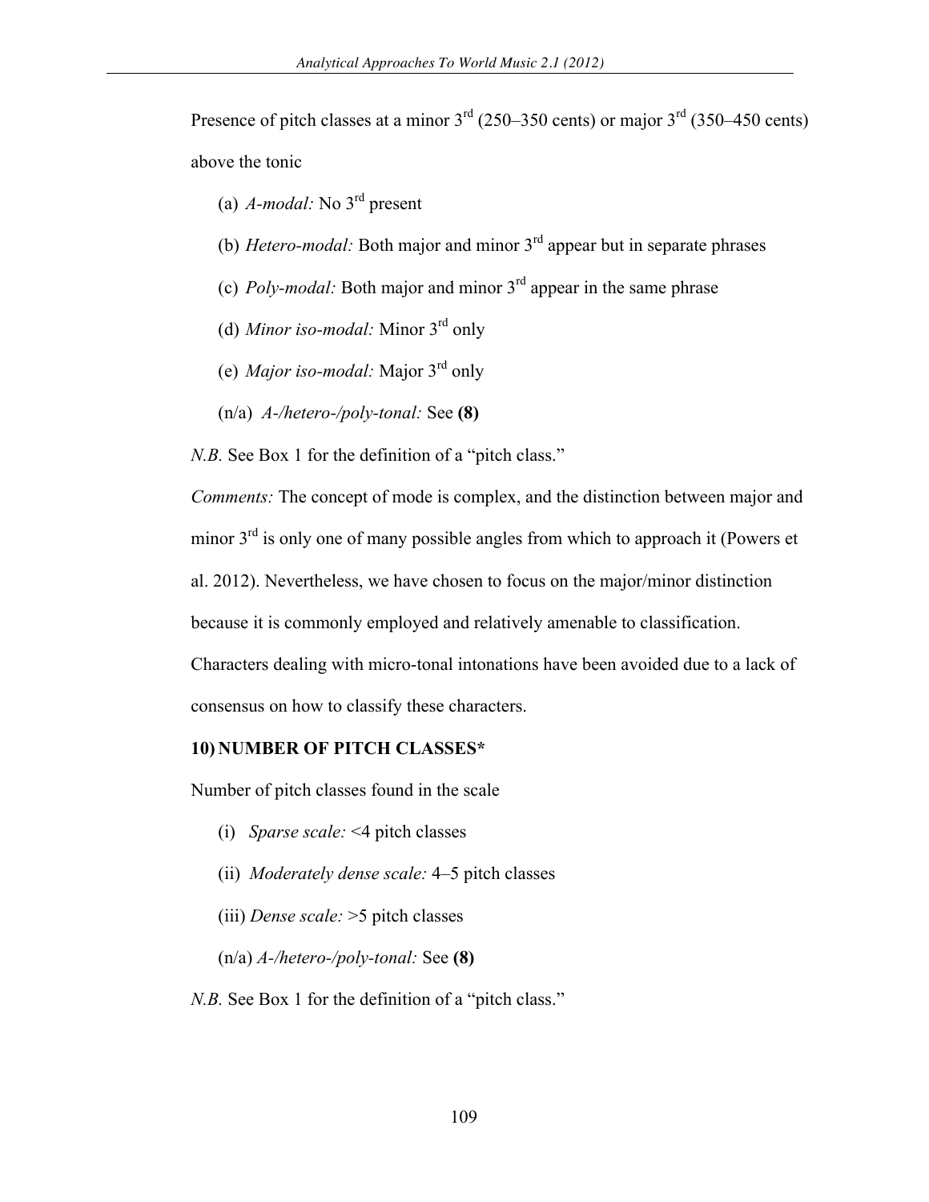Presence of pitch classes at a minor 3rd (250–350 cents) or major 3rd (350–450 cents) above the tonic

(a) *A-modal:* No 3rd present

(b) *Hetero-modal:* Both major and minor 3rd appear but in separate phrases

(c) *Poly-modal:* Both major and minor 3rd appear in the same phrase

(d) *Minor iso-modal:* Minor 3rd only

(e) *Major iso-modal:* Major 3rd only

(n/a) *A-/hetero-/poly-tonal:* See **(8)**

*N.B.* See Box 1 for the definition of a "pitch class."

*Comments:* The concept of mode is complex, and the distinction between major and minor 3rd is only one of many possible angles from which to approach it (Powers et al. 2012). Nevertheless, we have chosen to focus on the major/minor distinction because it is commonly employed and relatively amenable to classification. Characters dealing with micro-tonal intonations have been avoided due to a lack of consensus on how to classify these characters.

**10) NUMBER OF PITCH CLASSES***

Number of pitch classes found in the scale

(i) *Sparse scale:* <4 pitch classes

(ii) *Moderately dense scale:* 4–5 pitch classes

(iii) *Dense scale:* >5 pitch classes

(n/a) *A-/hetero-/poly-tonal:* See **(8)**

*N.B.* See Box 1 for the definition of a "pitch class."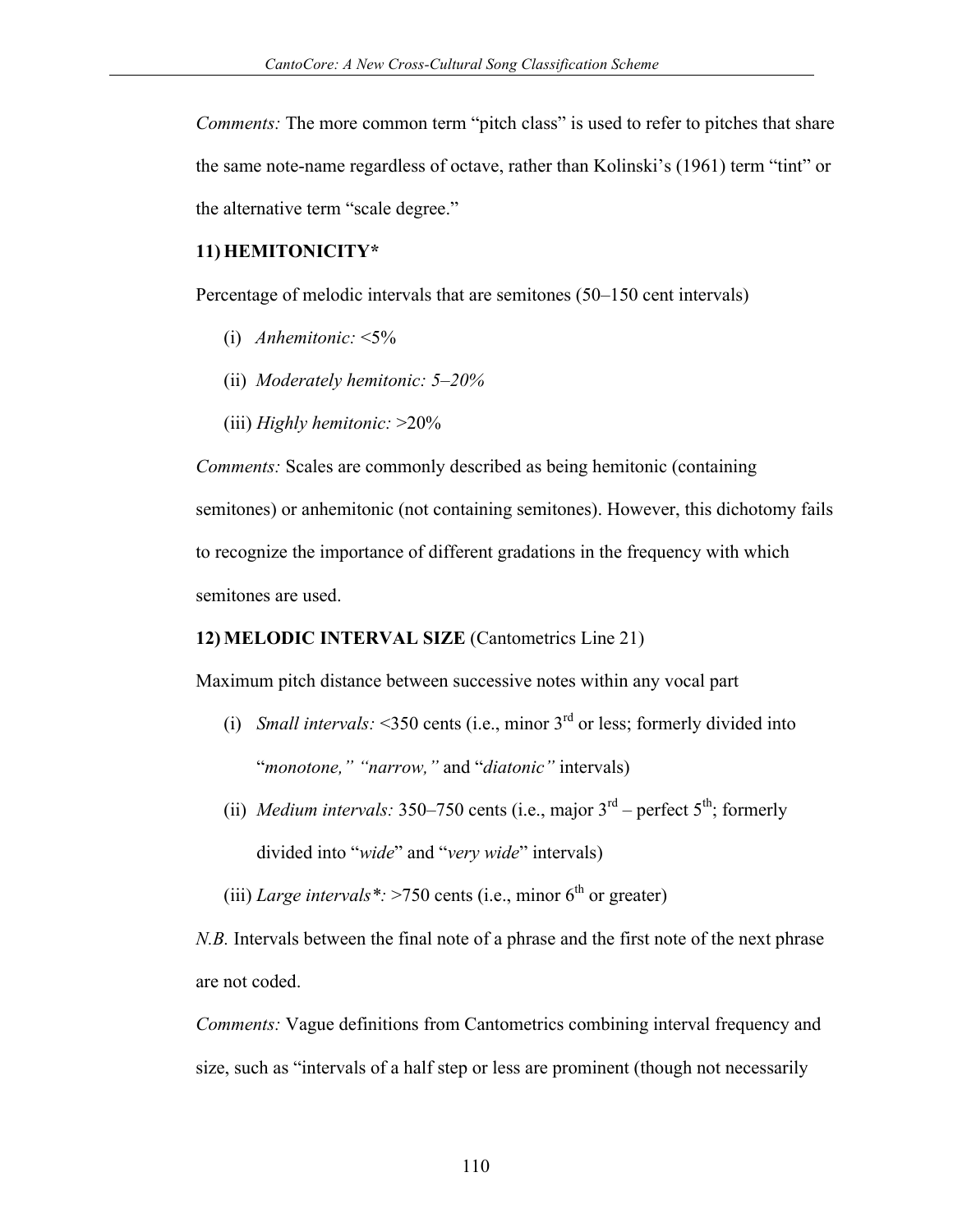*Comments:* The more common term “pitch class” is used to refer to pitches that share the same note-name regardless of octave, rather than Kolinski’s (1961) term “tint” or the alternative term “scale degree.”

**11) HEMITONICITY***

Percentage of melodic intervals that are semitones (50–150 cent intervals)

(i) *Anhemitonic:* <5%

(ii) *Moderately hemitonic: 5–20%*

(iii) *Highly hemitonic:* >20%

*Comments:* Scales are commonly described as being hemitonic (containing semitones) or anhemitonic (not containing semitones). However, this dichotomy fails to recognize the importance of different gradations in the frequency with which semitones are used.

**12) MELODIC INTERVAL SIZE** (Cantometrics Line 21)

Maximum pitch distance between successive notes within any vocal part

(i) *Small intervals:* <350 cents (i.e., minor 3rd or less; formerly divided into “*monotone,” “narrow,”* and “*diatonic”* intervals)

(ii) *Medium intervals:* 350–750 cents (i.e., major 3rd – perfect 5th; formerly divided into “*wide*” and “*very wide*” intervals)

(iii) *Large intervals*:* >750 cents (i.e., minor 6th or greater)

*N.B.* Intervals between the final note of a phrase and the first note of the next phrase are not coded.

*Comments:* Vague definitions from Cantometrics combining interval frequency and size, such as “intervals of a half step or less are prominent (though not necessarily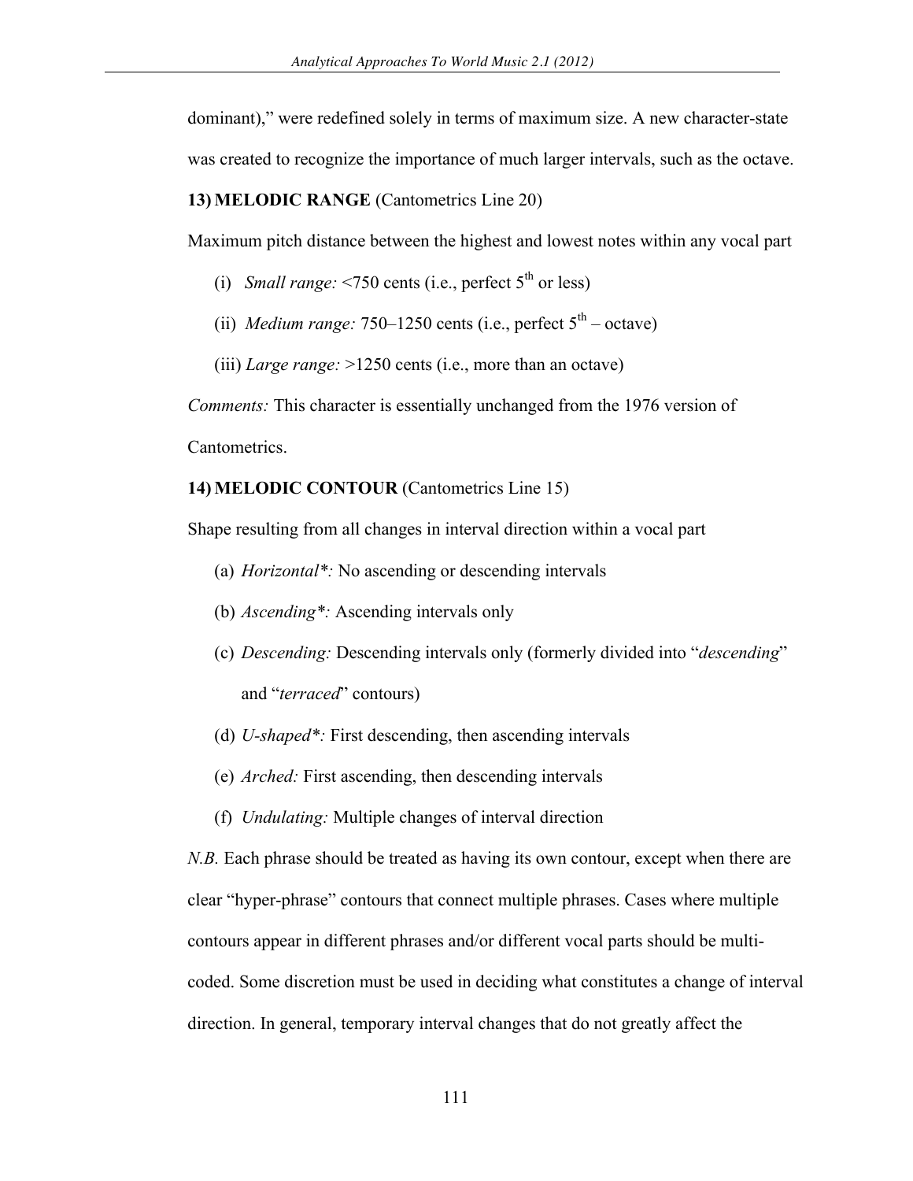dominant)," were redefined solely in terms of maximum size. A new character-state was created to recognize the importance of much larger intervals, such as the octave.

**13) MELODIC RANGE** (Cantometrics Line 20)

Maximum pitch distance between the highest and lowest notes within any vocal part

(i) *Small range:* <750 cents (i.e., perfect 5th or less)

(ii) *Medium range:* 750–1250 cents (i.e., perfect 5th – octave)

(iii) *Large range:* >1250 cents (i.e., more than an octave)

*Comments:* This character is essentially unchanged from the 1976 version of Cantometrics.

**14) MELODIC CONTOUR** (Cantometrics Line 15)

Shape resulting from all changes in interval direction within a vocal part

(a) *Horizontal*:* No ascending or descending intervals

(b) *Ascending*:* Ascending intervals only

(c) *Descending:* Descending intervals only (formerly divided into "*descending*" and "*terraced*" contours)

(d) *U-shaped*:* First descending, then ascending intervals

(e) *Arched:* First ascending, then descending intervals

(f) *Undulating:* Multiple changes of interval direction

*N.B.* Each phrase should be treated as having its own contour, except when there are clear "hyper-phrase" contours that connect multiple phrases. Cases where multiple contours appear in different phrases and/or different vocal parts should be multi-coded. Some discretion must be used in deciding what constitutes a change of interval direction. In general, temporary interval changes that do not greatly affect the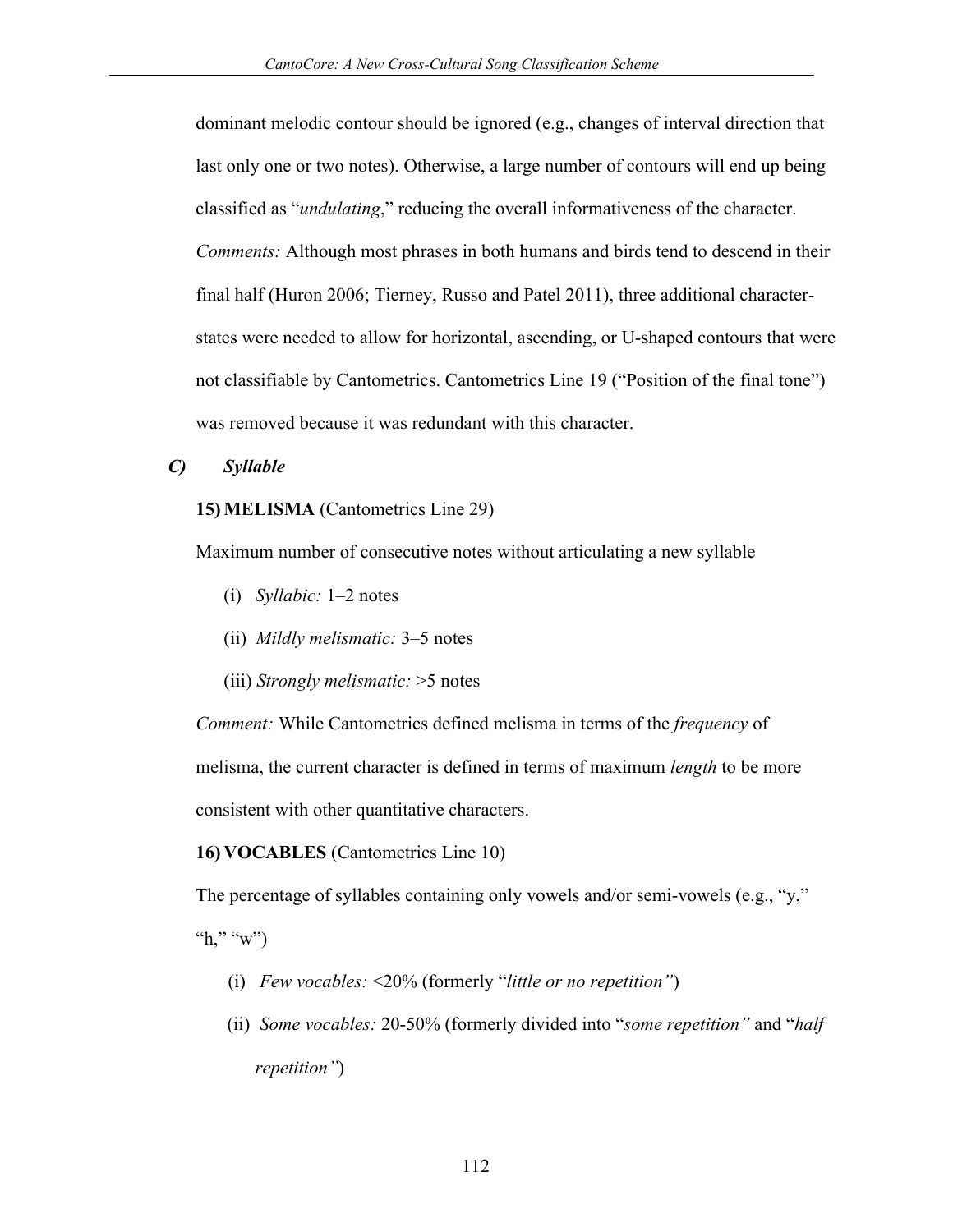dominant melodic contour should be ignored (e.g., changes of interval direction that last only one or two notes). Otherwise, a large number of contours will end up being classified as "*undulating*," reducing the overall informativeness of the character. *Comments:* Although most phrases in both humans and birds tend to descend in their final half (Huron 2006; Tierney, Russo and Patel 2011), three additional character-states were needed to allow for horizontal, ascending, or U-shaped contours that were not classifiable by Cantometrics. Cantometrics Line 19 ("Position of the final tone") was removed because it was redundant with this character.

### *C) Syllable*

**15) MELISMA** (Cantometrics Line 29)

Maximum number of consecutive notes without articulating a new syllable

(i) *Syllabic:* 1–2 notes

(ii) *Mildly melismatic:* 3–5 notes

(iii) *Strongly melismatic:* >5 notes

*Comment:* While Cantometrics defined melisma in terms of the *frequency* of melisma, the current character is defined in terms of maximum *length* to be more consistent with other quantitative characters.

**16) VOCABLES** (Cantometrics Line 10)

The percentage of syllables containing only vowels and/or semi-vowels (e.g., "y," "h," "w")

(i) *Few vocables:* <20% (formerly "*little or no repetition"*)

(ii) *Some vocables:* 20-50% (formerly divided into "*some repetition"* and "*half repetition"*)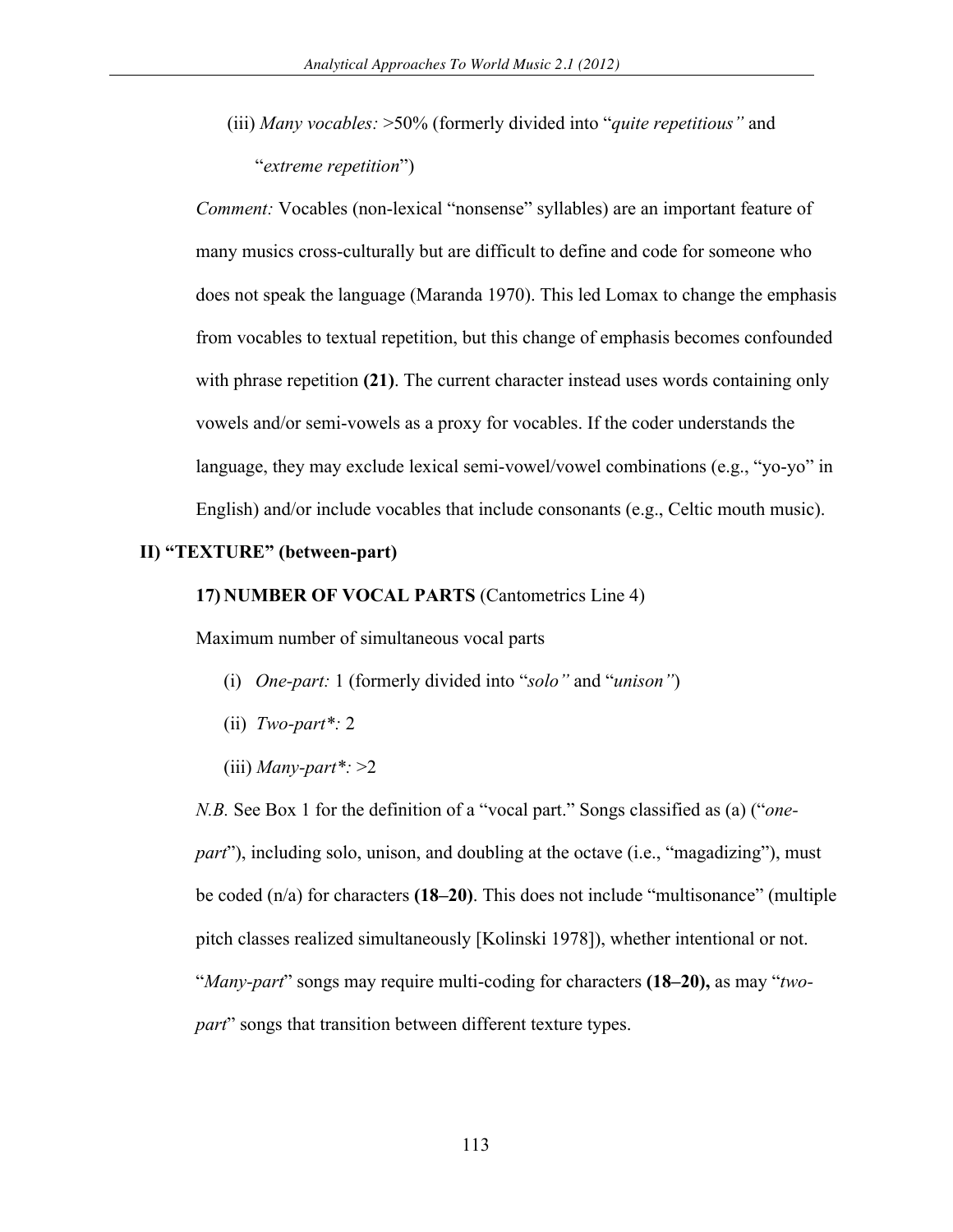(iii) *Many vocables:* >50% (formerly divided into "*quite repetitious"* and "*extreme repetition*")

*Comment:* Vocables (non-lexical "nonsense" syllables) are an important feature of many musics cross-culturally but are difficult to define and code for someone who does not speak the language (Maranda 1970). This led Lomax to change the emphasis from vocables to textual repetition, but this change of emphasis becomes confounded with phrase repetition **(21)**. The current character instead uses words containing only vowels and/or semi-vowels as a proxy for vocables. If the coder understands the language, they may exclude lexical semi-vowel/vowel combinations (e.g., "yo-yo" in English) and/or include vocables that include consonants (e.g., Celtic mouth music).

## II) "TEXTURE" (between-part)

### 17) NUMBER OF VOCAL PARTS (Cantometrics Line 4)

Maximum number of simultaneous vocal parts

(i) *One-part:* 1 (formerly divided into "*solo"* and "*unison"*)

(ii) *Two-part*:* 2

(iii) *Many-part*:* >2

*N.B.* See Box 1 for the definition of a "vocal part." Songs classified as (a) ("*one-part*"), including solo, unison, and doubling at the octave (i.e., "magadizing"), must be coded (n/a) for characters **(18–20)**. This does not include "multisonance" (multiple pitch classes realized simultaneously [Kolinski 1978]), whether intentional or not. "*Many-part*" songs may require multi-coding for characters **(18–20),** as may "*two-part*" songs that transition between different texture types.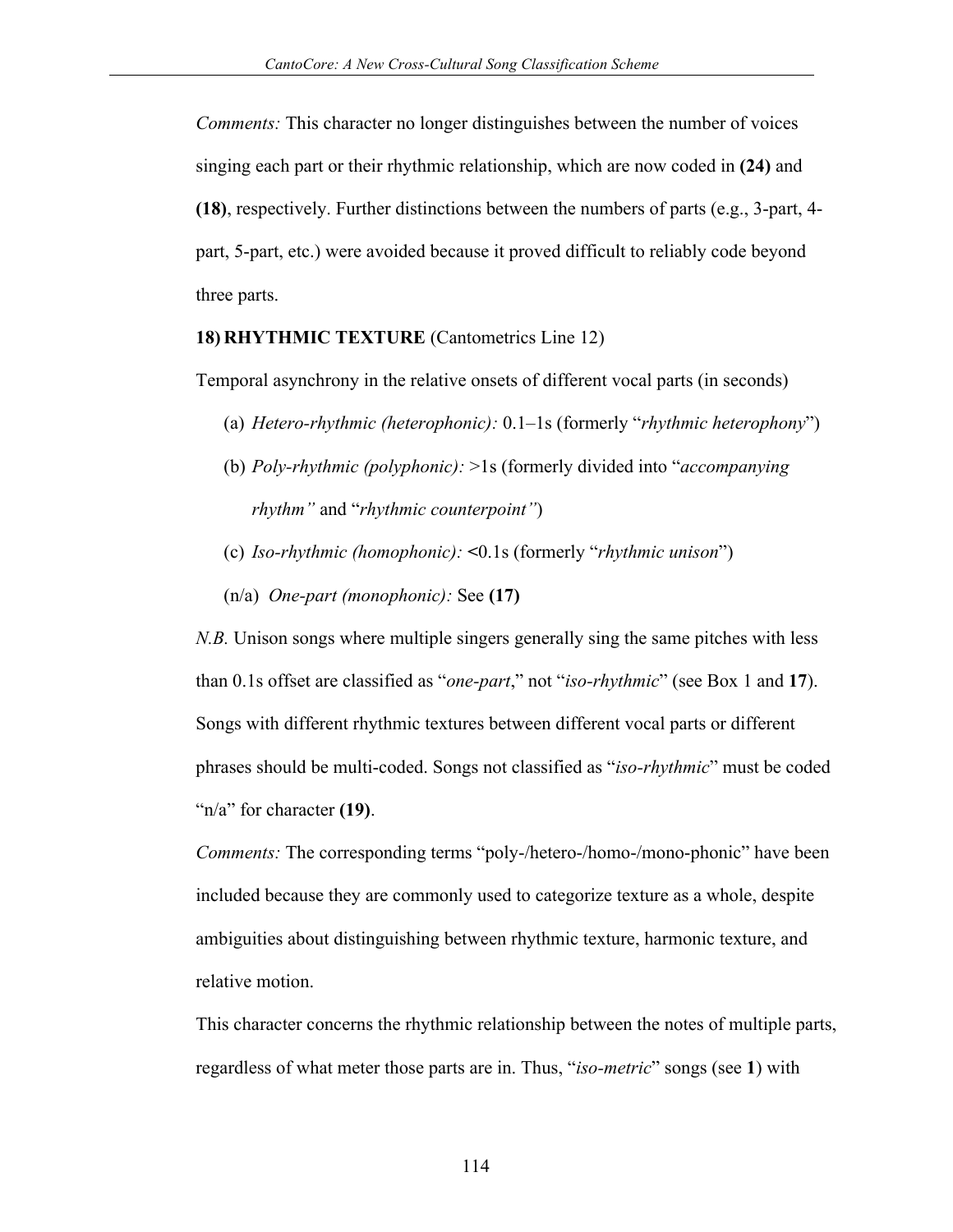*Comments:* This character no longer distinguishes between the number of voices singing each part or their rhythmic relationship, which are now coded in **(24)** and **(18)**, respectively. Further distinctions between the numbers of parts (e.g., 3-part, 4-part, 5-part, etc.) were avoided because it proved difficult to reliably code beyond three parts.

**18) RHYTHMIC TEXTURE** (Cantometrics Line 12)

Temporal asynchrony in the relative onsets of different vocal parts (in seconds)

(a) *Hetero-rhythmic (heterophonic):* 0.1–1s (formerly "*rhythmic heterophony*")

(b) *Poly-rhythmic (polyphonic):* >1s (formerly divided into "*accompanying rhythm"* and "*rhythmic counterpoint"*)

(c) *Iso-rhythmic (homophonic):* <0.1s (formerly "*rhythmic unison*")

(n/a) *One-part (monophonic):* See **(17)**

*N.B.* Unison songs where multiple singers generally sing the same pitches with less than 0.1s offset are classified as "*one-part*," not "*iso-rhythmic*" (see Box 1 and **17**). Songs with different rhythmic textures between different vocal parts or different phrases should be multi-coded. Songs not classified as "*iso-rhythmic*" must be coded "n/a" for character **(19)**.

*Comments:* The corresponding terms "poly-/hetero-/homo-/mono-phonic" have been included because they are commonly used to categorize texture as a whole, despite ambiguities about distinguishing between rhythmic texture, harmonic texture, and relative motion.

This character concerns the rhythmic relationship between the notes of multiple parts, regardless of what meter those parts are in. Thus, "*iso-metric*" songs (see **1**) with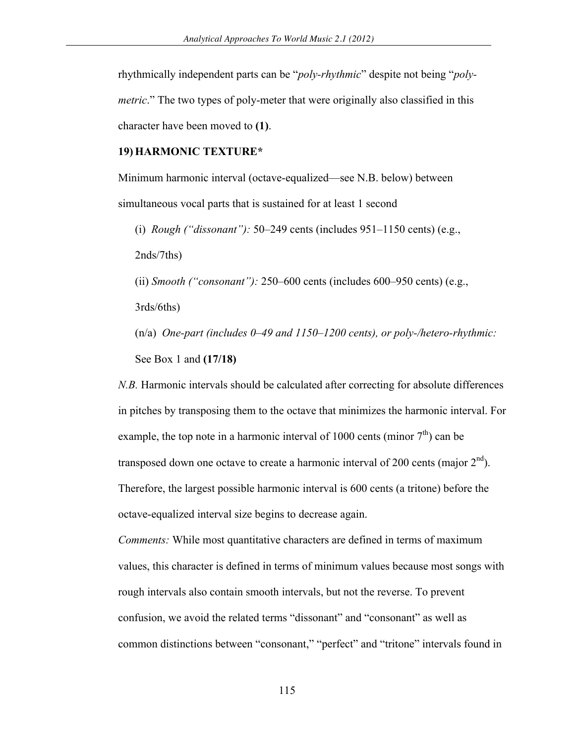rhythmically independent parts can be "*poly-rhythmic*" despite not being "*poly-metric*." The two types of poly-meter that were originally also classified in this character have been moved to **(1)**.

**19) HARMONIC TEXTURE***

Minimum harmonic interval (octave-equalized—see N.B. below) between simultaneous vocal parts that is sustained for at least 1 second

(i) *Rough ("dissonant"):* 50–249 cents (includes 951–1150 cents) (e.g., 2nds/7ths)

(ii) *Smooth ("consonant"):* 250–600 cents (includes 600–950 cents) (e.g., 3rds/6ths)

(n/a) *One-part (includes 0–49 and 1150–1200 cents), or poly-/hetero-rhythmic:* See Box 1 and **(17/18)**

*N.B.* Harmonic intervals should be calculated after correcting for absolute differences in pitches by transposing them to the octave that minimizes the harmonic interval. For example, the top note in a harmonic interval of 1000 cents (minor 7th) can be transposed down one octave to create a harmonic interval of 200 cents (major 2nd). Therefore, the largest possible harmonic interval is 600 cents (a tritone) before the octave-equalized interval size begins to decrease again.

*Comments:* While most quantitative characters are defined in terms of maximum values, this character is defined in terms of minimum values because most songs with rough intervals also contain smooth intervals, but not the reverse. To prevent confusion, we avoid the related terms "dissonant" and "consonant" as well as common distinctions between "consonant," "perfect" and "tritone" intervals found in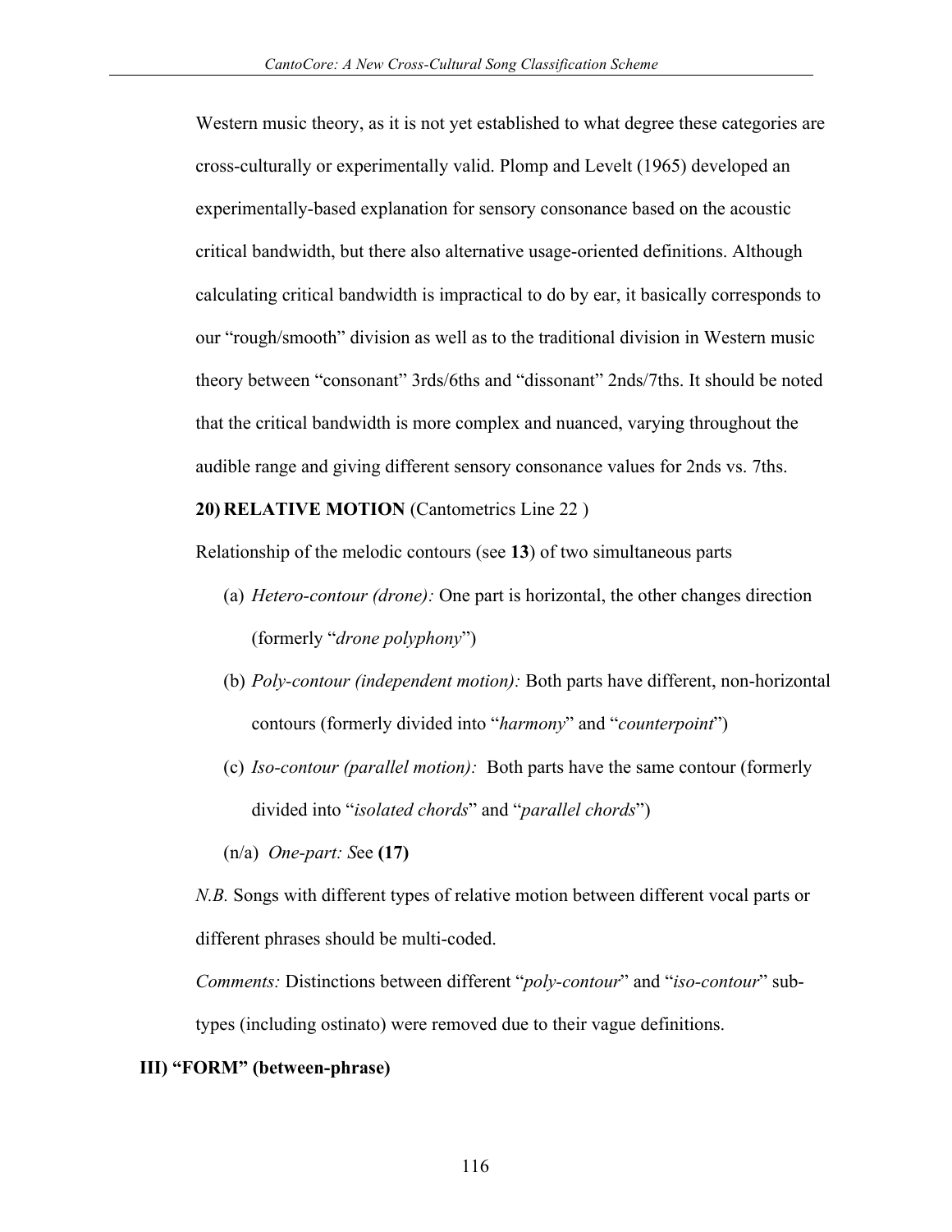Western music theory, as it is not yet established to what degree these categories are cross-culturally or experimentally valid. Plomp and Levelt (1965) developed an experimentally-based explanation for sensory consonance based on the acoustic critical bandwidth, but there also alternative usage-oriented definitions. Although calculating critical bandwidth is impractical to do by ear, it basically corresponds to our "rough/smooth" division as well as to the traditional division in Western music theory between "consonant" 3rds/6ths and "dissonant" 2nds/7ths. It should be noted that the critical bandwidth is more complex and nuanced, varying throughout the audible range and giving different sensory consonance values for 2nds vs. 7ths.

**20) RELATIVE MOTION** (Cantometrics Line 22 )

Relationship of the melodic contours (see **13**) of two simultaneous parts

- (a) *Hetero-contour (drone):* One part is horizontal, the other changes direction (formerly "*drone polyphony*")
- (b) *Poly-contour (independent motion):* Both parts have different, non-horizontal contours (formerly divided into "*harmony*" and "*counterpoint*")
- (c) *Iso-contour (parallel motion):* Both parts have the same contour (formerly divided into "*isolated chords*" and "*parallel chords*")
- (n/a) *One-part: S*ee **(17)**

*N.B.* Songs with different types of relative motion between different vocal parts or different phrases should be multi-coded.

*Comments:* Distinctions between different "*poly-contour*" and "*iso-contour*" sub-types (including ostinato) were removed due to their vague definitions.

## III) "FORM" (between-phrase)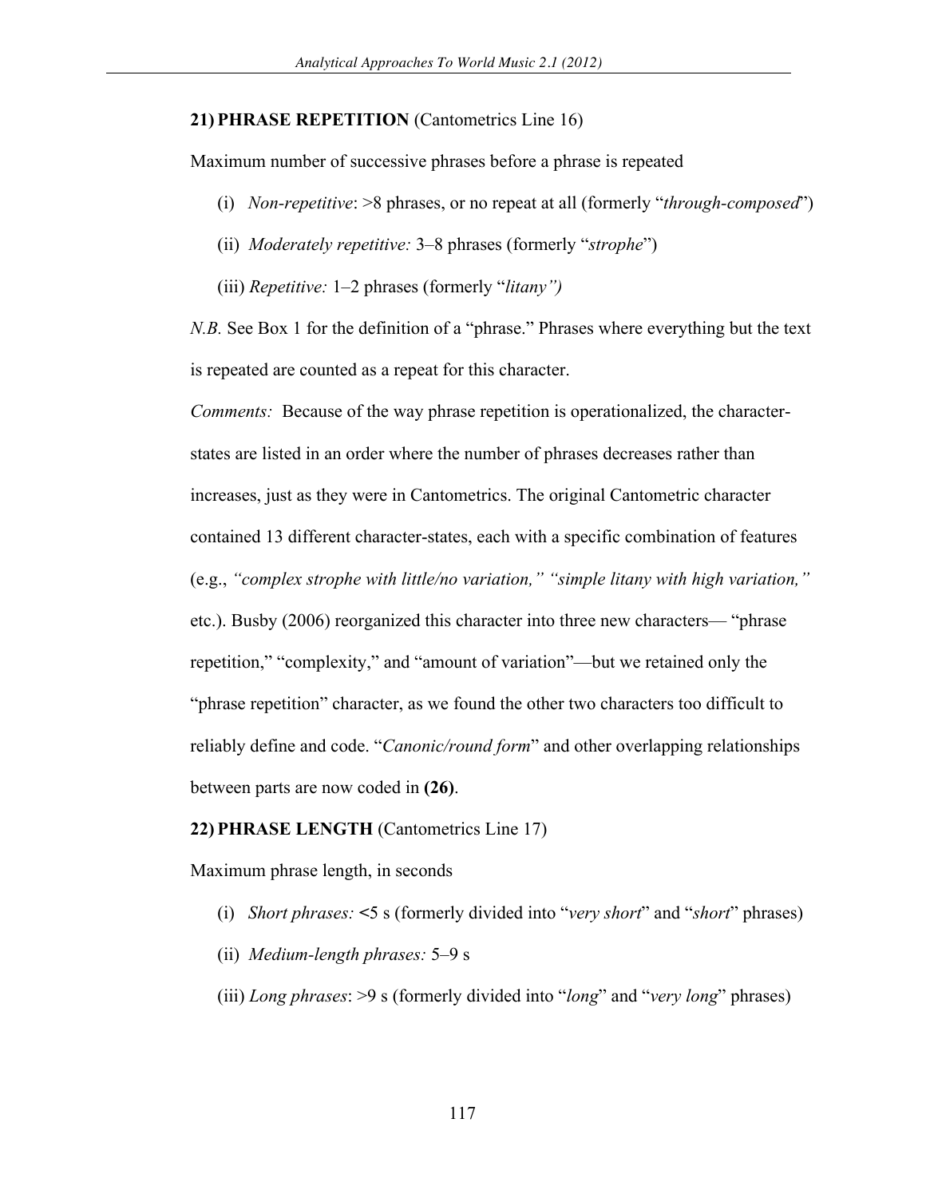**21) PHRASE REPETITION** (Cantometrics Line 16)

Maximum number of successive phrases before a phrase is repeated

(i) *Non-repetitive*: >8 phrases, or no repeat at all (formerly "*through-composed*")

(ii) *Moderately repetitive:* 3–8 phrases (formerly "*strophe*")

(iii) *Repetitive:* 1–2 phrases (formerly "*litany")*

*N.B.* See Box 1 for the definition of a "phrase." Phrases where everything but the text is repeated are counted as a repeat for this character.

*Comments:* Because of the way phrase repetition is operationalized, the character-states are listed in an order where the number of phrases decreases rather than increases, just as they were in Cantometrics. The original Cantometric character contained 13 different character-states, each with a specific combination of features (e.g., *"complex strophe with little/no variation," "simple litany with high variation,"* etc.). Busby (2006) reorganized this character into three new characters— "phrase repetition," "complexity," and "amount of variation"—but we retained only the "phrase repetition" character, as we found the other two characters too difficult to reliably define and code. "*Canonic/round form*" and other overlapping relationships between parts are now coded in **(26)**.

**22) PHRASE LENGTH** (Cantometrics Line 17)

Maximum phrase length, in seconds

(i) *Short phrases:* <5 s (formerly divided into "*very short*" and "*short*" phrases)

(ii) *Medium-length phrases:* 5–9 s

(iii) *Long phrases*: >9 s (formerly divided into "*long*" and "*very long*" phrases)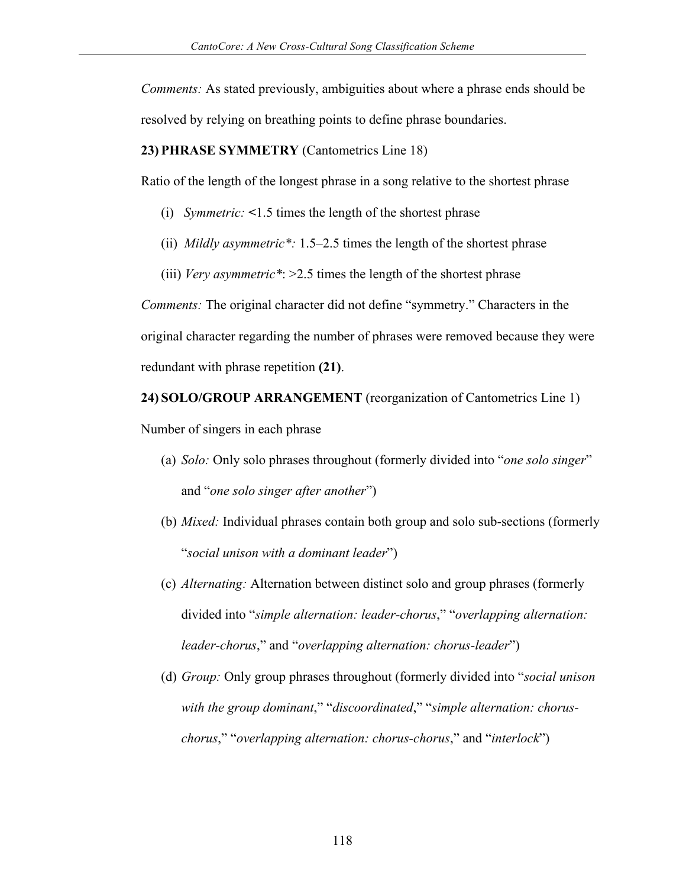*Comments:* As stated previously, ambiguities about where a phrase ends should be resolved by relying on breathing points to define phrase boundaries.

**23) PHRASE SYMMETRY** (Cantometrics Line 18)

Ratio of the length of the longest phrase in a song relative to the shortest phrase

(i) *Symmetric:* <1.5 times the length of the shortest phrase

(ii) *Mildly asymmetric*:* 1.5–2.5 times the length of the shortest phrase

(iii) *Very asymmetric**: >2.5 times the length of the shortest phrase

*Comments:* The original character did not define "symmetry." Characters in the original character regarding the number of phrases were removed because they were redundant with phrase repetition **(21)**.

**24) SOLO/GROUP ARRANGEMENT** (reorganization of Cantometrics Line 1)

Number of singers in each phrase

(a) *Solo:* Only solo phrases throughout (formerly divided into "*one solo singer*" and "*one solo singer after another*")

(b) *Mixed:* Individual phrases contain both group and solo sub-sections (formerly "*social unison with a dominant leader*")

(c) *Alternating:* Alternation between distinct solo and group phrases (formerly divided into "*simple alternation: leader-chorus*," "*overlapping alternation: leader-chorus*," and "*overlapping alternation: chorus-leader*")

(d) *Group:* Only group phrases throughout (formerly divided into "*social unison with the group dominant*," "*discoordinated*," "*simple alternation: chorus-chorus*," "*overlapping alternation: chorus-chorus*," and "*interlock*")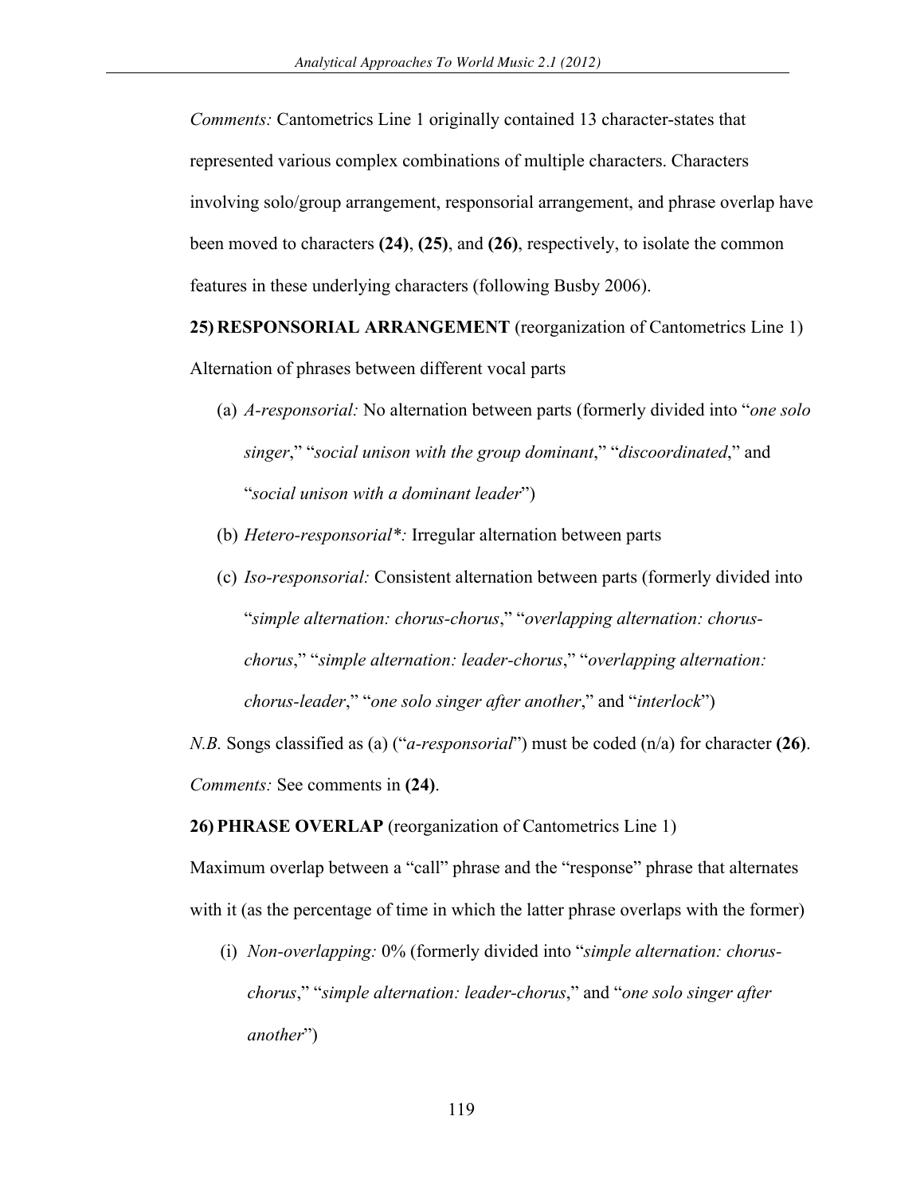*Comments:* Cantometrics Line 1 originally contained 13 character-states that represented various complex combinations of multiple characters. Characters involving solo/group arrangement, responsorial arrangement, and phrase overlap have been moved to characters **(24)**, **(25)**, and **(26)**, respectively, to isolate the common features in these underlying characters (following Busby 2006).

**25) RESPONSORIAL ARRANGEMENT** (reorganization of Cantometrics Line 1)

Alternation of phrases between different vocal parts

(a) *A-responsorial:* No alternation between parts (formerly divided into "*one solo singer*," "*social unison with the group dominant*," "*discoordinated*," and "*social unison with a dominant leader*")

(b) *Hetero-responsorial\*:* Irregular alternation between parts

(c) *Iso-responsorial:* Consistent alternation between parts (formerly divided into "*simple alternation: chorus-chorus*," "*overlapping alternation: chorus-chorus*," "*simple alternation: leader-chorus*," "*overlapping alternation: chorus-leader*," "*one solo singer after another*," and "*interlock*")

*N.B.* Songs classified as (a) ("*a-responsorial*") must be coded (n/a) for character **(26)**.

*Comments:* See comments in **(24)**.

**26) PHRASE OVERLAP** (reorganization of Cantometrics Line 1)

Maximum overlap between a "call" phrase and the "response" phrase that alternates with it (as the percentage of time in which the latter phrase overlaps with the former)

(i) *Non-overlapping:* 0% (formerly divided into "*simple alternation: chorus-chorus*," "*simple alternation: leader-chorus*," and "*one solo singer after another*")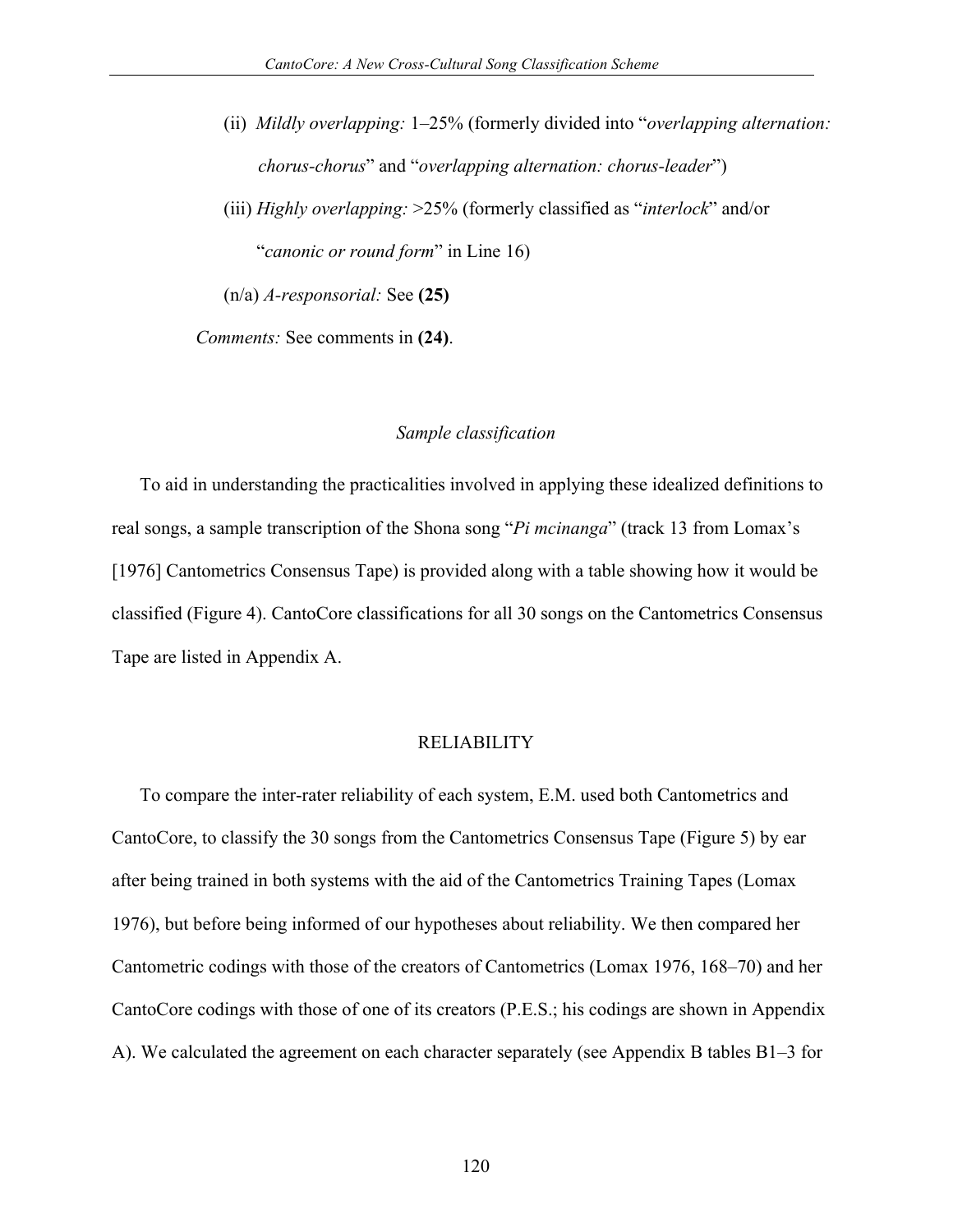(ii) *Mildly overlapping:* 1–25% (formerly divided into "*overlapping alternation: chorus-chorus*" and "*overlapping alternation: chorus-leader*")

(iii) *Highly overlapping:* >25% (formerly classified as "*interlock*" and/or "*canonic or round form*" in Line 16)

(n/a) *A-responsorial:* See **(25)**

*Comments:* See comments in **(24)**.

### *Sample classification*

To aid in understanding the practicalities involved in applying these idealized definitions to real songs, a sample transcription of the Shona song "*Pi mcinanga*" (track 13 from Lomax's [1976] Cantometrics Consensus Tape) is provided along with a table showing how it would be classified (Figure 4). CantoCore classifications for all 30 songs on the Cantometrics Consensus Tape are listed in Appendix A.

## RELIABILITY

To compare the inter-rater reliability of each system, E.M. used both Cantometrics and CantoCore, to classify the 30 songs from the Cantometrics Consensus Tape (Figure 5) by ear after being trained in both systems with the aid of the Cantometrics Training Tapes (Lomax 1976), but before being informed of our hypotheses about reliability. We then compared her Cantometric codings with those of the creators of Cantometrics (Lomax 1976, 168–70) and her CantoCore codings with those of one of its creators (P.E.S.; his codings are shown in Appendix A). We calculated the agreement on each character separately (see Appendix B tables B1–3 for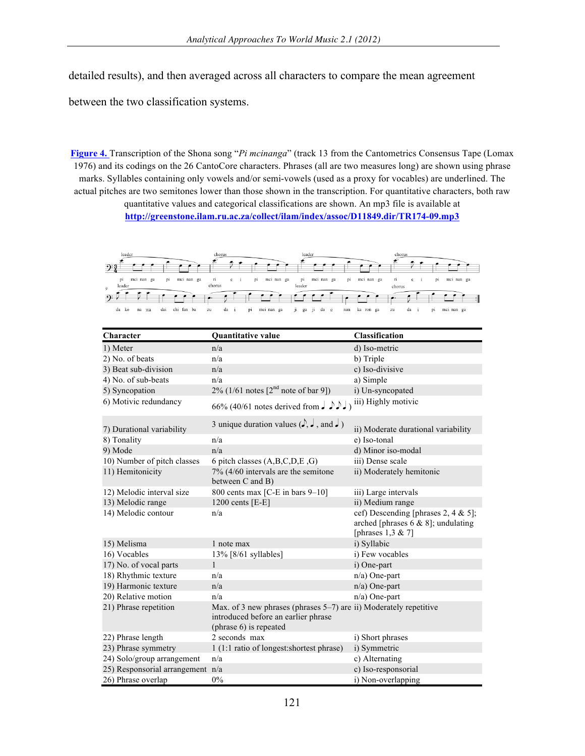detailed results), and then averaged across all characters to compare the mean agreement between the two classification systems.

**Figure 4.** Transcription of the Shona song "*Pi mcinanga*" (track 13 from the Cantometrics Consensus Tape (Lomax 1976) and its codings on the 26 CantoCore characters. Phrases (all are two measures long) are shown using phrase marks. Syllables containing only vowels and/or semi-vowels (used as a proxy for vocables) are underlined. The actual pitches are two semitones lower than those shown in the transcription. For quantitative characters, both raw quantitative values and categorical classifications are shown. An mp3 file is available at http://greenstone.ilam.ru.ac.za/collect/ilam/index/assoc/D11849.dir/TR174-09.mp3

| Character | Quantitative value | Classification |
|---|---|---|
| 1) Meter | n/a | d) Iso-metric |
| 2) No. of beats | n/a | b) Triple |
| 3) Beat sub-division | n/a | c) Iso-divisive |
| 4) No. of sub-beats | n/a | a) Simple |
| 5) Syncopation | 2% (1/61 notes [2nd note of bar 9]) | i) Un-syncopated |
| 6) Motivic redundancy | 66% (40/61 notes derived from ♩ ♪♪♩) | iii) Highly motivic |
| 7) Durational variability | 3 unique duration values (♪, ♩, and ♩.) | ii) Moderate durational variability |
| 8) Tonality | n/a | e) Iso-tonal |
| 9) Mode | n/a | d) Minor iso-modal |
| 10) Number of pitch classes | 6 pitch classes (A,B,C,D,E ,G) | iii) Dense scale |
| 11) Hemitonicity | 7% (4/60 intervals are the semitone between C and B) | ii) Moderately hemitonic |
| 12) Melodic interval size | 800 cents max [C-E in bars 9–10] | iii) Large intervals |
| 13) Melodic range | 1200 cents [E-E] | ii) Medium range |
| 14) Melodic contour | n/a | cef) Descending [phrases 2, 4 & 5]; arched [phrases 6 & 8]; undulating [phrases 1,3 & 7] |
| 15) Melisma | 1 note max | i) Syllabic |
| 16) Vocables | 13% [8/61 syllables] | i) Few vocables |
| 17) No. of vocal parts | 1 | i) One-part |
| 18) Rhythmic texture | n/a | n/a) One-part |
| 19) Harmonic texture | n/a | n/a) One-part |
| 20) Relative motion | n/a | n/a) One-part |
| 21) Phrase repetition | Max. of 3 new phrases (phrases 5–7) are introduced before an earlier phrase (phrase 6) is repeated | ii) Moderately repetitive |
| 22) Phrase length | 2 seconds max | i) Short phrases |
| 23) Phrase symmetry | 1 (1:1 ratio of longest:shortest phrase) | i) Symmetric |
| 24) Solo/group arrangement | n/a | c) Alternating |
| 25) Responsorial arrangement | n/a | c) Iso-responsorial |
| 26) Phrase overlap | 0% | i) Non-overlapping |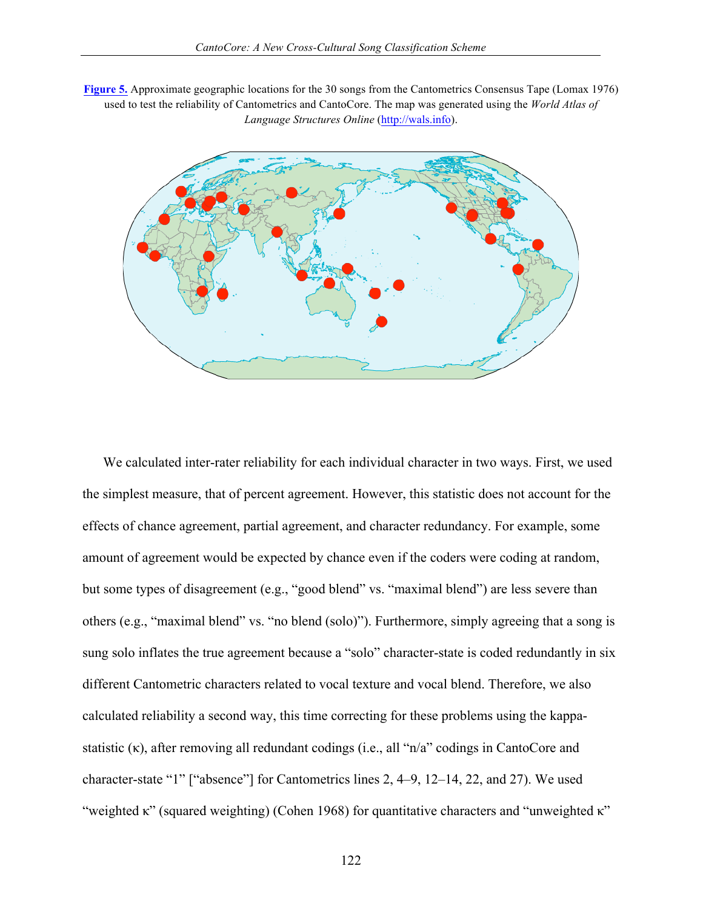**Figure 5.** Approximate geographic locations for the 30 songs from the Cantometrics Consensus Tape (Lomax 1976) used to test the reliability of Cantometrics and CantoCore. The map was generated using the *World Atlas of Language Structures Online* (http://wals.info).

We calculated inter-rater reliability for each individual character in two ways. First, we used the simplest measure, that of percent agreement. However, this statistic does not account for the effects of chance agreement, partial agreement, and character redundancy. For example, some amount of agreement would be expected by chance even if the coders were coding at random, but some types of disagreement (e.g., "good blend" vs. "maximal blend") are less severe than others (e.g., "maximal blend" vs. "no blend (solo)"). Furthermore, simply agreeing that a song is sung solo inflates the true agreement because a "solo" character-state is coded redundantly in six different Cantometric characters related to vocal texture and vocal blend. Therefore, we also calculated reliability a second way, this time correcting for these problems using the kappa-statistic ($\kappa$), after removing all redundant codings (i.e., all "n/a" codings in CantoCore and character-state "1" ["absence"] for Cantometrics lines 2, 4–9, 12–14, 22, and 27). We used "weighted $\kappa$" (squared weighting) (Cohen 1968) for quantitative characters and "unweighted $\kappa$"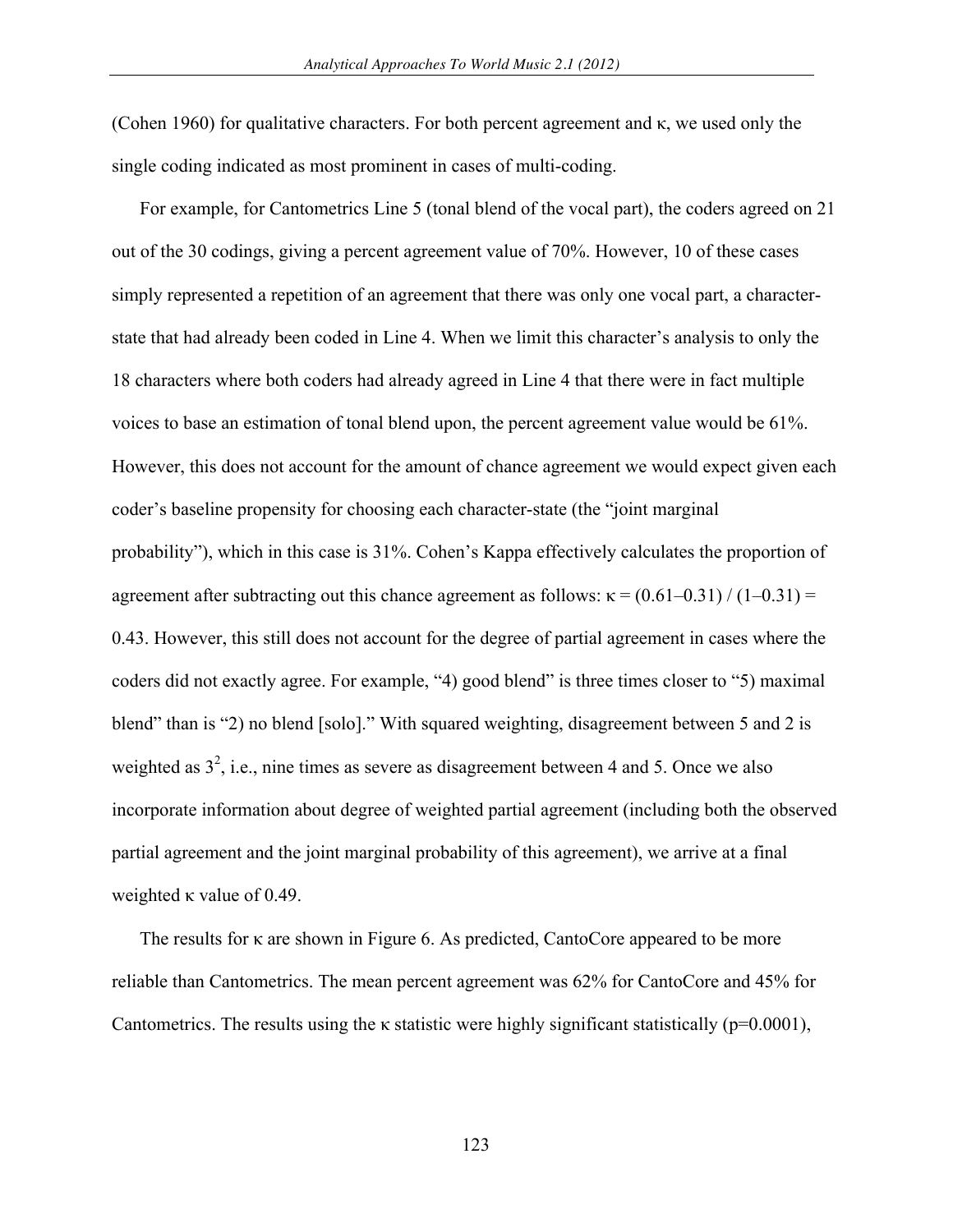(Cohen 1960) for qualitative characters. For both percent agreement and $\kappa$, we used only the single coding indicated as most prominent in cases of multi-coding.

For example, for Cantometrics Line 5 (tonal blend of the vocal part), the coders agreed on 21 out of the 30 codings, giving a percent agreement value of 70%. However, 10 of these cases simply represented a repetition of an agreement that there was only one vocal part, a character-state that had already been coded in Line 4. When we limit this character's analysis to only the 18 characters where both coders had already agreed in Line 4 that there were in fact multiple voices to base an estimation of tonal blend upon, the percent agreement value would be 61%. However, this does not account for the amount of chance agreement we would expect given each coder's baseline propensity for choosing each character-state (the "joint marginal probability"), which in this case is 31%. Cohen's Kappa effectively calculates the proportion of agreement after subtracting out this chance agreement as follows: $\kappa = (0.61–0.31) / (1–0.31) = 0.43$. However, this still does not account for the degree of partial agreement in cases where the coders did not exactly agree. For example, "4) good blend" is three times closer to "5) maximal blend" than is "2) no blend [solo]." With squared weighting, disagreement between 5 and 2 is weighted as $3^2$, i.e., nine times as severe as disagreement between 4 and 5. Once we also incorporate information about degree of weighted partial agreement (including both the observed partial agreement and the joint marginal probability of this agreement), we arrive at a final weighted $\kappa$ value of 0.49.

The results for $\kappa$ are shown in Figure 6. As predicted, CantoCore appeared to be more reliable than Cantometrics. The mean percent agreement was 62% for CantoCore and 45% for Cantometrics. The results using the $\kappa$ statistic were highly significant statistically ($p=0.0001$),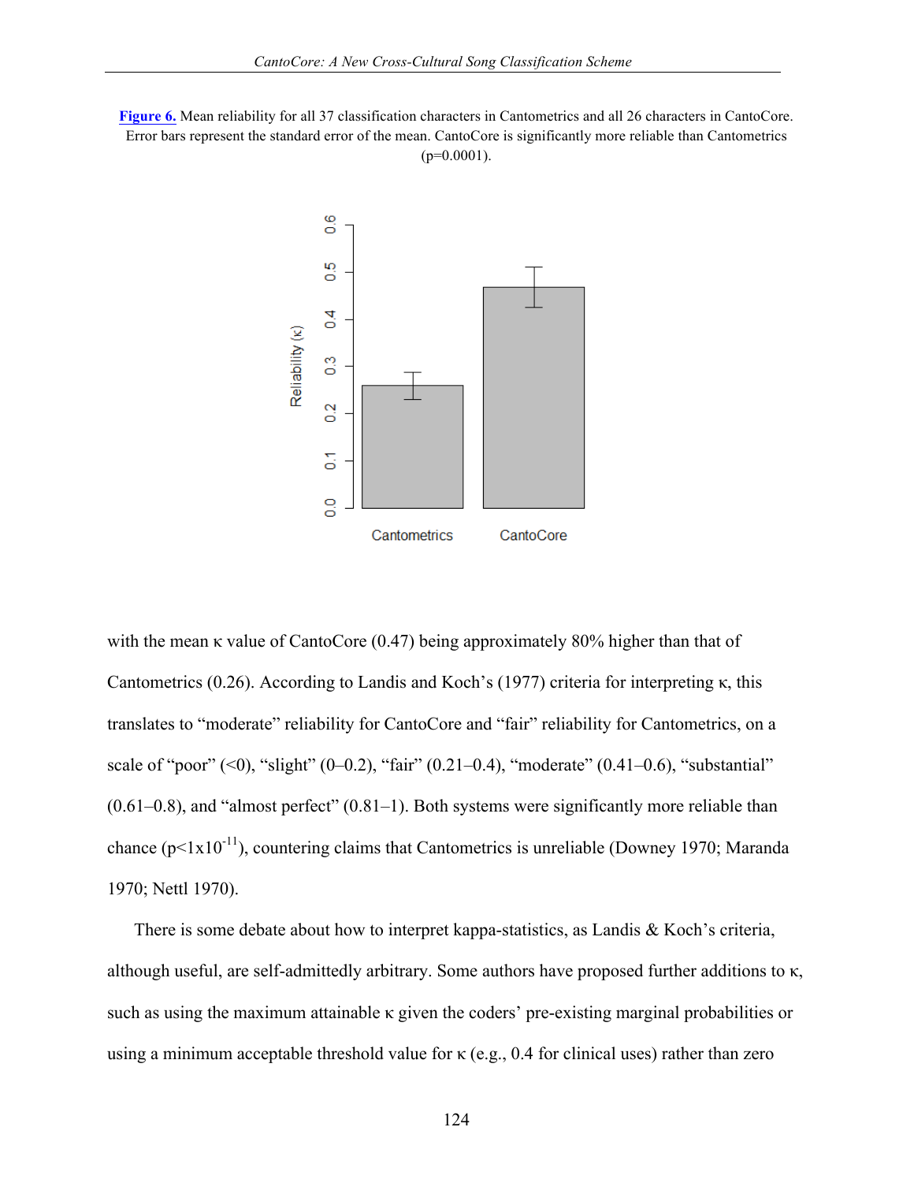**Figure 6.** Mean reliability for all 37 classification characters in Cantometrics and all 26 characters in CantoCore. Error bars represent the standard error of the mean. CantoCore is significantly more reliable than Cantometrics ($p=0.0001$).

with the mean κ value of CantoCore (0.47) being approximately 80% higher than that of Cantometrics (0.26). According to Landis and Koch's (1977) criteria for interpreting κ, this translates to "moderate" reliability for CantoCore and "fair" reliability for Cantometrics, on a scale of "poor" (<0), "slight" (0–0.2), "fair" (0.21–0.4), "moderate" (0.41–0.6), "substantial" (0.61–0.8), and "almost perfect" (0.81–1). Both systems were significantly more reliable than chance ($p<1\times10^{-11}$), countering claims that Cantometrics is unreliable (Downey 1970; Maranda 1970; Nettl 1970).

There is some debate about how to interpret kappa-statistics, as Landis & Koch's criteria, although useful, are self-admittedly arbitrary. Some authors have proposed further additions to κ, such as using the maximum attainable κ given the coders' pre-existing marginal probabilities or using a minimum acceptable threshold value for κ (e.g., 0.4 for clinical uses) rather than zero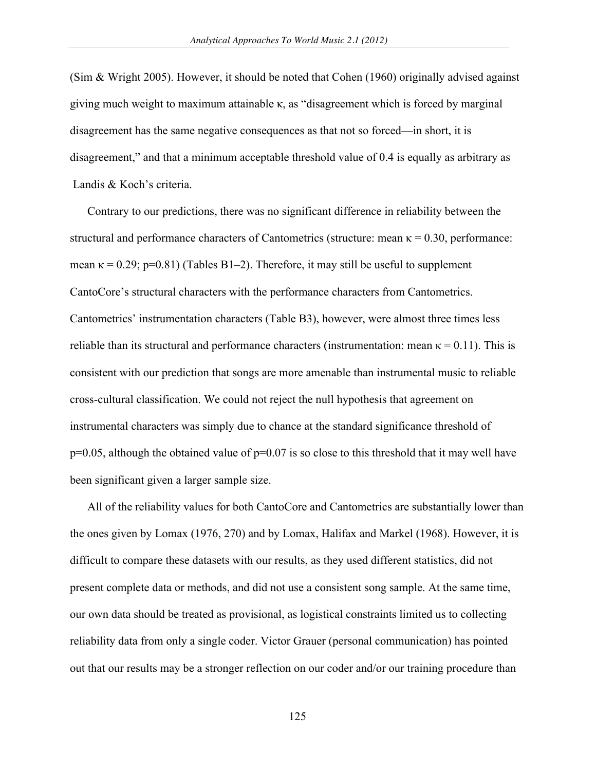(Sim & Wright 2005). However, it should be noted that Cohen (1960) originally advised against giving much weight to maximum attainable $\kappa$, as "disagreement which is forced by marginal disagreement has the same negative consequences as that not so forced—in short, it is disagreement," and that a minimum acceptable threshold value of 0.4 is equally as arbitrary as Landis & Koch's criteria.

Contrary to our predictions, there was no significant difference in reliability between the structural and performance characters of Cantometrics (structure: mean $\kappa = 0.30$, performance: mean $\kappa = 0.29$; $p=0.81$) (Tables B1–2). Therefore, it may still be useful to supplement CantoCore's structural characters with the performance characters from Cantometrics. Cantometrics' instrumentation characters (Table B3), however, were almost three times less reliable than its structural and performance characters (instrumentation: mean $\kappa = 0.11$). This is consistent with our prediction that songs are more amenable than instrumental music to reliable cross-cultural classification. We could not reject the null hypothesis that agreement on instrumental characters was simply due to chance at the standard significance threshold of $p=0.05$, although the obtained value of $p=0.07$ is so close to this threshold that it may well have been significant given a larger sample size.

All of the reliability values for both CantoCore and Cantometrics are substantially lower than the ones given by Lomax (1976, 270) and by Lomax, Halifax and Markel (1968). However, it is difficult to compare these datasets with our results, as they used different statistics, did not present complete data or methods, and did not use a consistent song sample. At the same time, our own data should be treated as provisional, as logistical constraints limited us to collecting reliability data from only a single coder. Victor Grauer (personal communication) has pointed out that our results may be a stronger reflection on our coder and/or our training procedure than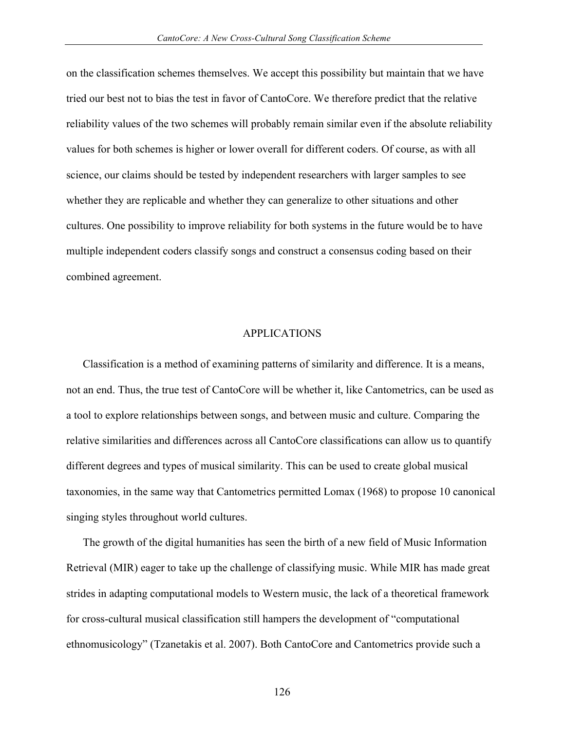on the classification schemes themselves. We accept this possibility but maintain that we have tried our best not to bias the test in favor of CantoCore. We therefore predict that the relative reliability values of the two schemes will probably remain similar even if the absolute reliability values for both schemes is higher or lower overall for different coders. Of course, as with all science, our claims should be tested by independent researchers with larger samples to see whether they are replicable and whether they can generalize to other situations and other cultures. One possibility to improve reliability for both systems in the future would be to have multiple independent coders classify songs and construct a consensus coding based on their combined agreement.

## APPLICATIONS

Classification is a method of examining patterns of similarity and difference. It is a means, not an end. Thus, the true test of CantoCore will be whether it, like Cantometrics, can be used as a tool to explore relationships between songs, and between music and culture. Comparing the relative similarities and differences across all CantoCore classifications can allow us to quantify different degrees and types of musical similarity. This can be used to create global musical taxonomies, in the same way that Cantometrics permitted Lomax (1968) to propose 10 canonical singing styles throughout world cultures.

The growth of the digital humanities has seen the birth of a new field of Music Information Retrieval (MIR) eager to take up the challenge of classifying music. While MIR has made great strides in adapting computational models to Western music, the lack of a theoretical framework for cross-cultural musical classification still hampers the development of "computational ethnomusicology" (Tzanetakis et al. 2007). Both CantoCore and Cantometrics provide such a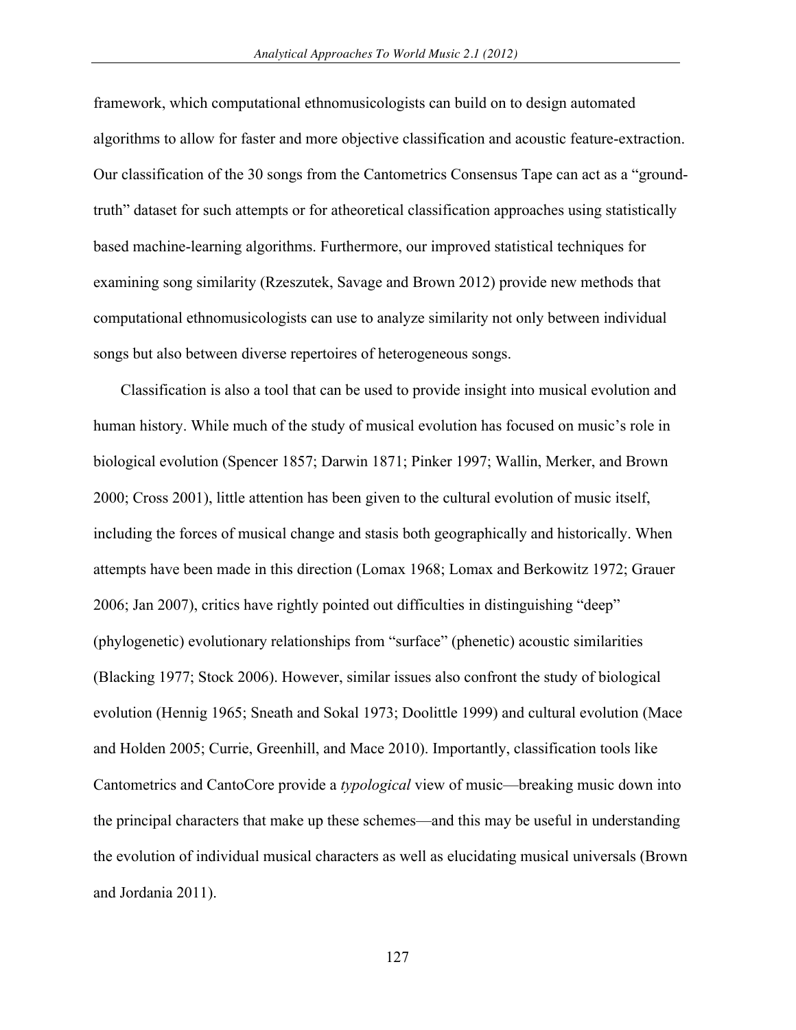framework, which computational ethnomusicologists can build on to design automated algorithms to allow for faster and more objective classification and acoustic feature-extraction. Our classification of the 30 songs from the Cantometrics Consensus Tape can act as a "ground-truth" dataset for such attempts or for atheoretical classification approaches using statistically based machine-learning algorithms. Furthermore, our improved statistical techniques for examining song similarity (Rzeszutek, Savage and Brown 2012) provide new methods that computational ethnomusicologists can use to analyze similarity not only between individual songs but also between diverse repertoires of heterogeneous songs.

Classification is also a tool that can be used to provide insight into musical evolution and human history. While much of the study of musical evolution has focused on music's role in biological evolution (Spencer 1857; Darwin 1871; Pinker 1997; Wallin, Merker, and Brown 2000; Cross 2001), little attention has been given to the cultural evolution of music itself, including the forces of musical change and stasis both geographically and historically. When attempts have been made in this direction (Lomax 1968; Lomax and Berkowitz 1972; Grauer 2006; Jan 2007), critics have rightly pointed out difficulties in distinguishing "deep" (phylogenetic) evolutionary relationships from "surface" (phenetic) acoustic similarities (Blacking 1977; Stock 2006). However, similar issues also confront the study of biological evolution (Hennig 1965; Sneath and Sokal 1973; Doolittle 1999) and cultural evolution (Mace and Holden 2005; Currie, Greenhill, and Mace 2010). Importantly, classification tools like Cantometrics and CantoCore provide a *typological* view of music—breaking music down into the principal characters that make up these schemes—and this may be useful in understanding the evolution of individual musical characters as well as elucidating musical universals (Brown and Jordania 2011).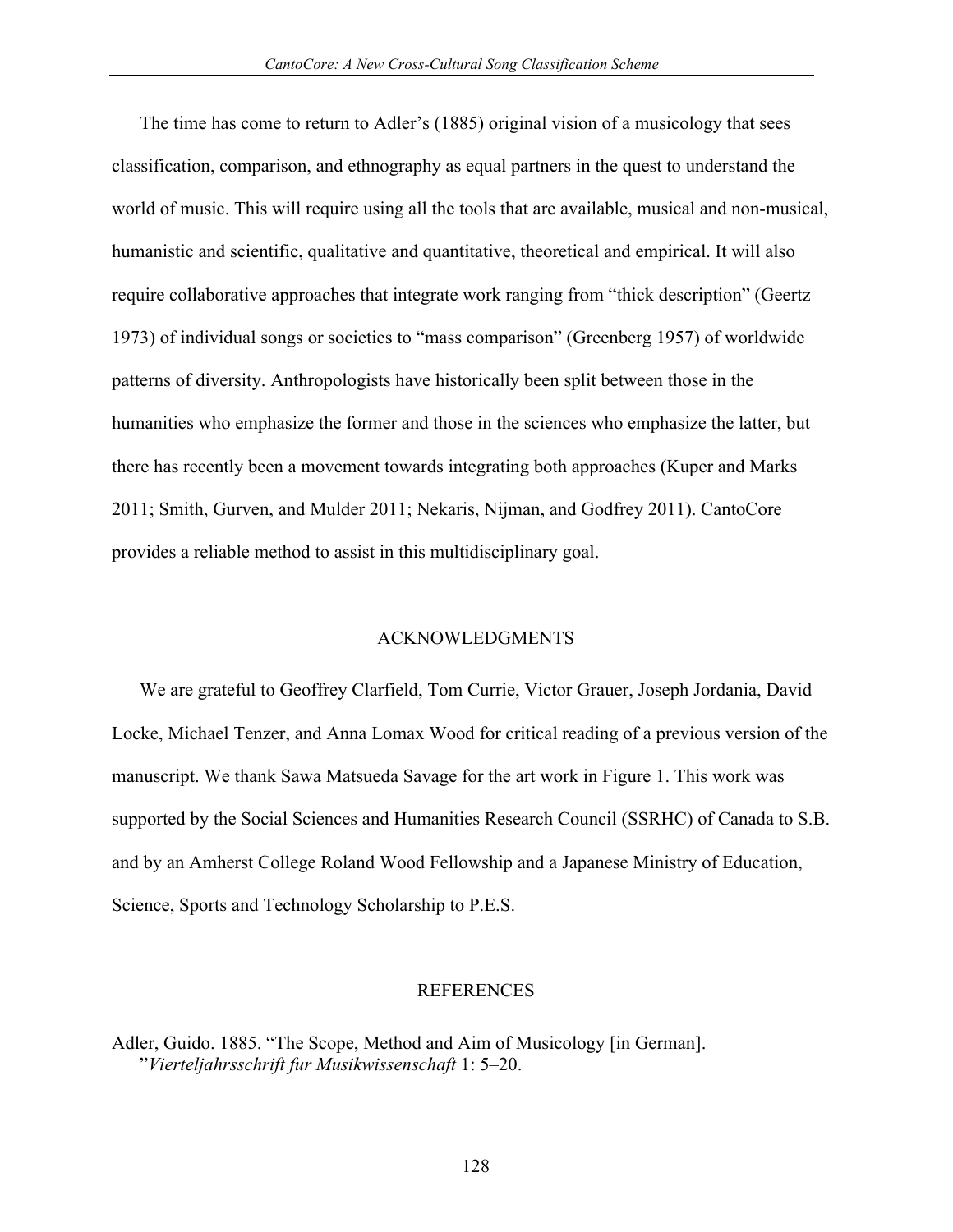The time has come to return to Adler's (1885) original vision of a musicology that sees classification, comparison, and ethnography as equal partners in the quest to understand the world of music. This will require using all the tools that are available, musical and non-musical, humanistic and scientific, qualitative and quantitative, theoretical and empirical. It will also require collaborative approaches that integrate work ranging from "thick description" (Geertz 1973) of individual songs or societies to "mass comparison" (Greenberg 1957) of worldwide patterns of diversity. Anthropologists have historically been split between those in the humanities who emphasize the former and those in the sciences who emphasize the latter, but there has recently been a movement towards integrating both approaches (Kuper and Marks 2011; Smith, Gurven, and Mulder 2011; Nekaris, Nijman, and Godfrey 2011). CantoCore provides a reliable method to assist in this multidisciplinary goal.

## ACKNOWLEDGMENTS

We are grateful to Geoffrey Clarfield, Tom Currie, Victor Grauer, Joseph Jordania, David Locke, Michael Tenzer, and Anna Lomax Wood for critical reading of a previous version of the manuscript. We thank Sawa Matsueda Savage for the art work in Figure 1. This work was supported by the Social Sciences and Humanities Research Council (SSRHC) of Canada to S.B. and by an Amherst College Roland Wood Fellowship and a Japanese Ministry of Education, Science, Sports and Technology Scholarship to P.E.S.

## REFERENCES

Adler, Guido. 1885. "The Scope, Method and Aim of Musicology [in German]. "*Vierteljahrsschrift fur Musikwissenschaft* 1: 5–20.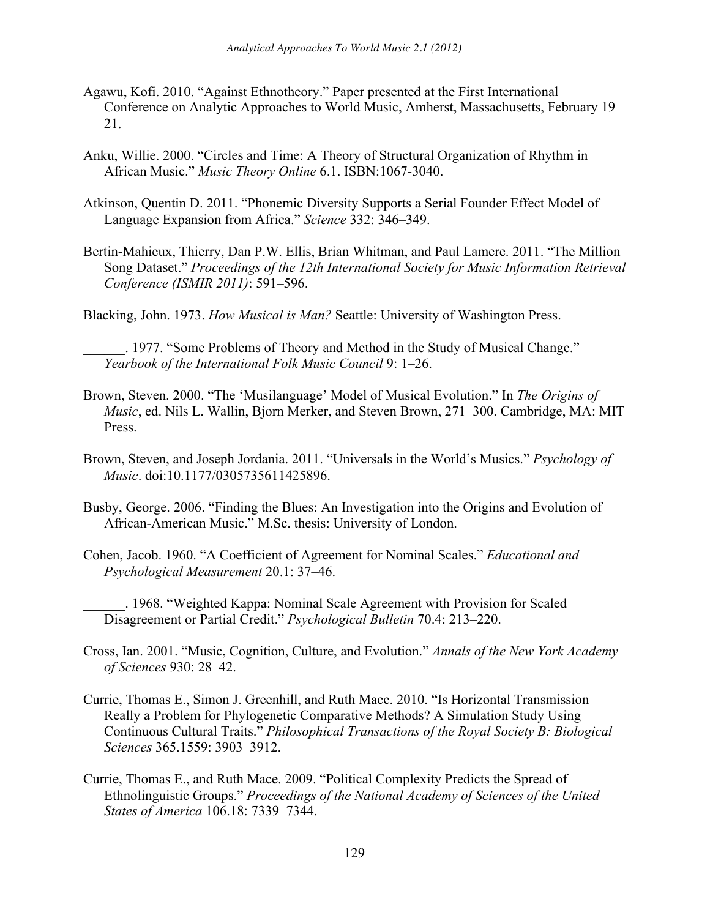Agawu, Kofi. 2010. "Against Ethnotheory." Paper presented at the First International Conference on Analytic Approaches to World Music, Amherst, Massachusetts, February 19–21.

Anku, Willie. 2000. "Circles and Time: A Theory of Structural Organization of Rhythm in African Music." *Music Theory Online* 6.1. ISBN:1067-3040.

Atkinson, Quentin D. 2011. "Phonemic Diversity Supports a Serial Founder Effect Model of Language Expansion from Africa." *Science* 332: 346–349.

Bertin-Mahieux, Thierry, Dan P.W. Ellis, Brian Whitman, and Paul Lamere. 2011. "The Million Song Dataset." *Proceedings of the 12th International Society for Music Information Retrieval Conference (ISMIR 2011)*: 591–596.

Blacking, John. 1973. *How Musical is Man?* Seattle: University of Washington Press.

______. 1977. "Some Problems of Theory and Method in the Study of Musical Change." *Yearbook of the International Folk Music Council* 9: 1–26.

Brown, Steven. 2000. "The 'Musilanguage' Model of Musical Evolution." In *The Origins of Music*, ed. Nils L. Wallin, Bjorn Merker, and Steven Brown, 271–300. Cambridge, MA: MIT Press.

Brown, Steven, and Joseph Jordania. 2011. "Universals in the World's Musics." *Psychology of Music*. doi:10.1177/0305735611425896.

Busby, George. 2006. "Finding the Blues: An Investigation into the Origins and Evolution of African-American Music." M.Sc. thesis: University of London.

Cohen, Jacob. 1960. "A Coefficient of Agreement for Nominal Scales." *Educational and Psychological Measurement* 20.1: 37–46.

______. 1968. "Weighted Kappa: Nominal Scale Agreement with Provision for Scaled Disagreement or Partial Credit." *Psychological Bulletin* 70.4: 213–220.

Cross, Ian. 2001. "Music, Cognition, Culture, and Evolution." *Annals of the New York Academy of Sciences* 930: 28–42.

Currie, Thomas E., Simon J. Greenhill, and Ruth Mace. 2010. "Is Horizontal Transmission Really a Problem for Phylogenetic Comparative Methods? A Simulation Study Using Continuous Cultural Traits." *Philosophical Transactions of the Royal Society B: Biological Sciences* 365.1559: 3903–3912.

Currie, Thomas E., and Ruth Mace. 2009. "Political Complexity Predicts the Spread of Ethnolinguistic Groups." *Proceedings of the National Academy of Sciences of the United States of America* 106.18: 7339–7344.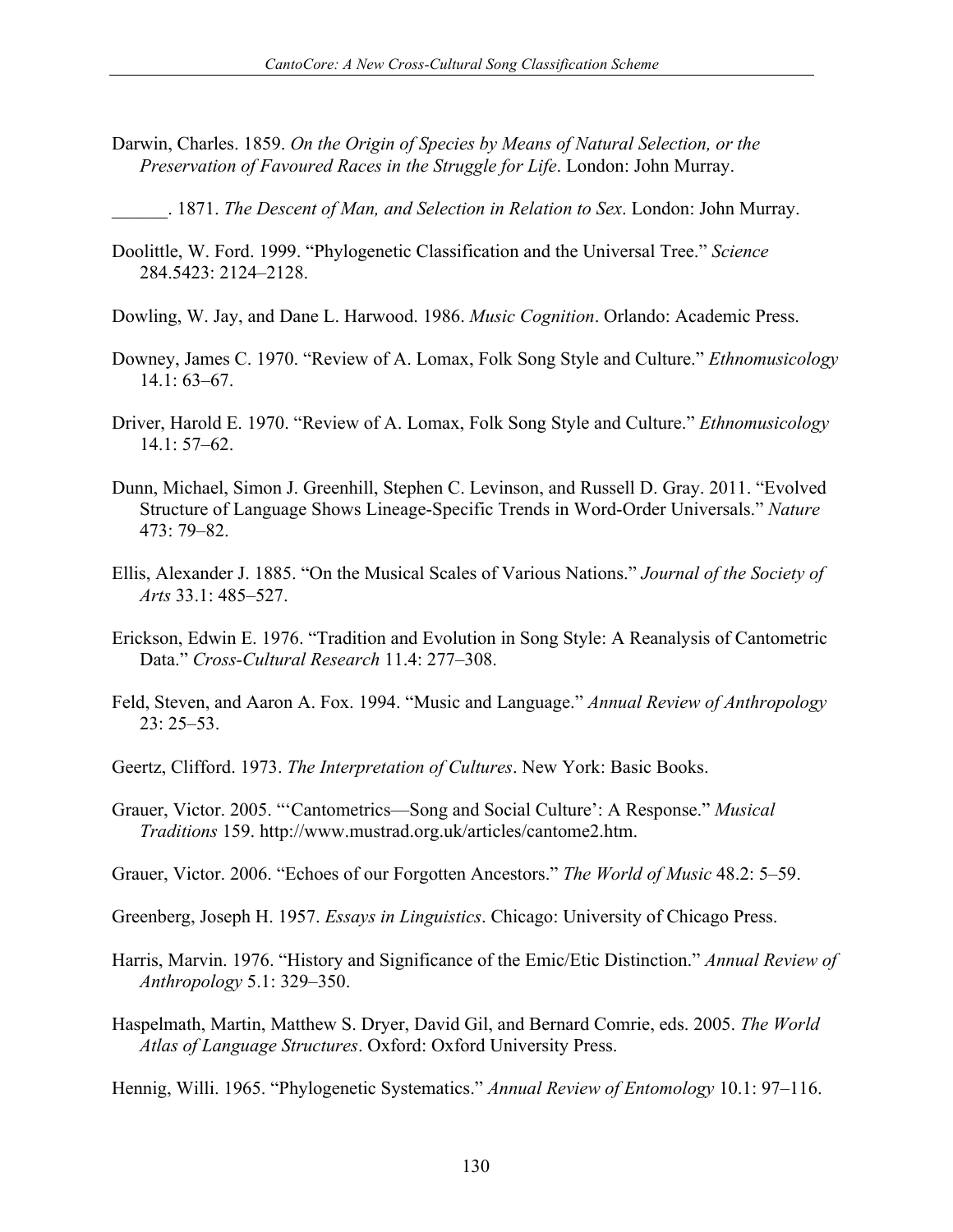Darwin, Charles. 1859. *On the Origin of Species by Means of Natural Selection, or the Preservation of Favoured Races in the Struggle for Life*. London: John Murray.

______. 1871. *The Descent of Man, and Selection in Relation to Sex*. London: John Murray.

Doolittle, W. Ford. 1999. "Phylogenetic Classification and the Universal Tree." *Science* 284.5423: 2124–2128.

Dowling, W. Jay, and Dane L. Harwood. 1986. *Music Cognition*. Orlando: Academic Press.

Downey, James C. 1970. "Review of A. Lomax, Folk Song Style and Culture." *Ethnomusicology* 14.1: 63–67.

Driver, Harold E. 1970. "Review of A. Lomax, Folk Song Style and Culture." *Ethnomusicology* 14.1: 57–62.

Dunn, Michael, Simon J. Greenhill, Stephen C. Levinson, and Russell D. Gray. 2011. "Evolved Structure of Language Shows Lineage-Specific Trends in Word-Order Universals." *Nature* 473: 79–82.

Ellis, Alexander J. 1885. "On the Musical Scales of Various Nations." *Journal of the Society of Arts* 33.1: 485–527.

Erickson, Edwin E. 1976. "Tradition and Evolution in Song Style: A Reanalysis of Cantometric Data." *Cross-Cultural Research* 11.4: 277–308.

Feld, Steven, and Aaron A. Fox. 1994. "Music and Language." *Annual Review of Anthropology* 23: 25–53.

Geertz, Clifford. 1973. *The Interpretation of Cultures*. New York: Basic Books.

Grauer, Victor. 2005. "'Cantometrics—Song and Social Culture': A Response." *Musical Traditions* 159. http://www.mustrad.org.uk/articles/cantome2.htm.

Grauer, Victor. 2006. "Echoes of our Forgotten Ancestors." *The World of Music* 48.2: 5–59.

Greenberg, Joseph H. 1957. *Essays in Linguistics*. Chicago: University of Chicago Press.

Harris, Marvin. 1976. "History and Significance of the Emic/Etic Distinction." *Annual Review of Anthropology* 5.1: 329–350.

Haspelmath, Martin, Matthew S. Dryer, David Gil, and Bernard Comrie, eds. 2005. *The World Atlas of Language Structures*. Oxford: Oxford University Press.

Hennig, Willi. 1965. "Phylogenetic Systematics." *Annual Review of Entomology* 10.1: 97–116.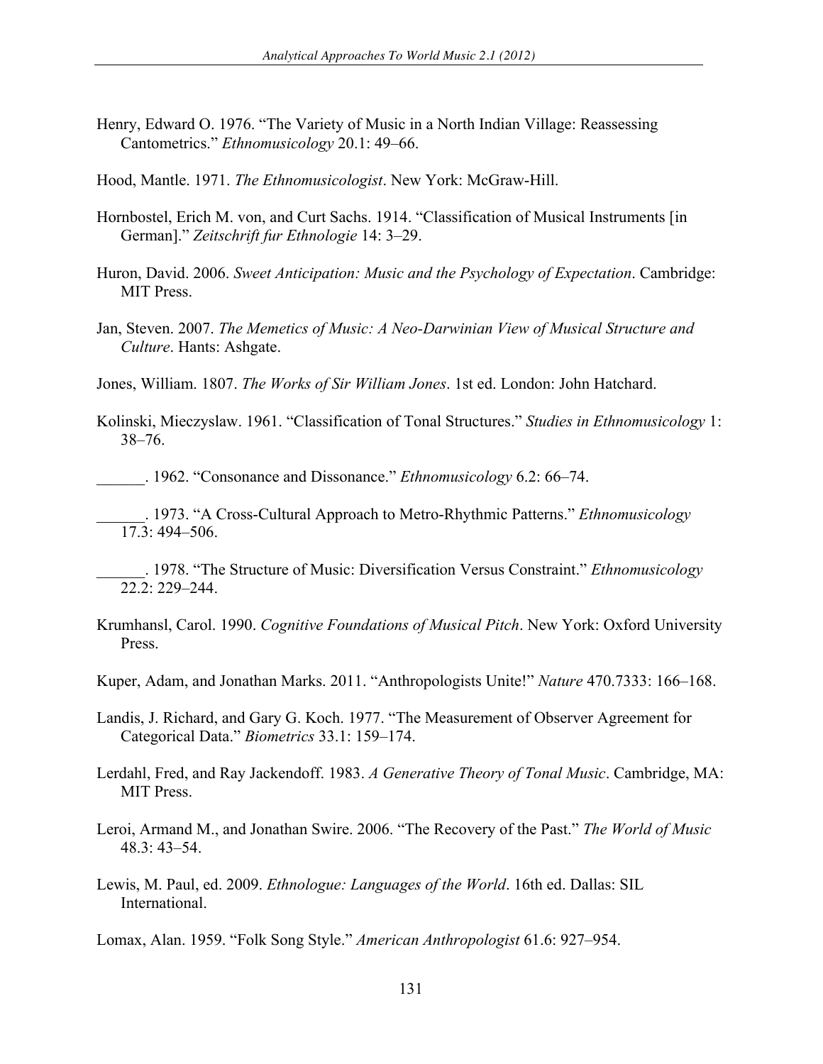Henry, Edward O. 1976. “The Variety of Music in a North Indian Village: Reassessing Cantometrics.” *Ethnomusicology* 20.1: 49–66.

Hood, Mantle. 1971. *The Ethnomusicologist*. New York: McGraw-Hill.

Hornbostel, Erich M. von, and Curt Sachs. 1914. “Classification of Musical Instruments [in German].” *Zeitschrift fur Ethnologie* 14: 3–29.

Huron, David. 2006. *Sweet Anticipation: Music and the Psychology of Expectation*. Cambridge: MIT Press.

Jan, Steven. 2007. *The Memetics of Music: A Neo-Darwinian View of Musical Structure and Culture*. Hants: Ashgate.

Jones, William. 1807. *The Works of Sir William Jones*. 1st ed. London: John Hatchard.

Kolinski, Mieczyslaw. 1961. “Classification of Tonal Structures.” *Studies in Ethnomusicology* 1: 38–76.

______. 1962. “Consonance and Dissonance.” *Ethnomusicology* 6.2: 66–74.

______. 1973. “A Cross-Cultural Approach to Metro-Rhythmic Patterns.” *Ethnomusicology* 17.3: 494–506.

______. 1978. “The Structure of Music: Diversification Versus Constraint.” *Ethnomusicology* 22.2: 229–244.

Krumhansl, Carol. 1990. *Cognitive Foundations of Musical Pitch*. New York: Oxford University Press.

Kuper, Adam, and Jonathan Marks. 2011. “Anthropologists Unite!” *Nature* 470.7333: 166–168.

Landis, J. Richard, and Gary G. Koch. 1977. “The Measurement of Observer Agreement for Categorical Data.” *Biometrics* 33.1: 159–174.

Lerdahl, Fred, and Ray Jackendoff. 1983. *A Generative Theory of Tonal Music*. Cambridge, MA: MIT Press.

Leroi, Armand M., and Jonathan Swire. 2006. “The Recovery of the Past.” *The World of Music* 48.3: 43–54.

Lewis, M. Paul, ed. 2009. *Ethnologue: Languages of the World*. 16th ed. Dallas: SIL International.

Lomax, Alan. 1959. “Folk Song Style.” *American Anthropologist* 61.6: 927–954.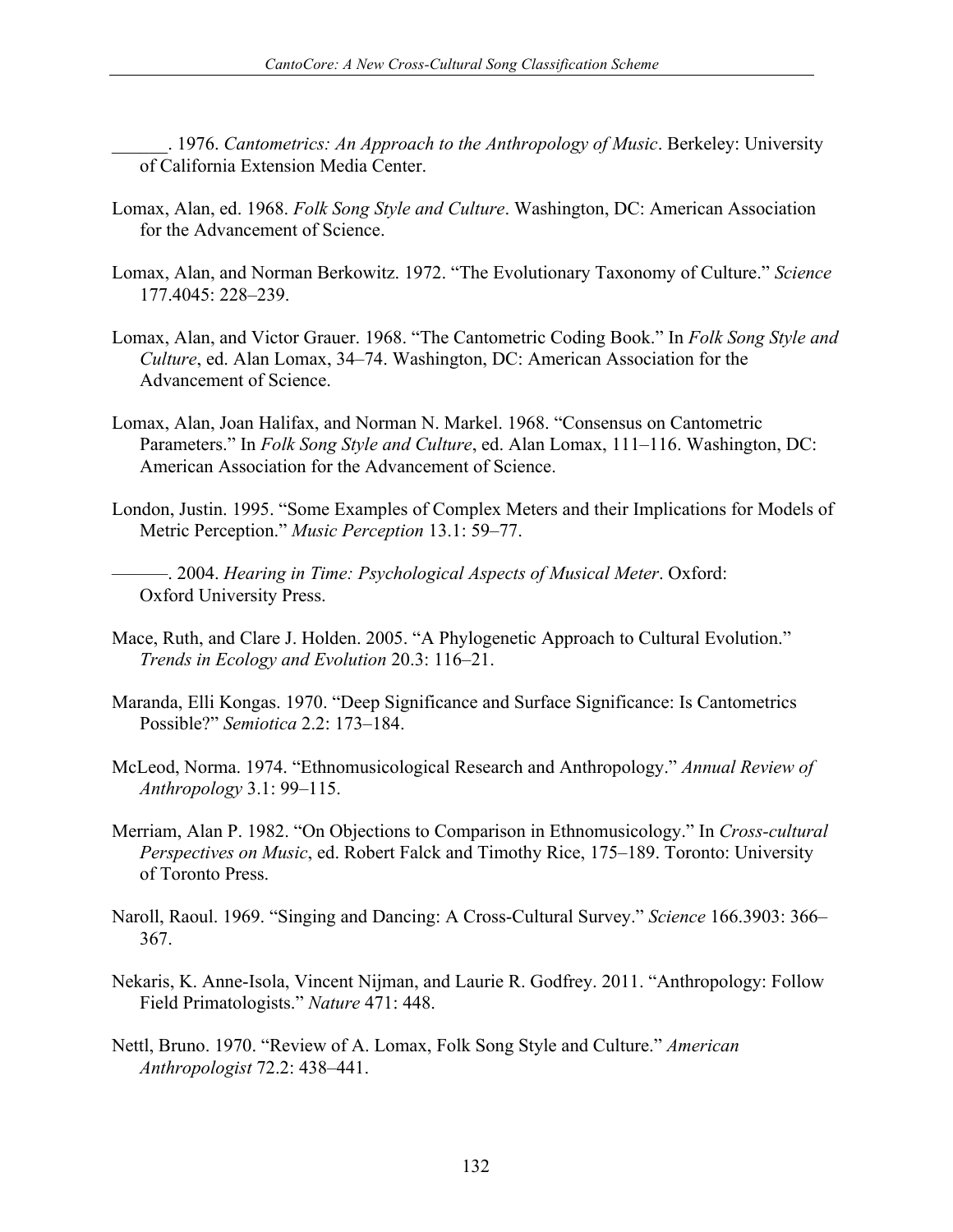______. 1976. *Cantometrics: An Approach to the Anthropology of Music*. Berkeley: University of California Extension Media Center.

Lomax, Alan, ed. 1968. *Folk Song Style and Culture*. Washington, DC: American Association for the Advancement of Science.

Lomax, Alan, and Norman Berkowitz. 1972. "The Evolutionary Taxonomy of Culture." *Science* 177.4045: 228–239.

Lomax, Alan, and Victor Grauer. 1968. "The Cantometric Coding Book." In *Folk Song Style and Culture*, ed. Alan Lomax, 34–74. Washington, DC: American Association for the Advancement of Science.

Lomax, Alan, Joan Halifax, and Norman N. Markel. 1968. "Consensus on Cantometric Parameters." In *Folk Song Style and Culture*, ed. Alan Lomax, 111–116. Washington, DC: American Association for the Advancement of Science.

London, Justin. 1995. "Some Examples of Complex Meters and their Implications for Models of Metric Perception." *Music Perception* 13.1: 59–77.

———. 2004. *Hearing in Time: Psychological Aspects of Musical Meter*. Oxford: Oxford University Press.

Mace, Ruth, and Clare J. Holden. 2005. "A Phylogenetic Approach to Cultural Evolution." *Trends in Ecology and Evolution* 20.3: 116–21.

Maranda, Elli Kongas. 1970. "Deep Significance and Surface Significance: Is Cantometrics Possible?" *Semiotica* 2.2: 173–184.

McLeod, Norma. 1974. "Ethnomusicological Research and Anthropology." *Annual Review of Anthropology* 3.1: 99–115.

Merriam, Alan P. 1982. "On Objections to Comparison in Ethnomusicology." In *Cross-cultural Perspectives on Music*, ed. Robert Falck and Timothy Rice, 175–189. Toronto: University of Toronto Press.

Naroll, Raoul. 1969. "Singing and Dancing: A Cross-Cultural Survey." *Science* 166.3903: 366–367.

Nekaris, K. Anne-Isola, Vincent Nijman, and Laurie R. Godfrey. 2011. "Anthropology: Follow Field Primatologists." *Nature* 471: 448.

Nettl, Bruno. 1970. "Review of A. Lomax, Folk Song Style and Culture." *American Anthropologist* 72.2: 438–441.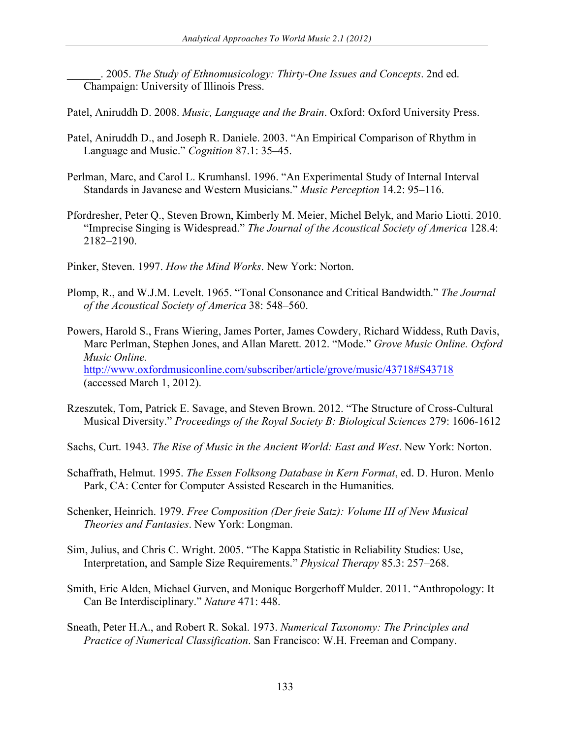______. 2005. *The Study of Ethnomusicology: Thirty-One Issues and Concepts*. 2nd ed. Champaign: University of Illinois Press.

Patel, Aniruddh D. 2008. *Music, Language and the Brain*. Oxford: Oxford University Press.

Patel, Aniruddh D., and Joseph R. Daniele. 2003. "An Empirical Comparison of Rhythm in Language and Music." *Cognition* 87.1: 35–45.

Perlman, Marc, and Carol L. Krumhansl. 1996. "An Experimental Study of Internal Interval Standards in Javanese and Western Musicians." *Music Perception* 14.2: 95–116.

Pfordresher, Peter Q., Steven Brown, Kimberly M. Meier, Michel Belyk, and Mario Liotti. 2010. "Imprecise Singing is Widespread." *The Journal of the Acoustical Society of America* 128.4: 2182–2190.

Pinker, Steven. 1997. *How the Mind Works*. New York: Norton.

Plomp, R., and W.J.M. Levelt. 1965. "Tonal Consonance and Critical Bandwidth." *The Journal of the Acoustical Society of America* 38: 548–560.

Powers, Harold S., Frans Wiering, James Porter, James Cowdery, Richard Widdess, Ruth Davis, Marc Perlman, Stephen Jones, and Allan Marett. 2012. "Mode." *Grove Music Online. Oxford Music Online.* http://www.oxfordmusiconline.com/subscriber/article/grove/music/43718#S43718 (accessed March 1, 2012).

Rzeszutek, Tom, Patrick E. Savage, and Steven Brown. 2012. "The Structure of Cross-Cultural Musical Diversity." *Proceedings of the Royal Society B: Biological Sciences* 279: 1606-1612

Sachs, Curt. 1943. *The Rise of Music in the Ancient World: East and West*. New York: Norton.

Schaffrath, Helmut. 1995. *The Essen Folksong Database in Kern Format*, ed. D. Huron. Menlo Park, CA: Center for Computer Assisted Research in the Humanities.

Schenker, Heinrich. 1979. *Free Composition (Der freie Satz): Volume III of New Musical Theories and Fantasies*. New York: Longman.

Sim, Julius, and Chris C. Wright. 2005. "The Kappa Statistic in Reliability Studies: Use, Interpretation, and Sample Size Requirements." *Physical Therapy* 85.3: 257–268.

Smith, Eric Alden, Michael Gurven, and Monique Borgerhoff Mulder. 2011. "Anthropology: It Can Be Interdisciplinary." *Nature* 471: 448.

Sneath, Peter H.A., and Robert R. Sokal. 1973. *Numerical Taxonomy: The Principles and Practice of Numerical Classification*. San Francisco: W.H. Freeman and Company.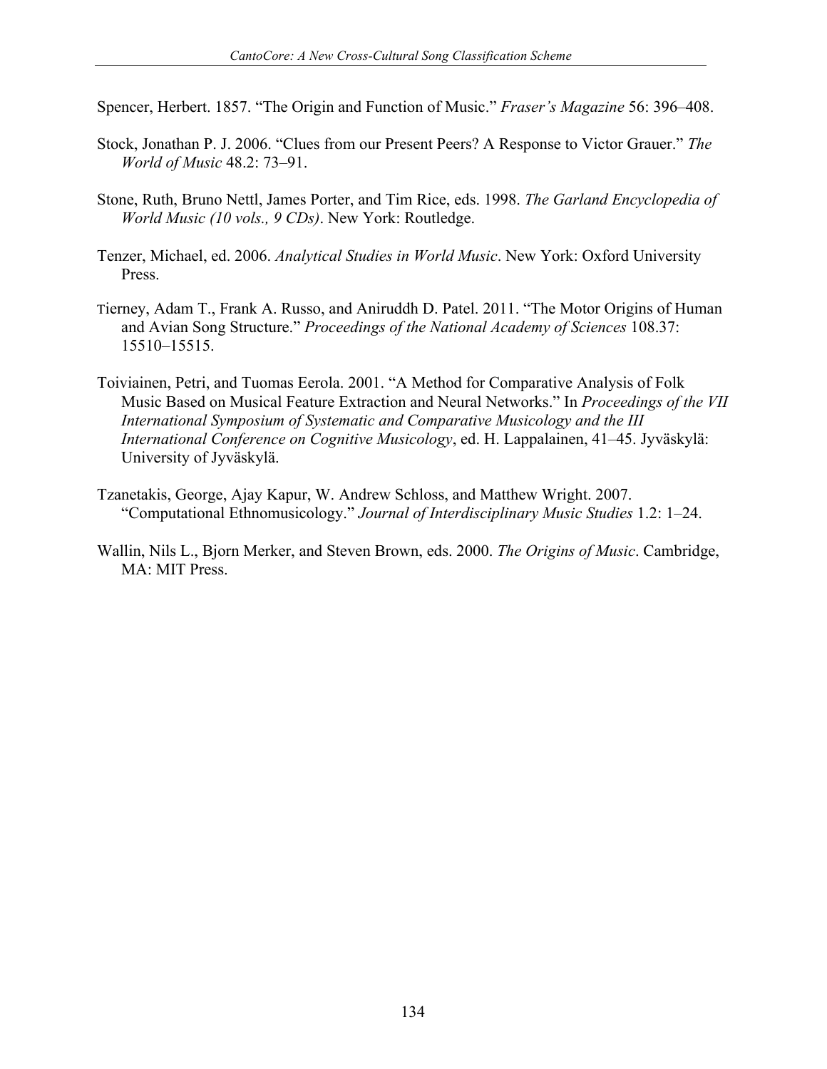Spencer, Herbert. 1857. "The Origin and Function of Music." *Fraser's Magazine* 56: 396–408.

Stock, Jonathan P. J. 2006. "Clues from our Present Peers? A Response to Victor Grauer." *The World of Music* 48.2: 73–91.

Stone, Ruth, Bruno Nettl, James Porter, and Tim Rice, eds. 1998. *The Garland Encyclopedia of World Music (10 vols., 9 CDs)*. New York: Routledge.

Tenzer, Michael, ed. 2006. *Analytical Studies in World Music*. New York: Oxford University Press.

Tierney, Adam T., Frank A. Russo, and Aniruddh D. Patel. 2011. "The Motor Origins of Human and Avian Song Structure." *Proceedings of the National Academy of Sciences* 108.37: 15510–15515.

Toiviainen, Petri, and Tuomas Eerola. 2001. "A Method for Comparative Analysis of Folk Music Based on Musical Feature Extraction and Neural Networks." In *Proceedings of the VII International Symposium of Systematic and Comparative Musicology and the III International Conference on Cognitive Musicology*, ed. H. Lappalainen, 41–45. Jyväskylä: University of Jyväskylä.

Tzanetakis, George, Ajay Kapur, W. Andrew Schloss, and Matthew Wright. 2007. "Computational Ethnomusicology." *Journal of Interdisciplinary Music Studies* 1.2: 1–24.

Wallin, Nils L., Bjorn Merker, and Steven Brown, eds. 2000. *The Origins of Music*. Cambridge, MA: MIT Press.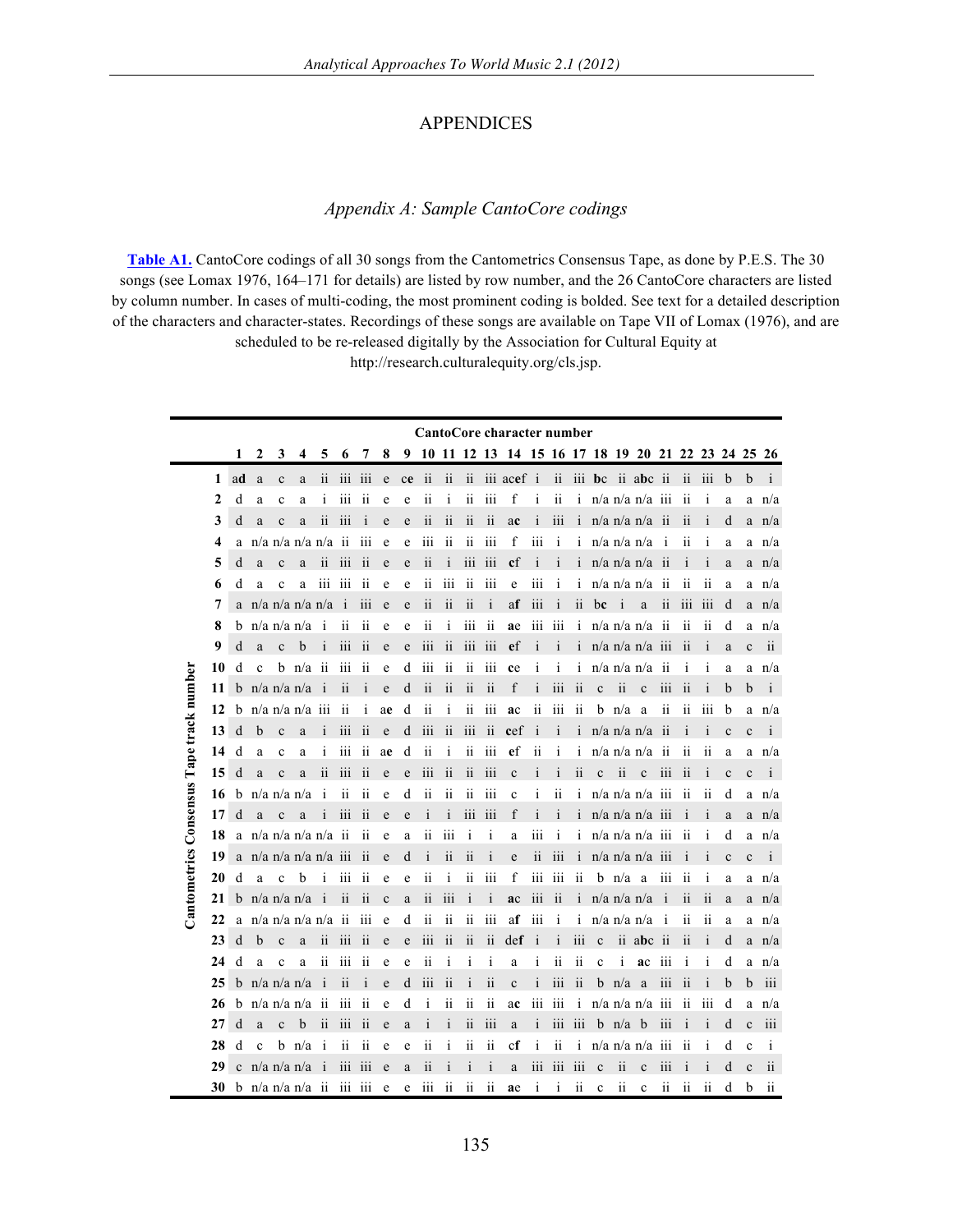# APPENDICES

## *Appendix A: Sample CantoCore codings*

**Table A1.** CantoCore codings of all 30 songs from the Cantometrics Consensus Tape, as done by P.E.S. The 30 songs (see Lomax 1976, 164–171 for details) are listed by row number, and the 26 CantoCore characters are listed by column number. In cases of multi-coding, the most prominent coding is bolded. See text for a detailed description of the characters and character-states. Recordings of these songs are available on Tape VII of Lomax (1976), and are scheduled to be re-released digitally by the Association for Cultural Equity at http://research.culturalequity.org/cls.jsp.

| Cantometrics Consensus Tape track number | 1 | 2 | 3 | 4 | 5 | 6 | 7 | 8 | 9 | 10 | 11 | 12 | 13 | 14 | 15 | 16 | 17 | 18 | 19 | 20 | 21 | 22 | 23 | 24 | 25 | 26 |
|---|---|---|---|---|---|---|---|---|---|---|---|---|---|---|---|---|---|---|---|---|---|---|---|---|---|---|
| 1 | **a**d | a | c | a | ii | iii | iii | e | c**e** | ii | ii | ii | iii | acef | i | ii | iii | **b**c | ii | a**b**c | ii | ii | iii | b | b | i |
| 2 | d | a | c | a | i | iii | ii | e | e | ii | i | ii | iii | f | i | ii | i | n/a | n/a | n/a | iii | ii | i | a | a | n/a |
| 3 | d | a | c | a | ii | iii | i | e | e | ii | ii | ii | ii | a**c** | i | iii | i | n/a | n/a | n/a | ii | ii | i | d | a | n/a |
| 4 | a | n/a | n/a | n/a | n/a | ii | iii | e | e | iii | ii | ii | iii | f | iii | i | i | n/a | n/a | n/a | i | ii | i | a | a | n/a |
| 5 | d | a | c | a | ii | iii | ii | e | e | ii | i | iii | iii | c**f** | i | i | i | n/a | n/a | n/a | ii | i | i | a | a | n/a |
| 6 | d | a | c | a | iii | iii | ii | e | e | ii | iii | ii | iii | e | iii | i | i | n/a | n/a | n/a | ii | ii | ii | a | a | n/a |
| 7 | a | n/a | n/a | n/a | n/a | i | iii | e | e | ii | ii | ii | i | a**f** | iii | i | ii | b**c** | i | a | ii | iii | iii | d | a | n/a |
| 8 | b | n/a | n/a | n/a | i | ii | ii | e | e | ii | i | iii | ii | a**e** | iii | iii | i | n/a | n/a | n/a | ii | ii | ii | d | a | n/a |
| 9 | d | a | c | b | i | iii | ii | e | e | iii | ii | iii | iii | e**f** | i | i | i | n/a | n/a | n/a | iii | ii | i | a | c | ii |
| 10 | d | c | b | n/a | ii | iii | ii | e | d | iii | ii | ii | iii | c**e** | i | i | i | n/a | n/a | n/a | ii | i | i | a | a | n/a |
| 11 | b | n/a | n/a | n/a | i | ii | i | e | d | ii | ii | ii | ii | f | i | iii | ii | c | ii | c | iii | ii | i | b | b | i |
| 12 | b | n/a | n/a | n/a | iii | ii | i | a**e** | d | ii | i | ii | iii | a**c** | ii | iii | ii | b | n/a | a | ii | ii | iii | b | a | n/a |
| 13 | d | b | c | a | i | iii | ii | e | d | iii | ii | iii | ii | c**e**f | i | i | i | n/a | n/a | n/a | ii | i | i | c | c | i |
| 14 | d | a | c | a | i | iii | ii | a**e** | d | ii | i | ii | iii | e**f** | ii | i | i | n/a | n/a | n/a | ii | ii | ii | a | a | n/a |
| 15 | d | a | c | a | ii | iii | ii | e | e | iii | ii | ii | iii | c | i | i | ii | c | ii | c | iii | ii | i | c | c | i |
| 16 | b | n/a | n/a | n/a | i | ii | ii | e | d | ii | ii | ii | iii | c | i | ii | i | n/a | n/a | n/a | iii | ii | ii | d | a | n/a |
| 17 | d | a | c | a | i | iii | ii | e | e | i | i | iii | iii | f | i | i | i | n/a | n/a | n/a | iii | i | i | a | a | n/a |
| 18 | a | n/a | n/a | n/a | n/a | ii | ii | e | a | ii | iii | i | i | a | iii | i | i | n/a | n/a | n/a | iii | ii | i | d | a | n/a |
| 19 | a | n/a | n/a | n/a | n/a | iii | ii | e | d | i | ii | ii | i | e | ii | iii | i | n/a | n/a | n/a | iii | i | i | c | c | i |
| 20 | d | a | c | b | i | iii | ii | e | e | ii | i | ii | iii | f | iii | iii | ii | b | n/a | a | iii | ii | i | a | a | n/a |
| 21 | b | n/a | n/a | n/a | i | ii | ii | c | a | ii | iii | i | i | a**c** | iii | ii | i | n/a | n/a | n/a | i | ii | ii | a | a | n/a |
| 22 | a | n/a | n/a | n/a | n/a | ii | iii | e | d | ii | ii | ii | iii | a**f** | iii | i | i | n/a | n/a | n/a | i | ii | ii | a | a | n/a |
| 23 | d | b | c | a | ii | iii | ii | e | e | iii | ii | ii | ii | de**f** | i | i | iii | c | ii | ab**c** | ii | ii | i | d | a | n/a |
| 24 | d | a | c | a | ii | iii | ii | e | e | ii | i | i | i | a | i | ii | ii | c | i | a**c** | iii | i | i | d | a | n/a |
| 25 | b | n/a | n/a | n/a | i | ii | i | e | d | iii | ii | i | ii | c | i | iii | ii | b | n/a | a | iii | ii | i | b | b | iii |
| 26 | b | n/a | n/a | n/a | ii | iii | ii | e | d | i | ii | ii | ii | a**c** | iii | iii | i | n/a | n/a | n/a | iii | ii | iii | d | a | n/a |
| 27 | d | a | c | b | ii | iii | ii | e | a | i | i | ii | iii | a | i | iii | iii | b | n/a | b | iii | i | i | d | c | iii |
| 28 | d | c | b | n/a | i | ii | ii | e | e | ii | i | ii | ii | c**f** | i | ii | i | n/a | n/a | n/a | iii | ii | i | d | c | i |
| 29 | c | n/a | n/a | n/a | i | iii | iii | e | a | ii | i | i | i | a | iii | iii | iii | c | ii | c | iii | i | i | d | c | ii |
| 30 | b | n/a | n/a | n/a | ii | iii | iii | e | e | iii | ii | ii | ii | a**e** | i | i | ii | c | ii | c | ii | ii | ii | d | b | ii |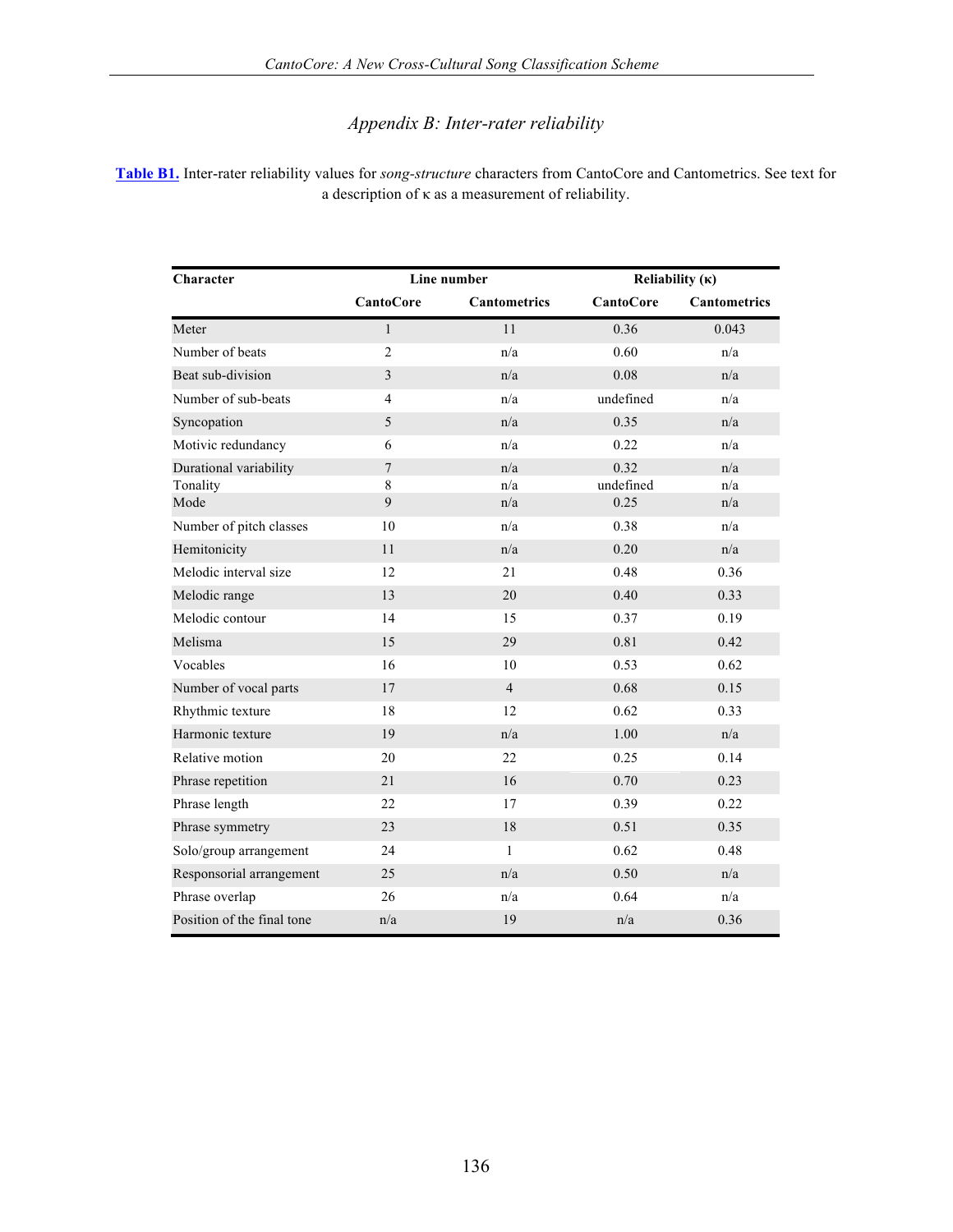## *Appendix B: Inter-rater reliability*

**Table B1.** Inter-rater reliability values for *song-structure* characters from CantoCore and Cantometrics. See text for a description of κ as a measurement of reliability.

| Character | Line number | | Reliability (κ) | |
|---|---|---|---|---|
| | CantoCore | Cantometrics | CantoCore | Cantometrics |
| Meter | 1 | 11 | 0.36 | 0.043 |
| Number of beats | 2 | n/a | 0.60 | n/a |
| Beat sub-division | 3 | n/a | 0.08 | n/a |
| Number of sub-beats | 4 | n/a | undefined | n/a |
| Syncopation | 5 | n/a | 0.35 | n/a |
| Motivic redundancy | 6 | n/a | 0.22 | n/a |
| Durational variability | 7 | n/a | 0.32 | n/a |
| Tonality | 8 | n/a | undefined | n/a |
| Mode | 9 | n/a | 0.25 | n/a |
| Number of pitch classes | 10 | n/a | 0.38 | n/a |
| Hemitonicity | 11 | n/a | 0.20 | n/a |
| Melodic interval size | 12 | 21 | 0.48 | 0.36 |
| Melodic range | 13 | 20 | 0.40 | 0.33 |
| Melodic contour | 14 | 15 | 0.37 | 0.19 |
| Melisma | 15 | 29 | 0.81 | 0.42 |
| Vocables | 16 | 10 | 0.53 | 0.62 |
| Number of vocal parts | 17 | 4 | 0.68 | 0.15 |
| Rhythmic texture | 18 | 12 | 0.62 | 0.33 |
| Harmonic texture | 19 | n/a | 1.00 | n/a |
| Relative motion | 20 | 22 | 0.25 | 0.14 |
| Phrase repetition | 21 | 16 | 0.70 | 0.23 |
| Phrase length | 22 | 17 | 0.39 | 0.22 |
| Phrase symmetry | 23 | 18 | 0.51 | 0.35 |
| Solo/group arrangement | 24 | 1 | 0.62 | 0.48 |
| Responsorial arrangement | 25 | n/a | 0.50 | n/a |
| Phrase overlap | 26 | n/a | 0.64 | n/a |
| Position of the final tone | n/a | 19 | n/a | 0.36 |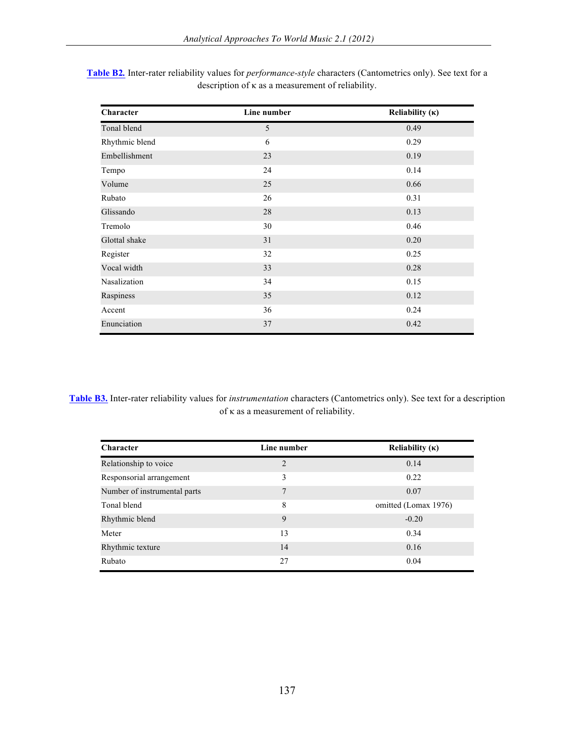**Table B2.** Inter-rater reliability values for *performance-style* characters (Cantometrics only). See text for a description of κ as a measurement of reliability.

| Character | Line number | Reliability (κ) |
|---|---|---|
| Tonal blend | 5 | 0.49 |
| Rhythmic blend | 6 | 0.29 |
| Embellishment | 23 | 0.19 |
| Tempo | 24 | 0.14 |
| Volume | 25 | 0.66 |
| Rubato | 26 | 0.31 |
| Glissando | 28 | 0.13 |
| Tremolo | 30 | 0.46 |
| Glottal shake | 31 | 0.20 |
| Register | 32 | 0.25 |
| Vocal width | 33 | 0.28 |
| Nasalization | 34 | 0.15 |
| Raspiness | 35 | 0.12 |
| Accent | 36 | 0.24 |
| Enunciation | 37 | 0.42 |

**Table B3.** Inter-rater reliability values for *instrumentation* characters (Cantometrics only). See text for a description of κ as a measurement of reliability.

| Character | Line number | Reliability (κ) |
|---|---|---|
| Relationship to voice | 2 | 0.14 |
| Responsorial arrangement | 3 | 0.22 |
| Number of instrumental parts | 7 | 0.07 |
| Tonal blend | 8 | omitted (Lomax 1976) |
| Rhythmic blend | 9 | -0.20 |
| Meter | 13 | 0.34 |
| Rhythmic texture | 14 | 0.16 |
| Rubato | 27 | 0.04 |